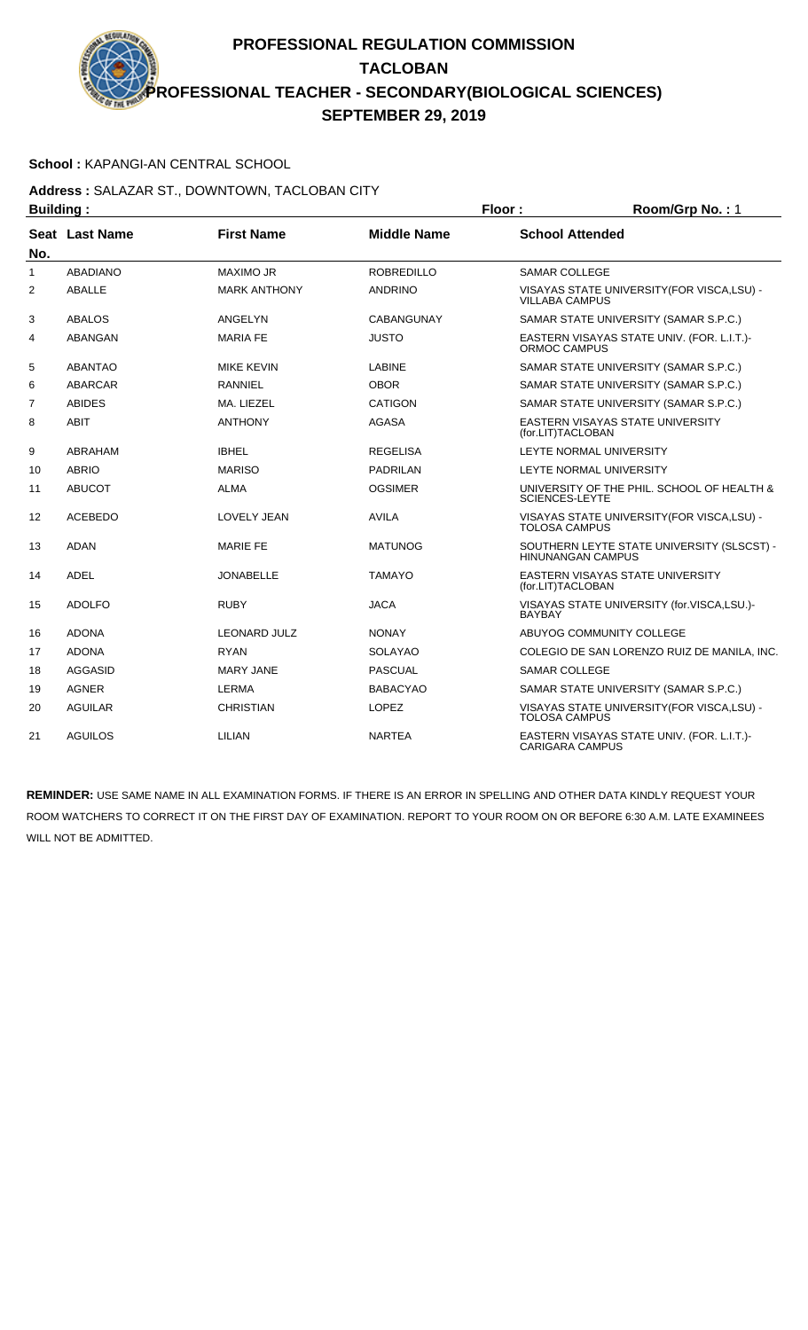# PROFESSIONAL REGULATION COMMISSION

## TACLOBAN

## PROFESSIONAL TEACHER - SECONDARY(BIOLOGICAL SCIENCES)

## SEPTEMBER 29, 2019

**School :** KAPANGI-AN CENTRAL SCHOOL

**Address :** SALAZAR ST., DOWNTOWN, TACLOBAN CITY

**Building :** **Floor :** **Room/Grp No. :** 1

| Seat No. | Last Name | First Name | Middle Name | School Attended |
|---|---|---|---|---|
| 1 | ABADIANO | MAXIMO JR | ROBREDILLO | SAMAR COLLEGE |
| 2 | ABALLE | MARK ANTHONY | ANDRINO | VISAYAS STATE UNIVERSITY(FOR VISCA,LSU) - VILLABA CAMPUS |
| 3 | ABALOS | ANGELYN | CABANGUNAY | SAMAR STATE UNIVERSITY (SAMAR S.P.C.) |
| 4 | ABANGAN | MARIA FE | JUSTO | EASTERN VISAYAS STATE UNIV. (FOR. L.I.T.)- ORMOC CAMPUS |
| 5 | ABANTAO | MIKE KEVIN | LABINE | SAMAR STATE UNIVERSITY (SAMAR S.P.C.) |
| 6 | ABARCAR | RANNIEL | OBOR | SAMAR STATE UNIVERSITY (SAMAR S.P.C.) |
| 7 | ABIDES | MA. LIEZEL | CATIGON | SAMAR STATE UNIVERSITY (SAMAR S.P.C.) |
| 8 | ABIT | ANTHONY | AGASA | EASTERN VISAYAS STATE UNIVERSITY (for.LIT)TACLOBAN |
| 9 | ABRAHAM | IBHEL | REGELISA | LEYTE NORMAL UNIVERSITY |
| 10 | ABRIO | MARISO | PADRILAN | LEYTE NORMAL UNIVERSITY |
| 11 | ABUCOT | ALMA | OGSIMER | UNIVERSITY OF THE PHIL. SCHOOL OF HEALTH & SCIENCES-LEYTE |
| 12 | ACEBEDO | LOVELY JEAN | AVILA | VISAYAS STATE UNIVERSITY(FOR VISCA,LSU) - TOLOSA CAMPUS |
| 13 | ADAN | MARIE FE | MATUNOG | SOUTHERN LEYTE STATE UNIVERSITY (SLSCST) - HINUNANGAN CAMPUS |
| 14 | ADEL | JONABELLE | TAMAYO | EASTERN VISAYAS STATE UNIVERSITY (for.LIT)TACLOBAN |
| 15 | ADOLFO | RUBY | JACA | VISAYAS STATE UNIVERSITY (for.VISCA,LSU.)- BAYBAY |
| 16 | ADONA | LEONARD JULZ | NONAY | ABUYOG COMMUNITY COLLEGE |
| 17 | ADONA | RYAN | SOLAYAO | COLEGIO DE SAN LORENZO RUIZ DE MANILA, INC. |
| 18 | AGGASID | MARY JANE | PASCUAL | SAMAR COLLEGE |
| 19 | AGNER | LERMA | BABACYAO | SAMAR STATE UNIVERSITY (SAMAR S.P.C.) |
| 20 | AGUILAR | CHRISTIAN | LOPEZ | VISAYAS STATE UNIVERSITY(FOR VISCA,LSU) - TOLOSA CAMPUS |
| 21 | AGUILOS | LILIAN | NARTEA | EASTERN VISAYAS STATE UNIV. (FOR. L.I.T.)- CARIGARA CAMPUS |

**REMINDER:** USE SAME NAME IN ALL EXAMINATION FORMS. IF THERE IS AN ERROR IN SPELLING AND OTHER DATA KINDLY REQUEST YOUR ROOM WATCHERS TO CORRECT IT ON THE FIRST DAY OF EXAMINATION. REPORT TO YOUR ROOM ON OR BEFORE 6:30 A.M. LATE EXAMINEES WILL NOT BE ADMITTED.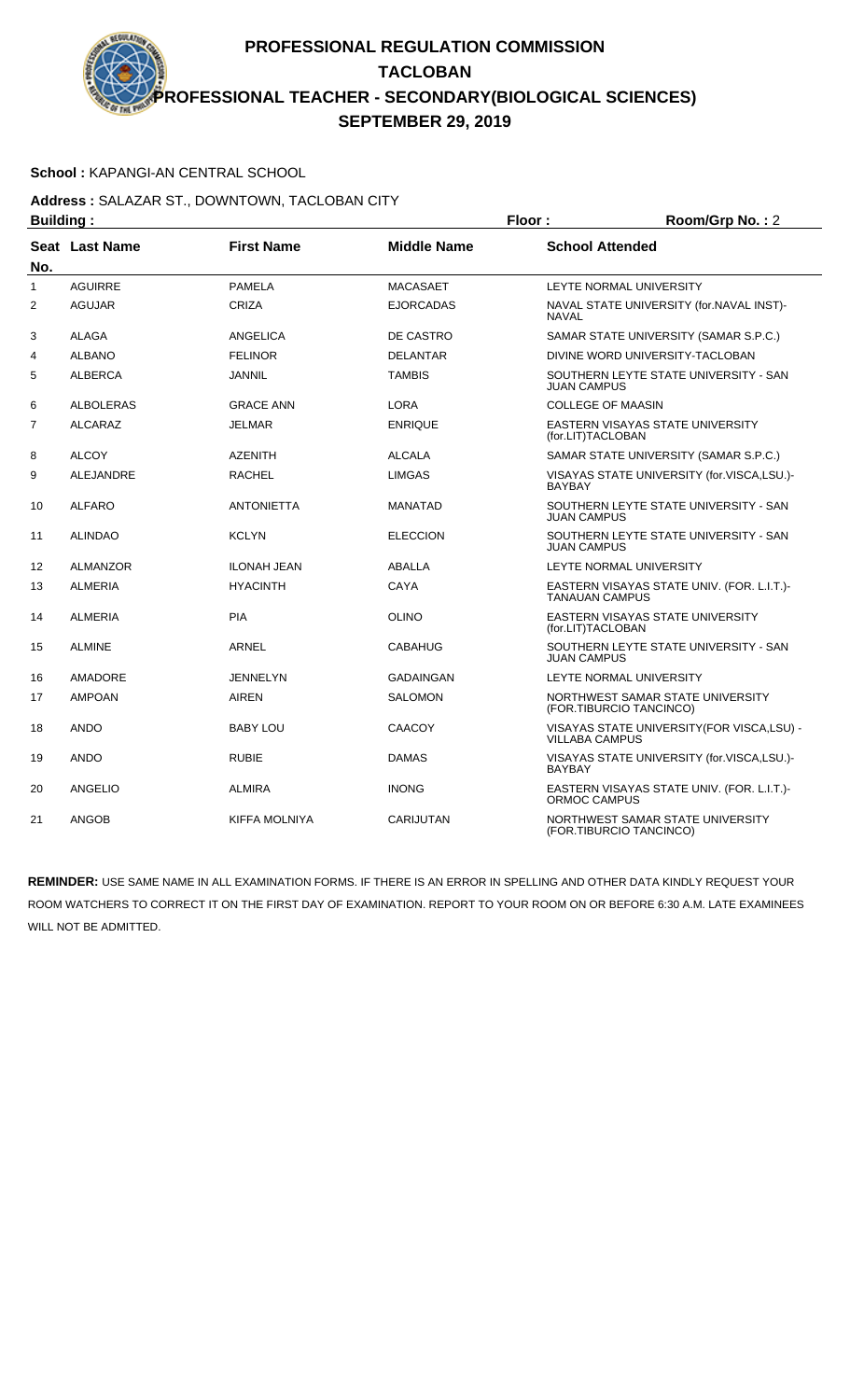# PROFESSIONAL REGULATION COMMISSION
## TACLOBAN
## PROFESSIONAL TEACHER - SECONDARY(BIOLOGICAL SCIENCES)
## SEPTEMBER 29, 2019

**School :** KAPANGI-AN CENTRAL SCHOOL

**Address :** SALAZAR ST., DOWNTOWN, TACLOBAN CITY

**Building :** **Floor :** **Room/Grp No. :** 2

| Seat No. | Last Name | First Name | Middle Name | School Attended |
|---|---|---|---|---|
| 1 | AGUIRRE | PAMELA | MACASAET | LEYTE NORMAL UNIVERSITY |
| 2 | AGUJAR | CRIZA | EJORCADAS | NAVAL STATE UNIVERSITY (for.NAVAL INST)-NAVAL |
| 3 | ALAGA | ANGELICA | DE CASTRO | SAMAR STATE UNIVERSITY (SAMAR S.P.C.) |
| 4 | ALBANO | FELINOR | DELANTAR | DIVINE WORD UNIVERSITY-TACLOBAN |
| 5 | ALBERCA | JANNIL | TAMBIS | SOUTHERN LEYTE STATE UNIVERSITY - SAN JUAN CAMPUS |
| 6 | ALBOLERAS | GRACE ANN | LORA | COLLEGE OF MAASIN |
| 7 | ALCARAZ | JELMAR | ENRIQUE | EASTERN VISAYAS STATE UNIVERSITY (for.LIT)TACLOBAN |
| 8 | ALCOY | AZENITH | ALCALA | SAMAR STATE UNIVERSITY (SAMAR S.P.C.) |
| 9 | ALEJANDRE | RACHEL | LIMGAS | VISAYAS STATE UNIVERSITY (for.VISCA,LSU.)-BAYBAY |
| 10 | ALFARO | ANTONIETTA | MANATAD | SOUTHERN LEYTE STATE UNIVERSITY - SAN JUAN CAMPUS |
| 11 | ALINDAO | KCLYN | ELECCION | SOUTHERN LEYTE STATE UNIVERSITY - SAN JUAN CAMPUS |
| 12 | ALMANZOR | ILONAH JEAN | ABALLA | LEYTE NORMAL UNIVERSITY |
| 13 | ALMERIA | HYACINTH | CAYA | EASTERN VISAYAS STATE UNIV. (FOR. L.I.T.)-TANAUAN CAMPUS |
| 14 | ALMERIA | PIA | OLINO | EASTERN VISAYAS STATE UNIVERSITY (for.LIT)TACLOBAN |
| 15 | ALMINE | ARNEL | CABAHUG | SOUTHERN LEYTE STATE UNIVERSITY - SAN JUAN CAMPUS |
| 16 | AMADORE | JENNELYN | GADAINGAN | LEYTE NORMAL UNIVERSITY |
| 17 | AMPOAN | AIREN | SALOMON | NORTHWEST SAMAR STATE UNIVERSITY (FOR.TIBURCIO TANCINCO) |
| 18 | ANDO | BABY LOU | CAACOY | VISAYAS STATE UNIVERSITY(FOR VISCA,LSU) - VILLABA CAMPUS |
| 19 | ANDO | RUBIE | DAMAS | VISAYAS STATE UNIVERSITY (for.VISCA,LSU.)-BAYBAY |
| 20 | ANGELIO | ALMIRA | INONG | EASTERN VISAYAS STATE UNIV. (FOR. L.I.T.)-ORMOC CAMPUS |
| 21 | ANGOB | KIFFA MOLNIYA | CARIJUTAN | NORTHWEST SAMAR STATE UNIVERSITY (FOR.TIBURCIO TANCINCO) |

**REMINDER:** USE SAME NAME IN ALL EXAMINATION FORMS. IF THERE IS AN ERROR IN SPELLING AND OTHER DATA KINDLY REQUEST YOUR ROOM WATCHERS TO CORRECT IT ON THE FIRST DAY OF EXAMINATION. REPORT TO YOUR ROOM ON OR BEFORE 6:30 A.M. LATE EXAMINEES WILL NOT BE ADMITTED.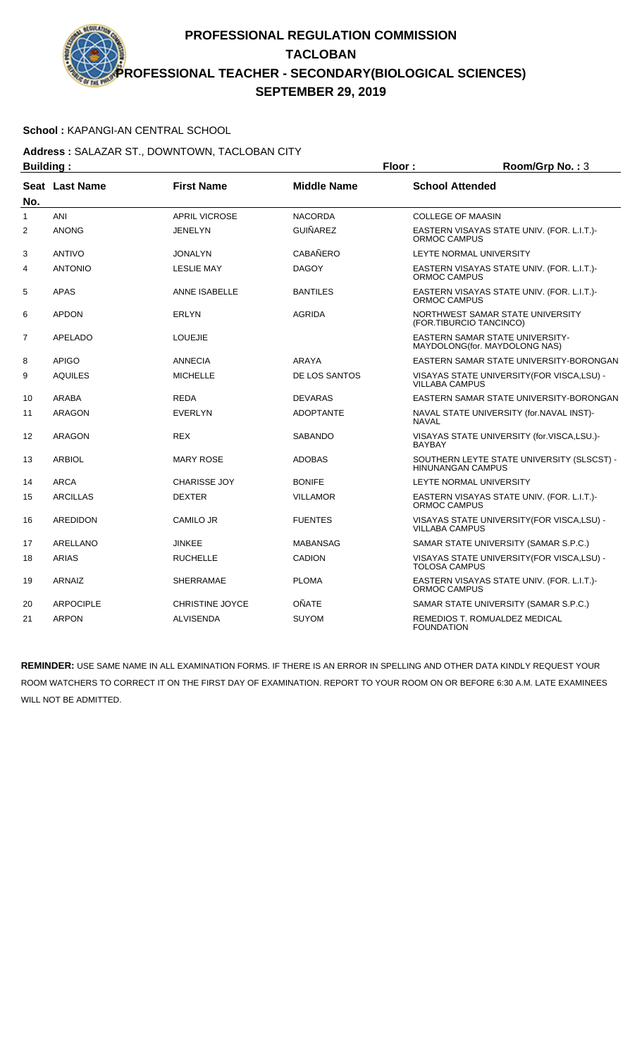# PROFESSIONAL REGULATION COMMISSION
## TACLOBAN
## PROFESSIONAL TEACHER - SECONDARY(BIOLOGICAL SCIENCES)
## SEPTEMBER 29, 2019

**School :** KAPANGI-AN CENTRAL SCHOOL

**Address :** SALAZAR ST., DOWNTOWN, TACLOBAN CITY

**Building :** **Floor :** **Room/Grp No. :** 3

| Seat No. | Last Name | First Name | Middle Name | School Attended |
|---|---|---|---|---|
| 1 | ANI | APRIL VICROSE | NACORDA | COLLEGE OF MAASIN |
| 2 | ANONG | JENELYN | GUIÑAREZ | EASTERN VISAYAS STATE UNIV. (FOR. L.I.T.)-ORMOC CAMPUS |
| 3 | ANTIVO | JONALYN | CABAÑERO | LEYTE NORMAL UNIVERSITY |
| 4 | ANTONIO | LESLIE MAY | DAGOY | EASTERN VISAYAS STATE UNIV. (FOR. L.I.T.)-ORMOC CAMPUS |
| 5 | APAS | ANNE ISABELLE | BANTILES | EASTERN VISAYAS STATE UNIV. (FOR. L.I.T.)-ORMOC CAMPUS |
| 6 | APDON | ERLYN | AGRIDA | NORTHWEST SAMAR STATE UNIVERSITY (FOR.TIBURCIO TANCINCO) |
| 7 | APELADO | LOUEJIE | | EASTERN SAMAR STATE UNIVERSITY-MAYDOLONG(for. MAYDOLONG NAS) |
| 8 | APIGO | ANNECIA | ARAYA | EASTERN SAMAR STATE UNIVERSITY-BORONGAN |
| 9 | AQUILES | MICHELLE | DE LOS SANTOS | VISAYAS STATE UNIVERSITY(FOR VISCA,LSU) - VILLABA CAMPUS |
| 10 | ARABA | REDA | DEVARAS | EASTERN SAMAR STATE UNIVERSITY-BORONGAN |
| 11 | ARAGON | EVERLYN | ADOPTANTE | NAVAL STATE UNIVERSITY (for.NAVAL INST)-NAVAL |
| 12 | ARAGON | REX | SABANDO | VISAYAS STATE UNIVERSITY (for.VISCA,LSU.)-BAYBAY |
| 13 | ARBIOL | MARY ROSE | ADOBAS | SOUTHERN LEYTE STATE UNIVERSITY (SLSCST) - HINUNANGAN CAMPUS |
| 14 | ARCA | CHARISSE JOY | BONIFE | LEYTE NORMAL UNIVERSITY |
| 15 | ARCILLAS | DEXTER | VILLAMOR | EASTERN VISAYAS STATE UNIV. (FOR. L.I.T.)-ORMOC CAMPUS |
| 16 | AREDIDON | CAMILO JR | FUENTES | VISAYAS STATE UNIVERSITY(FOR VISCA,LSU) - VILLABA CAMPUS |
| 17 | ARELLANO | JINKEE | MABANSAG | SAMAR STATE UNIVERSITY (SAMAR S.P.C.) |
| 18 | ARIAS | RUCHELLE | CADION | VISAYAS STATE UNIVERSITY(FOR VISCA,LSU) - TOLOSA CAMPUS |
| 19 | ARNAIZ | SHERRAMAE | PLOMA | EASTERN VISAYAS STATE UNIV. (FOR. L.I.T.)-ORMOC CAMPUS |
| 20 | ARPOCIPLE | CHRISTINE JOYCE | OÑATE | SAMAR STATE UNIVERSITY (SAMAR S.P.C.) |
| 21 | ARPON | ALVISENDA | SUYOM | REMEDIOS T. ROMUALDEZ MEDICAL FOUNDATION |

**REMINDER:** USE SAME NAME IN ALL EXAMINATION FORMS. IF THERE IS AN ERROR IN SPELLING AND OTHER DATA KINDLY REQUEST YOUR ROOM WATCHERS TO CORRECT IT ON THE FIRST DAY OF EXAMINATION. REPORT TO YOUR ROOM ON OR BEFORE 6:30 A.M. LATE EXAMINEES WILL NOT BE ADMITTED.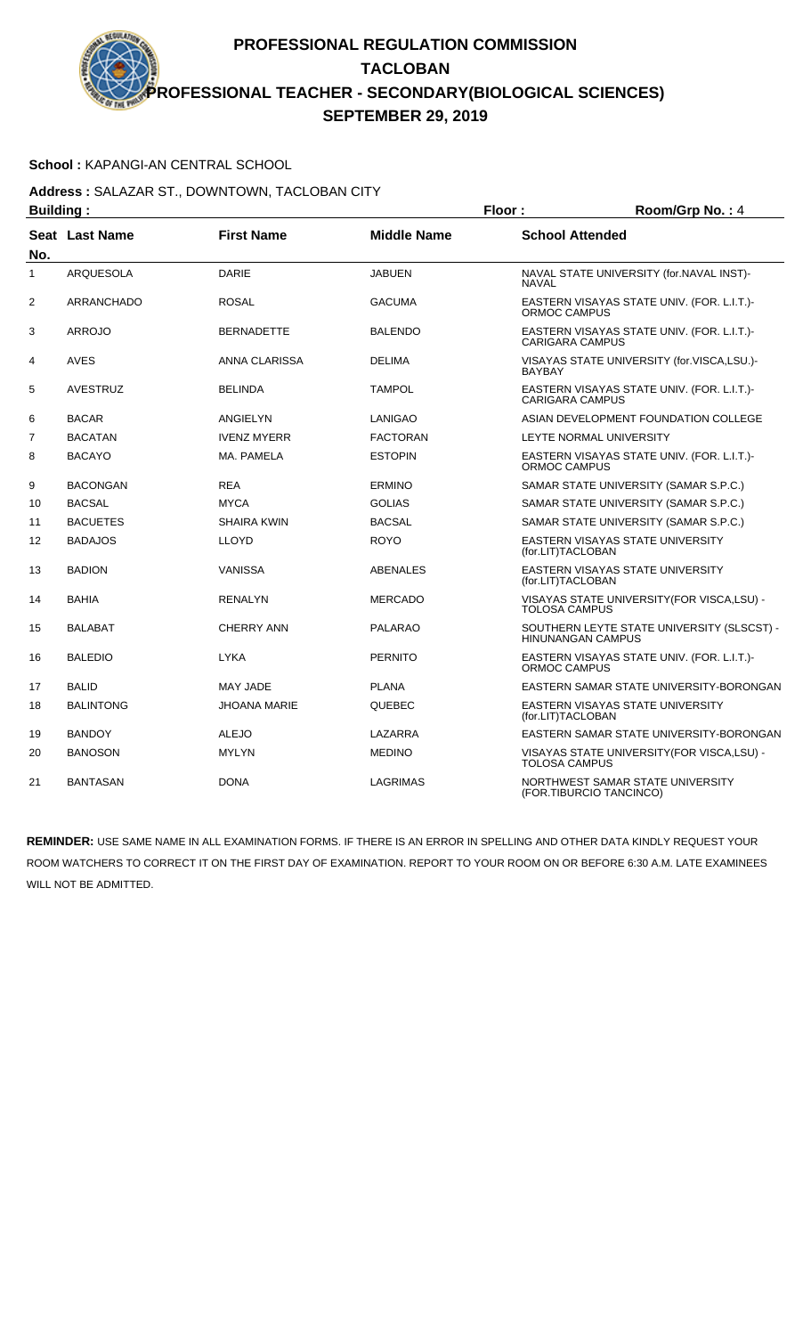# PROFESSIONAL REGULATION COMMISSION
## TACLOBAN
## PROFESSIONAL TEACHER - SECONDARY(BIOLOGICAL SCIENCES)
## SEPTEMBER 29, 2019

**School :** KAPANGI-AN CENTRAL SCHOOL

**Address :** SALAZAR ST., DOWNTOWN, TACLOBAN CITY

**Building :** **Floor :** **Room/Grp No. :** 4

| Seat No. | Last Name | First Name | Middle Name | School Attended |
|---|---|---|---|---|
| 1 | ARQUESOLA | DARIE | JABUEN | NAVAL STATE UNIVERSITY (for.NAVAL INST)-NAVAL |
| 2 | ARRANCHADO | ROSAL | GACUMA | EASTERN VISAYAS STATE UNIV. (FOR. L.I.T.)-ORMOC CAMPUS |
| 3 | ARROJO | BERNADETTE | BALENDO | EASTERN VISAYAS STATE UNIV. (FOR. L.I.T.)-CARIGARA CAMPUS |
| 4 | AVES | ANNA CLARISSA | DELIMA | VISAYAS STATE UNIVERSITY (for.VISCA,LSU.)-BAYBAY |
| 5 | AVESTRUZ | BELINDA | TAMPOL | EASTERN VISAYAS STATE UNIV. (FOR. L.I.T.)-CARIGARA CAMPUS |
| 6 | BACAR | ANGIELYN | LANIGAO | ASIAN DEVELOPMENT FOUNDATION COLLEGE |
| 7 | BACATAN | IVENZ MYERR | FACTORAN | LEYTE NORMAL UNIVERSITY |
| 8 | BACAYO | MA. PAMELA | ESTOPIN | EASTERN VISAYAS STATE UNIV. (FOR. L.I.T.)-ORMOC CAMPUS |
| 9 | BACONGAN | REA | ERMINO | SAMAR STATE UNIVERSITY (SAMAR S.P.C.) |
| 10 | BACSAL | MYCA | GOLIAS | SAMAR STATE UNIVERSITY (SAMAR S.P.C.) |
| 11 | BACUETES | SHAIRA KWIN | BACSAL | SAMAR STATE UNIVERSITY (SAMAR S.P.C.) |
| 12 | BADAJOS | LLOYD | ROYO | EASTERN VISAYAS STATE UNIVERSITY (for.LIT)TACLOBAN |
| 13 | BADION | VANISSA | ABENALES | EASTERN VISAYAS STATE UNIVERSITY (for.LIT)TACLOBAN |
| 14 | BAHIA | RENALYN | MERCADO | VISAYAS STATE UNIVERSITY(FOR VISCA,LSU) - TOLOSA CAMPUS |
| 15 | BALABAT | CHERRY ANN | PALARAO | SOUTHERN LEYTE STATE UNIVERSITY (SLSCST) - HINUNANGAN CAMPUS |
| 16 | BALEDIO | LYKA | PERNITO | EASTERN VISAYAS STATE UNIV. (FOR. L.I.T.)-ORMOC CAMPUS |
| 17 | BALID | MAY JADE | PLANA | EASTERN SAMAR STATE UNIVERSITY-BORONGAN |
| 18 | BALINTONG | JHOANA MARIE | QUEBEC | EASTERN VISAYAS STATE UNIVERSITY (for.LIT)TACLOBAN |
| 19 | BANDOY | ALEJO | LAZARRA | EASTERN SAMAR STATE UNIVERSITY-BORONGAN |
| 20 | BANOSON | MYLYN | MEDINO | VISAYAS STATE UNIVERSITY(FOR VISCA,LSU) - TOLOSA CAMPUS |
| 21 | BANTASAN | DONA | LAGRIMAS | NORTHWEST SAMAR STATE UNIVERSITY (FOR.TIBURCIO TANCINCO) |

**REMINDER:** USE SAME NAME IN ALL EXAMINATION FORMS. IF THERE IS AN ERROR IN SPELLING AND OTHER DATA KINDLY REQUEST YOUR ROOM WATCHERS TO CORRECT IT ON THE FIRST DAY OF EXAMINATION. REPORT TO YOUR ROOM ON OR BEFORE 6:30 A.M. LATE EXAMINEES WILL NOT BE ADMITTED.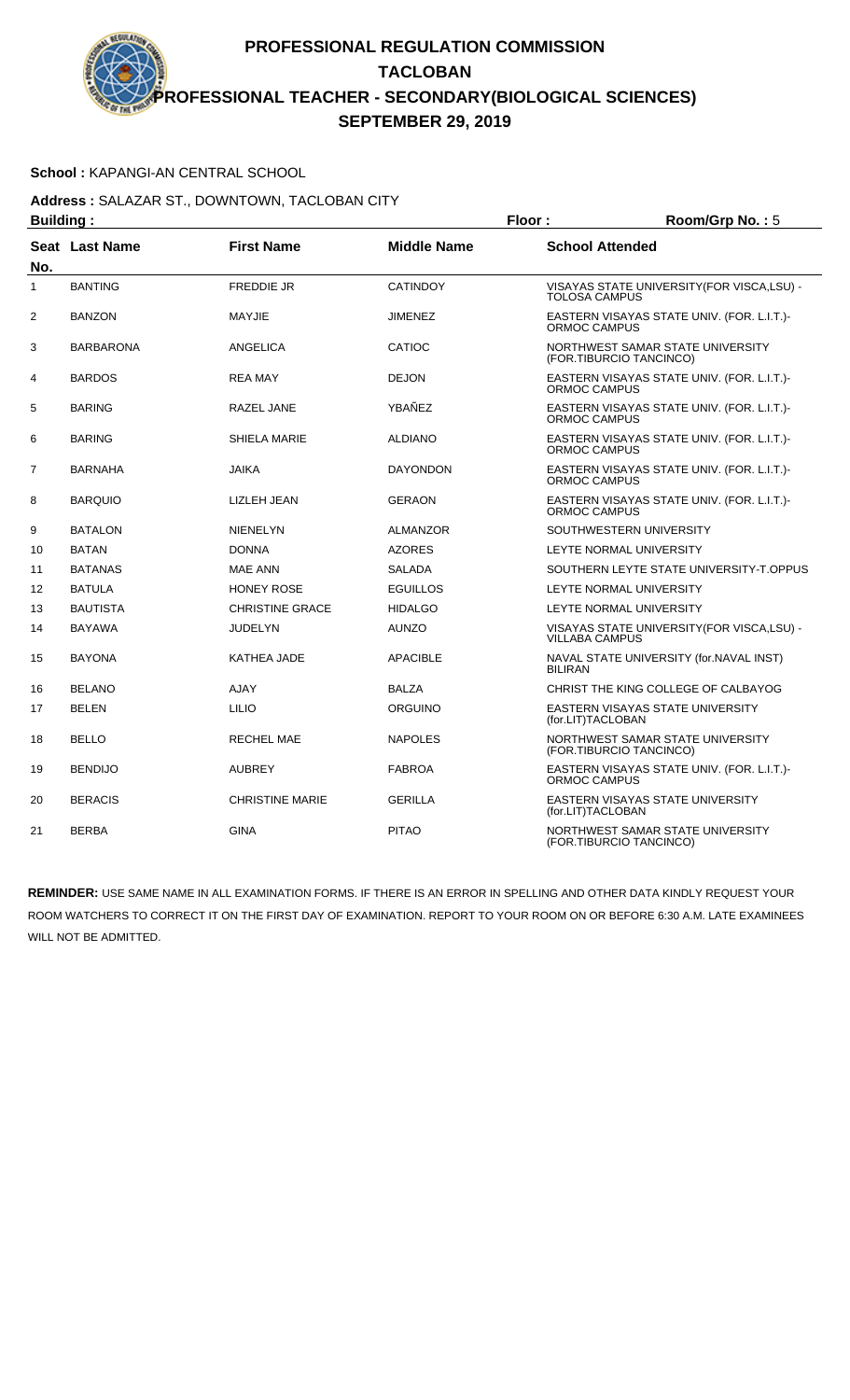# PROFESSIONAL REGULATION COMMISSION
## TACLOBAN
## PROFESSIONAL TEACHER - SECONDARY(BIOLOGICAL SCIENCES)
## SEPTEMBER 29, 2019

**School :** KAPANGI-AN CENTRAL SCHOOL

**Address :** SALAZAR ST., DOWNTOWN, TACLOBAN CITY

**Building :** **Floor :** **Room/Grp No. :** 5

| Seat No. | Last Name | First Name | Middle Name | School Attended |
|---|---|---|---|---|
| 1 | BANTING | FREDDIE JR | CATINDOY | VISAYAS STATE UNIVERSITY(FOR VISCA,LSU) - TOLOSA CAMPUS |
| 2 | BANZON | MAYJIE | JIMENEZ | EASTERN VISAYAS STATE UNIV. (FOR. L.I.T.)- ORMOC CAMPUS |
| 3 | BARBARONA | ANGELICA | CATIOC | NORTHWEST SAMAR STATE UNIVERSITY (FOR.TIBURCIO TANCINCO) |
| 4 | BARDOS | REA MAY | DEJON | EASTERN VISAYAS STATE UNIV. (FOR. L.I.T.)- ORMOC CAMPUS |
| 5 | BARING | RAZEL JANE | YBAÑEZ | EASTERN VISAYAS STATE UNIV. (FOR. L.I.T.)- ORMOC CAMPUS |
| 6 | BARING | SHIELA MARIE | ALDIANO | EASTERN VISAYAS STATE UNIV. (FOR. L.I.T.)- ORMOC CAMPUS |
| 7 | BARNAHA | JAIKA | DAYONDON | EASTERN VISAYAS STATE UNIV. (FOR. L.I.T.)- ORMOC CAMPUS |
| 8 | BARQUIO | LIZLEH JEAN | GERAON | EASTERN VISAYAS STATE UNIV. (FOR. L.I.T.)- ORMOC CAMPUS |
| 9 | BATALON | NIENELYN | ALMANZOR | SOUTHWESTERN UNIVERSITY |
| 10 | BATAN | DONNA | AZORES | LEYTE NORMAL UNIVERSITY |
| 11 | BATANAS | MAE ANN | SALADA | SOUTHERN LEYTE STATE UNIVERSITY-T.OPPUS |
| 12 | BATULA | HONEY ROSE | EGUILLOS | LEYTE NORMAL UNIVERSITY |
| 13 | BAUTISTA | CHRISTINE GRACE | HIDALGO | LEYTE NORMAL UNIVERSITY |
| 14 | BAYAWA | JUDELYN | AUNZO | VISAYAS STATE UNIVERSITY(FOR VISCA,LSU) - VILLABA CAMPUS |
| 15 | BAYONA | KATHEA JADE | APACIBLE | NAVAL STATE UNIVERSITY (for.NAVAL INST) BILIRAN |
| 16 | BELANO | AJAY | BALZA | CHRIST THE KING COLLEGE OF CALBAYOG |
| 17 | BELEN | LILIO | ORGUINO | EASTERN VISAYAS STATE UNIVERSITY (for.LIT)TACLOBAN |
| 18 | BELLO | RECHEL MAE | NAPOLES | NORTHWEST SAMAR STATE UNIVERSITY (FOR.TIBURCIO TANCINCO) |
| 19 | BENDIJO | AUBREY | FABROA | EASTERN VISAYAS STATE UNIV. (FOR. L.I.T.)- ORMOC CAMPUS |
| 20 | BERACIS | CHRISTINE MARIE | GERILLA | EASTERN VISAYAS STATE UNIVERSITY (for.LIT)TACLOBAN |
| 21 | BERBA | GINA | PITAO | NORTHWEST SAMAR STATE UNIVERSITY (FOR.TIBURCIO TANCINCO) |

**REMINDER:** USE SAME NAME IN ALL EXAMINATION FORMS. IF THERE IS AN ERROR IN SPELLING AND OTHER DATA KINDLY REQUEST YOUR ROOM WATCHERS TO CORRECT IT ON THE FIRST DAY OF EXAMINATION. REPORT TO YOUR ROOM ON OR BEFORE 6:30 A.M. LATE EXAMINEES WILL NOT BE ADMITTED.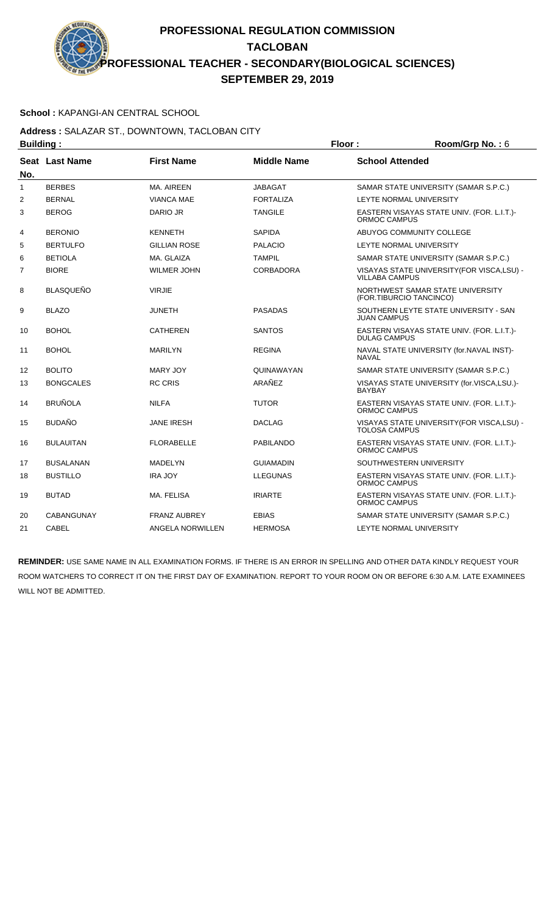# PROFESSIONAL REGULATION COMMISSION
## TACLOBAN
## PROFESSIONAL TEACHER - SECONDARY(BIOLOGICAL SCIENCES)
## SEPTEMBER 29, 2019

**School :** KAPANGI-AN CENTRAL SCHOOL

**Address :** SALAZAR ST., DOWNTOWN, TACLOBAN CITY

**Building :** **Floor :** **Room/Grp No. :** 6

| Seat No. | Last Name | First Name | Middle Name | School Attended |
|---|---|---|---|---|
| 1 | BERBES | MA. AIREEN | JABAGAT | SAMAR STATE UNIVERSITY (SAMAR S.P.C.) |
| 2 | BERNAL | VIANCA MAE | FORTALIZA | LEYTE NORMAL UNIVERSITY |
| 3 | BEROG | DARIO JR | TANGILE | EASTERN VISAYAS STATE UNIV. (FOR. L.I.T.)-ORMOC CAMPUS |
| 4 | BERONIO | KENNETH | SAPIDA | ABUYOG COMMUNITY COLLEGE |
| 5 | BERTULFO | GILLIAN ROSE | PALACIO | LEYTE NORMAL UNIVERSITY |
| 6 | BETIOLA | MA. GLAIZA | TAMPIL | SAMAR STATE UNIVERSITY (SAMAR S.P.C.) |
| 7 | BIORE | WILMER JOHN | CORBADORA | VISAYAS STATE UNIVERSITY(FOR VISCA,LSU) - VILLABA CAMPUS |
| 8 | BLASQUEÑO | VIRJIE | | NORTHWEST SAMAR STATE UNIVERSITY (FOR.TIBURCIO TANCINCO) |
| 9 | BLAZO | JUNETH | PASADAS | SOUTHERN LEYTE STATE UNIVERSITY - SAN JUAN CAMPUS |
| 10 | BOHOL | CATHEREN | SANTOS | EASTERN VISAYAS STATE UNIV. (FOR. L.I.T.)-DULAG CAMPUS |
| 11 | BOHOL | MARILYN | REGINA | NAVAL STATE UNIVERSITY (for.NAVAL INST)-NAVAL |
| 12 | BOLITO | MARY JOY | QUINAWAYAN | SAMAR STATE UNIVERSITY (SAMAR S.P.C.) |
| 13 | BONGCALES | RC CRIS | ARAÑEZ | VISAYAS STATE UNIVERSITY (for.VISCA,LSU.)-BAYBAY |
| 14 | BRUÑOLA | NILFA | TUTOR | EASTERN VISAYAS STATE UNIV. (FOR. L.I.T.)-ORMOC CAMPUS |
| 15 | BUDAÑO | JANE IRESH | DACLAG | VISAYAS STATE UNIVERSITY(FOR VISCA,LSU) - TOLOSA CAMPUS |
| 16 | BULAUITAN | FLORABELLE | PABILANDO | EASTERN VISAYAS STATE UNIV. (FOR. L.I.T.)-ORMOC CAMPUS |
| 17 | BUSALANAN | MADELYN | GUIAMADIN | SOUTHWESTERN UNIVERSITY |
| 18 | BUSTILLO | IRA JOY | LLEGUNAS | EASTERN VISAYAS STATE UNIV. (FOR. L.I.T.)-ORMOC CAMPUS |
| 19 | BUTAD | MA. FELISA | IRIARTE | EASTERN VISAYAS STATE UNIV. (FOR. L.I.T.)-ORMOC CAMPUS |
| 20 | CABANGUNAY | FRANZ AUBREY | EBIAS | SAMAR STATE UNIVERSITY (SAMAR S.P.C.) |
| 21 | CABEL | ANGELA NORWILLEN | HERMOSA | LEYTE NORMAL UNIVERSITY |

**REMINDER:** USE SAME NAME IN ALL EXAMINATION FORMS. IF THERE IS AN ERROR IN SPELLING AND OTHER DATA KINDLY REQUEST YOUR ROOM WATCHERS TO CORRECT IT ON THE FIRST DAY OF EXAMINATION. REPORT TO YOUR ROOM ON OR BEFORE 6:30 A.M. LATE EXAMINEES WILL NOT BE ADMITTED.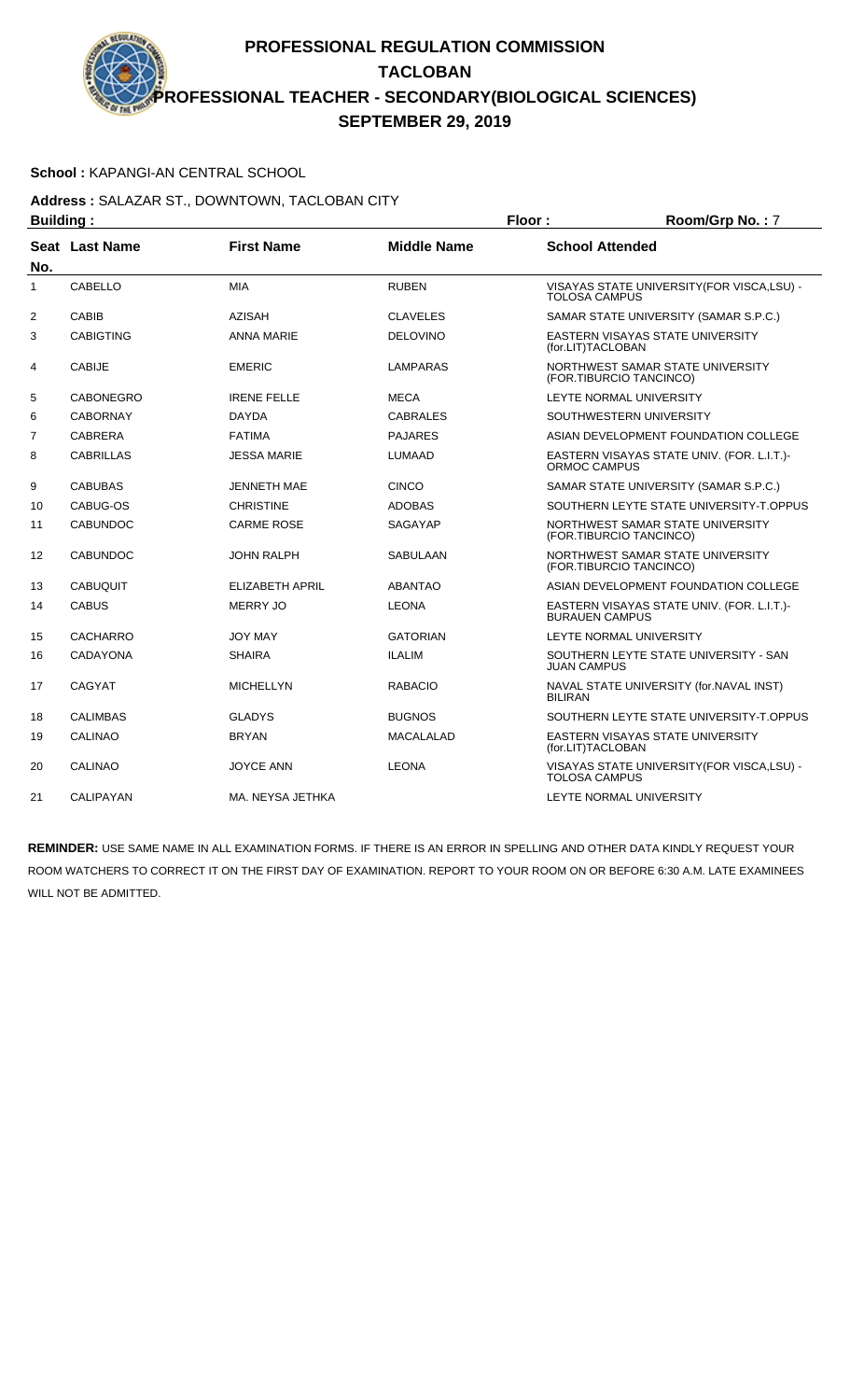# PROFESSIONAL REGULATION COMMISSION
## TACLOBAN
## PROFESSIONAL TEACHER - SECONDARY(BIOLOGICAL SCIENCES)
## SEPTEMBER 29, 2019

**School :** KAPANGI-AN CENTRAL SCHOOL

**Address :** SALAZAR ST., DOWNTOWN, TACLOBAN CITY

**Building :** **Floor :** **Room/Grp No. :** 7

| Seat No. | Last Name | First Name | Middle Name | School Attended |
|---|---|---|---|---|
| 1 | CABELLO | MIA | RUBEN | VISAYAS STATE UNIVERSITY(FOR VISCA,LSU) - TOLOSA CAMPUS |
| 2 | CABIB | AZISAH | CLAVELES | SAMAR STATE UNIVERSITY (SAMAR S.P.C.) |
| 3 | CABIGTING | ANNA MARIE | DELOVINO | EASTERN VISAYAS STATE UNIVERSITY (for.LIT)TACLOBAN |
| 4 | CABIJE | EMERIC | LAMPARAS | NORTHWEST SAMAR STATE UNIVERSITY (FOR.TIBURCIO TANCINCO) |
| 5 | CABONEGRO | IRENE FELLE | MECA | LEYTE NORMAL UNIVERSITY |
| 6 | CABORNAY | DAYDA | CABRALES | SOUTHWESTERN UNIVERSITY |
| 7 | CABRERA | FATIMA | PAJARES | ASIAN DEVELOPMENT FOUNDATION COLLEGE |
| 8 | CABRILLAS | JESSA MARIE | LUMAAD | EASTERN VISAYAS STATE UNIV. (FOR. L.I.T.)- ORMOC CAMPUS |
| 9 | CABUBAS | JENNETH MAE | CINCO | SAMAR STATE UNIVERSITY (SAMAR S.P.C.) |
| 10 | CABUG-OS | CHRISTINE | ADOBAS | SOUTHERN LEYTE STATE UNIVERSITY-T.OPPUS |
| 11 | CABUNDOC | CARME ROSE | SAGAYAP | NORTHWEST SAMAR STATE UNIVERSITY (FOR.TIBURCIO TANCINCO) |
| 12 | CABUNDOC | JOHN RALPH | SABULAAN | NORTHWEST SAMAR STATE UNIVERSITY (FOR.TIBURCIO TANCINCO) |
| 13 | CABUQUIT | ELIZABETH APRIL | ABANTAO | ASIAN DEVELOPMENT FOUNDATION COLLEGE |
| 14 | CABUS | MERRY JO | LEONA | EASTERN VISAYAS STATE UNIV. (FOR. L.I.T.)- BURAUEN CAMPUS |
| 15 | CACHARRO | JOY MAY | GATORIAN | LEYTE NORMAL UNIVERSITY |
| 16 | CADAYONA | SHAIRA | ILALIM | SOUTHERN LEYTE STATE UNIVERSITY - SAN JUAN CAMPUS |
| 17 | CAGYAT | MICHELLYN | RABACIO | NAVAL STATE UNIVERSITY (for.NAVAL INST) BILIRAN |
| 18 | CALIMBAS | GLADYS | BUGNOS | SOUTHERN LEYTE STATE UNIVERSITY-T.OPPUS |
| 19 | CALINAO | BRYAN | MACALALAD | EASTERN VISAYAS STATE UNIVERSITY (for.LIT)TACLOBAN |
| 20 | CALINAO | JOYCE ANN | LEONA | VISAYAS STATE UNIVERSITY(FOR VISCA,LSU) - TOLOSA CAMPUS |
| 21 | CALIPAYAN | MA. NEYSA JETHKA | | LEYTE NORMAL UNIVERSITY |

**REMINDER:** USE SAME NAME IN ALL EXAMINATION FORMS. IF THERE IS AN ERROR IN SPELLING AND OTHER DATA KINDLY REQUEST YOUR ROOM WATCHERS TO CORRECT IT ON THE FIRST DAY OF EXAMINATION. REPORT TO YOUR ROOM ON OR BEFORE 6:30 A.M. LATE EXAMINEES WILL NOT BE ADMITTED.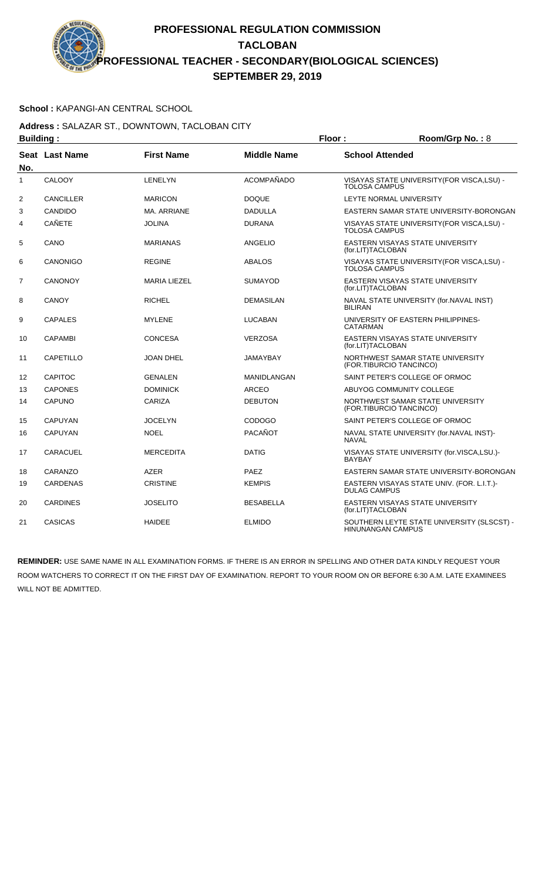# PROFESSIONAL REGULATION COMMISSION

## TACLOBAN

## PROFESSIONAL TEACHER - SECONDARY(BIOLOGICAL SCIENCES)

## SEPTEMBER 29, 2019

**School :** KAPANGI-AN CENTRAL SCHOOL

**Address :** SALAZAR ST., DOWNTOWN, TACLOBAN CITY

**Building :** **Floor :** **Room/Grp No. :** 8

| Seat No. | Last Name | First Name | Middle Name | School Attended |
|---|---|---|---|---|
| 1 | CALOOY | LENELYN | ACOMPAÑADO | VISAYAS STATE UNIVERSITY(FOR VISCA,LSU) - TOLOSA CAMPUS |
| 2 | CANCILLER | MARICON | DOQUE | LEYTE NORMAL UNIVERSITY |
| 3 | CANDIDO | MA. ARRIANE | DADULLA | EASTERN SAMAR STATE UNIVERSITY-BORONGAN |
| 4 | CAÑETE | JOLINA | DURANA | VISAYAS STATE UNIVERSITY(FOR VISCA,LSU) - TOLOSA CAMPUS |
| 5 | CANO | MARIANAS | ANGELIO | EASTERN VISAYAS STATE UNIVERSITY (for.LIT)TACLOBAN |
| 6 | CANONIGO | REGINE | ABALOS | VISAYAS STATE UNIVERSITY(FOR VISCA,LSU) - TOLOSA CAMPUS |
| 7 | CANONOY | MARIA LIEZEL | SUMAYOD | EASTERN VISAYAS STATE UNIVERSITY (for.LIT)TACLOBAN |
| 8 | CANOY | RICHEL | DEMASILAN | NAVAL STATE UNIVERSITY (for.NAVAL INST) BILIRAN |
| 9 | CAPALES | MYLENE | LUCABAN | UNIVERSITY OF EASTERN PHILIPPINES-CATARMAN |
| 10 | CAPAMBI | CONCESA | VERZOSA | EASTERN VISAYAS STATE UNIVERSITY (for.LIT)TACLOBAN |
| 11 | CAPETILLO | JOAN DHEL | JAMAYBAY | NORTHWEST SAMAR STATE UNIVERSITY (FOR.TIBURCIO TANCINCO) |
| 12 | CAPITOC | GENALEN | MANIDLANGAN | SAINT PETER'S COLLEGE OF ORMOC |
| 13 | CAPONES | DOMINICK | ARCEO | ABUYOG COMMUNITY COLLEGE |
| 14 | CAPUNO | CARIZA | DEBUTON | NORTHWEST SAMAR STATE UNIVERSITY (FOR.TIBURCIO TANCINCO) |
| 15 | CAPUYAN | JOCELYN | CODOGO | SAINT PETER'S COLLEGE OF ORMOC |
| 16 | CAPUYAN | NOEL | PACAÑOT | NAVAL STATE UNIVERSITY (for.NAVAL INST)-NAVAL |
| 17 | CARACUEL | MERCEDITA | DATIG | VISAYAS STATE UNIVERSITY (for.VISCA,LSU.)-BAYBAY |
| 18 | CARANZO | AZER | PAEZ | EASTERN SAMAR STATE UNIVERSITY-BORONGAN |
| 19 | CARDENAS | CRISTINE | KEMPIS | EASTERN VISAYAS STATE UNIV. (FOR. L.I.T.)-DULAG CAMPUS |
| 20 | CARDINES | JOSELITO | BESABELLA | EASTERN VISAYAS STATE UNIVERSITY (for.LIT)TACLOBAN |
| 21 | CASICAS | HAIDEE | ELMIDO | SOUTHERN LEYTE STATE UNIVERSITY (SLSCST) - HINUNANGAN CAMPUS |

**REMINDER:** USE SAME NAME IN ALL EXAMINATION FORMS. IF THERE IS AN ERROR IN SPELLING AND OTHER DATA KINDLY REQUEST YOUR ROOM WATCHERS TO CORRECT IT ON THE FIRST DAY OF EXAMINATION. REPORT TO YOUR ROOM ON OR BEFORE 6:30 A.M. LATE EXAMINEES WILL NOT BE ADMITTED.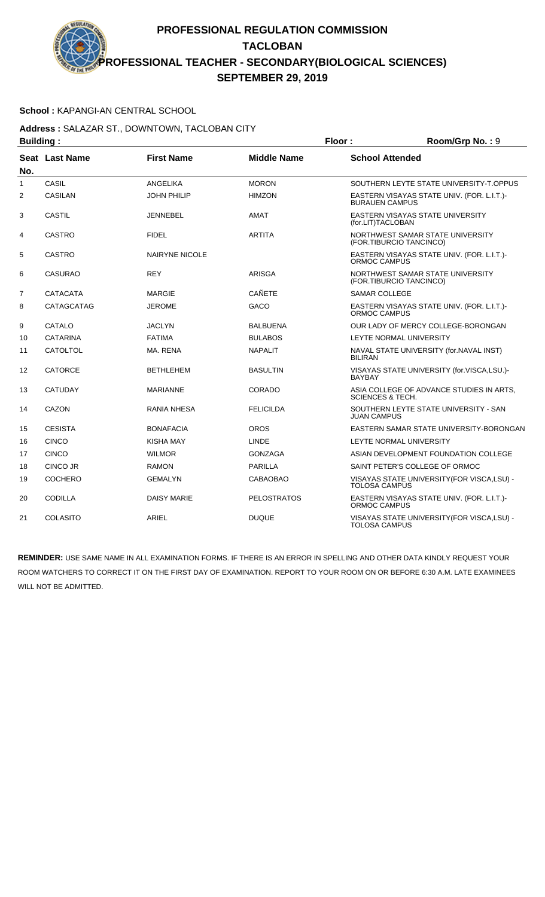# PROFESSIONAL REGULATION COMMISSION
## TACLOBAN
## PROFESSIONAL TEACHER - SECONDARY(BIOLOGICAL SCIENCES)
## SEPTEMBER 29, 2019

**School :** KAPANGI-AN CENTRAL SCHOOL

**Address :** SALAZAR ST., DOWNTOWN, TACLOBAN CITY

**Building :** **Floor :** **Room/Grp No. :** 9

| Seat No. | Last Name | First Name | Middle Name | School Attended |
|---|---|---|---|---|
| 1 | CASIL | ANGELIKA | MORON | SOUTHERN LEYTE STATE UNIVERSITY-T.OPPUS |
| 2 | CASILAN | JOHN PHILIP | HIMZON | EASTERN VISAYAS STATE UNIV. (FOR. L.I.T.)-BURAUEN CAMPUS |
| 3 | CASTIL | JENNEBEL | AMAT | EASTERN VISAYAS STATE UNIVERSITY (for.LIT)TACLOBAN |
| 4 | CASTRO | FIDEL | ARTITA | NORTHWEST SAMAR STATE UNIVERSITY (FOR.TIBURCIO TANCINCO) |
| 5 | CASTRO | NAIRYNE NICOLE | | EASTERN VISAYAS STATE UNIV. (FOR. L.I.T.)-ORMOC CAMPUS |
| 6 | CASURAO | REY | ARISGA | NORTHWEST SAMAR STATE UNIVERSITY (FOR.TIBURCIO TANCINCO) |
| 7 | CATACATA | MARGIE | CAÑETE | SAMAR COLLEGE |
| 8 | CATAGCATAG | JEROME | GACO | EASTERN VISAYAS STATE UNIV. (FOR. L.I.T.)-ORMOC CAMPUS |
| 9 | CATALO | JACLYN | BALBUENA | OUR LADY OF MERCY COLLEGE-BORONGAN |
| 10 | CATARINA | FATIMA | BULABOS | LEYTE NORMAL UNIVERSITY |
| 11 | CATOLTOL | MA. RENA | NAPALIT | NAVAL STATE UNIVERSITY (for.NAVAL INST) BILIRAN |
| 12 | CATORCE | BETHLEHEM | BASULTIN | VISAYAS STATE UNIVERSITY (for.VISCA,LSU.)-BAYBAY |
| 13 | CATUDAY | MARIANNE | CORADO | ASIA COLLEGE OF ADVANCE STUDIES IN ARTS, SCIENCES & TECH. |
| 14 | CAZON | RANIA NHESA | FELICILDA | SOUTHERN LEYTE STATE UNIVERSITY - SAN JUAN CAMPUS |
| 15 | CESISTA | BONAFACIA | OROS | EASTERN SAMAR STATE UNIVERSITY-BORONGAN |
| 16 | CINCO | KISHA MAY | LINDE | LEYTE NORMAL UNIVERSITY |
| 17 | CINCO | WILMOR | GONZAGA | ASIAN DEVELOPMENT FOUNDATION COLLEGE |
| 18 | CINCO JR | RAMON | PARILLA | SAINT PETER'S COLLEGE OF ORMOC |
| 19 | COCHERO | GEMALYN | CABAOBAO | VISAYAS STATE UNIVERSITY(FOR VISCA,LSU) - TOLOSA CAMPUS |
| 20 | CODILLA | DAISY MARIE | PELOSTRATOS | EASTERN VISAYAS STATE UNIV. (FOR. L.I.T.)-ORMOC CAMPUS |
| 21 | COLASITO | ARIEL | DUQUE | VISAYAS STATE UNIVERSITY(FOR VISCA,LSU) - TOLOSA CAMPUS |

**REMINDER:** USE SAME NAME IN ALL EXAMINATION FORMS. IF THERE IS AN ERROR IN SPELLING AND OTHER DATA KINDLY REQUEST YOUR ROOM WATCHERS TO CORRECT IT ON THE FIRST DAY OF EXAMINATION. REPORT TO YOUR ROOM ON OR BEFORE 6:30 A.M. LATE EXAMINEES WILL NOT BE ADMITTED.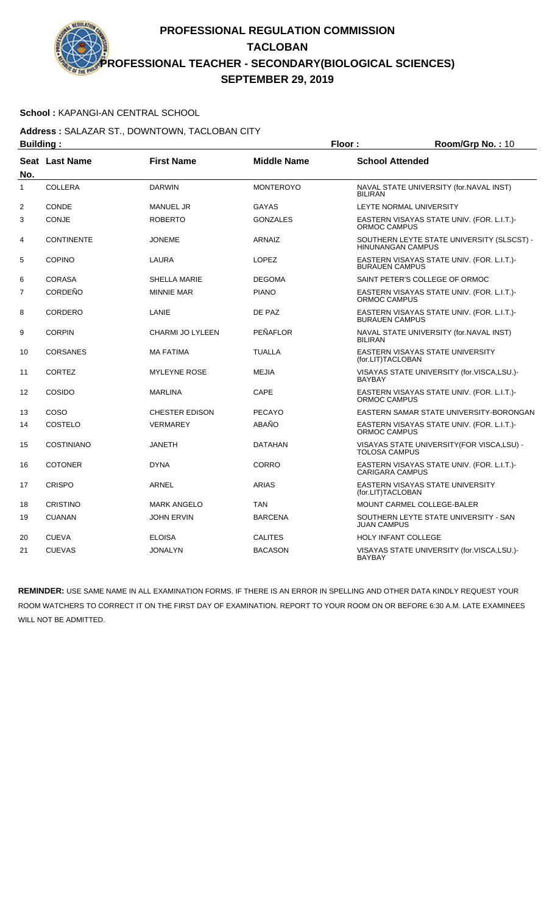# PROFESSIONAL REGULATION COMMISSION
## TACLOBAN
## PROFESSIONAL TEACHER - SECONDARY(BIOLOGICAL SCIENCES)
## SEPTEMBER 29, 2019

**School :** KAPANGI-AN CENTRAL SCHOOL

**Address :** SALAZAR ST., DOWNTOWN, TACLOBAN CITY

**Building :** **Floor :** **Room/Grp No. :** 10

| Seat No. | Last Name | First Name | Middle Name | School Attended |
|---|---|---|---|---|
| 1 | COLLERA | DARWIN | MONTEROYO | NAVAL STATE UNIVERSITY (for.NAVAL INST) BILIRAN |
| 2 | CONDE | MANUEL JR | GAYAS | LEYTE NORMAL UNIVERSITY |
| 3 | CONJE | ROBERTO | GONZALES | EASTERN VISAYAS STATE UNIV. (FOR. L.I.T.)-ORMOC CAMPUS |
| 4 | CONTINENTE | JONEME | ARNAIZ | SOUTHERN LEYTE STATE UNIVERSITY (SLSCST) - HINUNANGAN CAMPUS |
| 5 | COPINO | LAURA | LOPEZ | EASTERN VISAYAS STATE UNIV. (FOR. L.I.T.)-BURAUEN CAMPUS |
| 6 | CORASA | SHELLA MARIE | DEGOMA | SAINT PETER'S COLLEGE OF ORMOC |
| 7 | CORDEÑO | MINNIE MAR | PIANO | EASTERN VISAYAS STATE UNIV. (FOR. L.I.T.)-ORMOC CAMPUS |
| 8 | CORDERO | LANIE | DE PAZ | EASTERN VISAYAS STATE UNIV. (FOR. L.I.T.)-BURAUEN CAMPUS |
| 9 | CORPIN | CHARMI JO LYLEEN | PEÑAFLOR | NAVAL STATE UNIVERSITY (for.NAVAL INST) BILIRAN |
| 10 | CORSANES | MA FATIMA | TUALLA | EASTERN VISAYAS STATE UNIVERSITY (for.LIT)TACLOBAN |
| 11 | CORTEZ | MYLEYNE ROSE | MEJIA | VISAYAS STATE UNIVERSITY (for.VISCA,LSU.)-BAYBAY |
| 12 | COSIDO | MARLINA | CAPE | EASTERN VISAYAS STATE UNIV. (FOR. L.I.T.)-ORMOC CAMPUS |
| 13 | COSO | CHESTER EDISON | PECAYO | EASTERN SAMAR STATE UNIVERSITY-BORONGAN |
| 14 | COSTELO | VERMAREY | ABAÑO | EASTERN VISAYAS STATE UNIV. (FOR. L.I.T.)-ORMOC CAMPUS |
| 15 | COSTINIANO | JANETH | DATAHAN | VISAYAS STATE UNIVERSITY(FOR VISCA,LSU) - TOLOSA CAMPUS |
| 16 | COTONER | DYNA | CORRO | EASTERN VISAYAS STATE UNIV. (FOR. L.I.T.)-CARIGARA CAMPUS |
| 17 | CRISPO | ARNEL | ARIAS | EASTERN VISAYAS STATE UNIVERSITY (for.LIT)TACLOBAN |
| 18 | CRISTINO | MARK ANGELO | TAN | MOUNT CARMEL COLLEGE-BALER |
| 19 | CUANAN | JOHN ERVIN | BARCENA | SOUTHERN LEYTE STATE UNIVERSITY - SAN JUAN CAMPUS |
| 20 | CUEVA | ELOISA | CALITES | HOLY INFANT COLLEGE |
| 21 | CUEVAS | JONALYN | BACASON | VISAYAS STATE UNIVERSITY (for.VISCA,LSU.)-BAYBAY |

**REMINDER:** USE SAME NAME IN ALL EXAMINATION FORMS. IF THERE IS AN ERROR IN SPELLING AND OTHER DATA KINDLY REQUEST YOUR ROOM WATCHERS TO CORRECT IT ON THE FIRST DAY OF EXAMINATION. REPORT TO YOUR ROOM ON OR BEFORE 6:30 A.M. LATE EXAMINEES WILL NOT BE ADMITTED.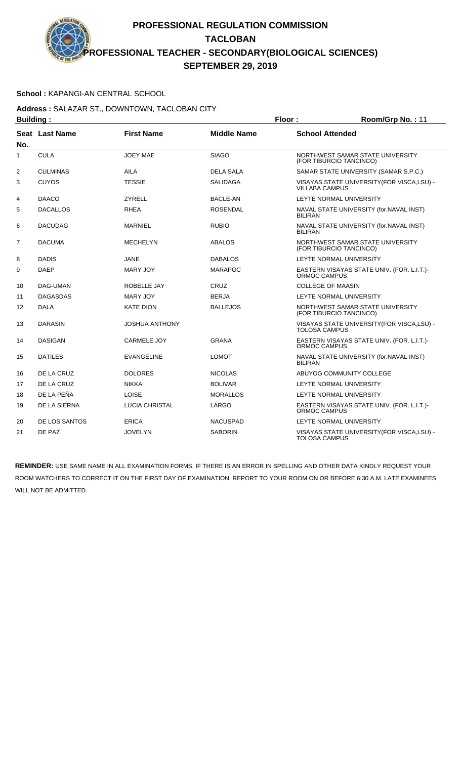# PROFESSIONAL REGULATION COMMISSION
## TACLOBAN
## PROFESSIONAL TEACHER - SECONDARY(BIOLOGICAL SCIENCES)
## SEPTEMBER 29, 2019

**School :** KAPANGI-AN CENTRAL SCHOOL

**Address :** SALAZAR ST., DOWNTOWN, TACLOBAN CITY

**Building :** **Floor :** **Room/Grp No. :** 11

| Seat No. | Last Name | First Name | Middle Name | School Attended |
|---|---|---|---|---|
| 1 | CULA | JOEY MAE | SIAGO | NORTHWEST SAMAR STATE UNIVERSITY (FOR.TIBURCIO TANCINCO) |
| 2 | CULMINAS | AILA | DELA SALA | SAMAR STATE UNIVERSITY (SAMAR S.P.C.) |
| 3 | CUYOS | TESSIE | SALIDAGA | VISAYAS STATE UNIVERSITY(FOR VISCA,LSU) - VILLABA CAMPUS |
| 4 | DAACO | ZYRELL | BACLE-AN | LEYTE NORMAL UNIVERSITY |
| 5 | DACALLOS | RHEA | ROSENDAL | NAVAL STATE UNIVERSITY (for.NAVAL INST) BILIRAN |
| 6 | DACUDAG | MARNIEL | RUBIO | NAVAL STATE UNIVERSITY (for.NAVAL INST) BILIRAN |
| 7 | DACUMA | MECHELYN | ABALOS | NORTHWEST SAMAR STATE UNIVERSITY (FOR.TIBURCIO TANCINCO) |
| 8 | DADIS | JANE | DABALOS | LEYTE NORMAL UNIVERSITY |
| 9 | DAEP | MARY JOY | MARAPOC | EASTERN VISAYAS STATE UNIV. (FOR. L.I.T.)- ORMOC CAMPUS |
| 10 | DAG-UMAN | ROBELLE JAY | CRUZ | COLLEGE OF MAASIN |
| 11 | DAGASDAS | MARY JOY | BERJA | LEYTE NORMAL UNIVERSITY |
| 12 | DALA | KATE DION | BALLEJOS | NORTHWEST SAMAR STATE UNIVERSITY (FOR.TIBURCIO TANCINCO) |
| 13 | DARASIN | JOSHUA ANTHONY | | VISAYAS STATE UNIVERSITY(FOR VISCA,LSU) - TOLOSA CAMPUS |
| 14 | DASIGAN | CARMELE JOY | GRANA | EASTERN VISAYAS STATE UNIV. (FOR. L.I.T.)- ORMOC CAMPUS |
| 15 | DATILES | EVANGELINE | LOMOT | NAVAL STATE UNIVERSITY (for.NAVAL INST) BILIRAN |
| 16 | DE LA CRUZ | DOLORES | NICOLAS | ABUYOG COMMUNITY COLLEGE |
| 17 | DE LA CRUZ | NIKKA | BOLIVAR | LEYTE NORMAL UNIVERSITY |
| 18 | DE LA PEÑA | LOISE | MORALLOS | LEYTE NORMAL UNIVERSITY |
| 19 | DE LA SIERNA | LUCIA CHRISTAL | LARGO | EASTERN VISAYAS STATE UNIV. (FOR. L.I.T.)- ORMOC CAMPUS |
| 20 | DE LOS SANTOS | ERICA | NACUSPAD | LEYTE NORMAL UNIVERSITY |
| 21 | DE PAZ | JOVELYN | SABORIN | VISAYAS STATE UNIVERSITY(FOR VISCA,LSU) - TOLOSA CAMPUS |

**REMINDER:** USE SAME NAME IN ALL EXAMINATION FORMS. IF THERE IS AN ERROR IN SPELLING AND OTHER DATA KINDLY REQUEST YOUR ROOM WATCHERS TO CORRECT IT ON THE FIRST DAY OF EXAMINATION. REPORT TO YOUR ROOM ON OR BEFORE 6:30 A.M. LATE EXAMINEES WILL NOT BE ADMITTED.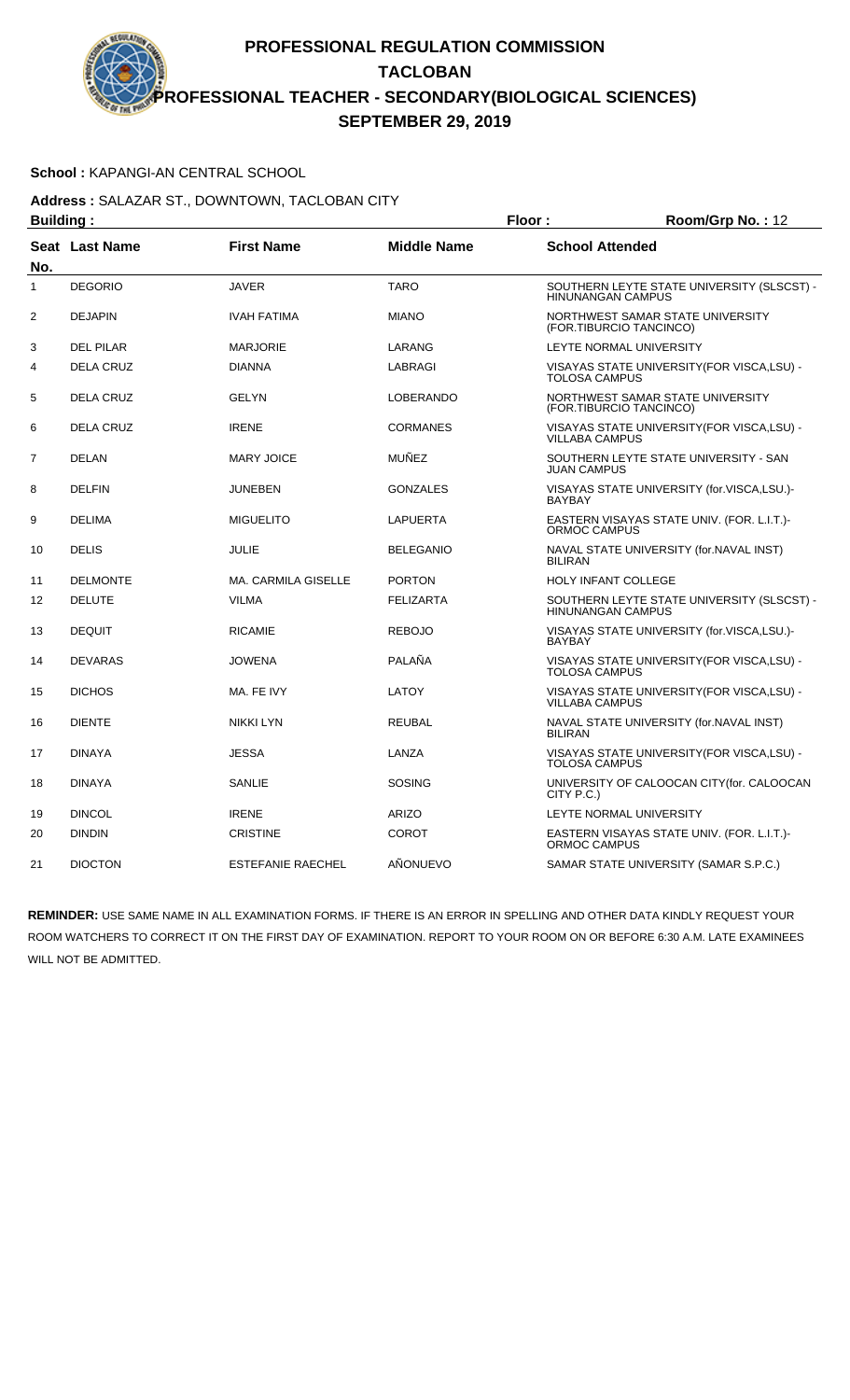# PROFESSIONAL REGULATION COMMISSION
## TACLOBAN
## PROFESSIONAL TEACHER - SECONDARY(BIOLOGICAL SCIENCES)
## SEPTEMBER 29, 2019

**School :** KAPANGI-AN CENTRAL SCHOOL

**Address :** SALAZAR ST., DOWNTOWN, TACLOBAN CITY

**Building :** **Floor :** **Room/Grp No. :** 12

| Seat No. | Last Name | First Name | Middle Name | School Attended |
|---|---|---|---|---|
| 1 | DEGORIO | JAVER | TARO | SOUTHERN LEYTE STATE UNIVERSITY (SLSCST) - HINUNANGAN CAMPUS |
| 2 | DEJAPIN | IVAH FATIMA | MIANO | NORTHWEST SAMAR STATE UNIVERSITY (FOR.TIBURCIO TANCINCO) |
| 3 | DEL PILAR | MARJORIE | LARANG | LEYTE NORMAL UNIVERSITY |
| 4 | DELA CRUZ | DIANNA | LABRAGI | VISAYAS STATE UNIVERSITY(FOR VISCA,LSU) - TOLOSA CAMPUS |
| 5 | DELA CRUZ | GELYN | LOBERANDO | NORTHWEST SAMAR STATE UNIVERSITY (FOR.TIBURCIO TANCINCO) |
| 6 | DELA CRUZ | IRENE | CORMANES | VISAYAS STATE UNIVERSITY(FOR VISCA,LSU) - VILLABA CAMPUS |
| 7 | DELAN | MARY JOICE | MUÑEZ | SOUTHERN LEYTE STATE UNIVERSITY - SAN JUAN CAMPUS |
| 8 | DELFIN | JUNEBEN | GONZALES | VISAYAS STATE UNIVERSITY (for.VISCA,LSU.)-BAYBAY |
| 9 | DELIMA | MIGUELITO | LAPUERTA | EASTERN VISAYAS STATE UNIV. (FOR. L.I.T.)-ORMOC CAMPUS |
| 10 | DELIS | JULIE | BELEGANIO | NAVAL STATE UNIVERSITY (for.NAVAL INST) BILIRAN |
| 11 | DELMONTE | MA. CARMILA GISELLE | PORTON | HOLY INFANT COLLEGE |
| 12 | DELUTE | VILMA | FELIZARTA | SOUTHERN LEYTE STATE UNIVERSITY (SLSCST) - HINUNANGAN CAMPUS |
| 13 | DEQUIT | RICAMIE | REBOJO | VISAYAS STATE UNIVERSITY (for.VISCA,LSU.)-BAYBAY |
| 14 | DEVARAS | JOWENA | PALAÑA | VISAYAS STATE UNIVERSITY(FOR VISCA,LSU) - TOLOSA CAMPUS |
| 15 | DICHOS | MA. FE IVY | LATOY | VISAYAS STATE UNIVERSITY(FOR VISCA,LSU) - VILLABA CAMPUS |
| 16 | DIENTE | NIKKI LYN | REUBAL | NAVAL STATE UNIVERSITY (for.NAVAL INST) BILIRAN |
| 17 | DINAYA | JESSA | LANZA | VISAYAS STATE UNIVERSITY(FOR VISCA,LSU) - TOLOSA CAMPUS |
| 18 | DINAYA | SANLIE | SOSING | UNIVERSITY OF CALOOCAN CITY(for. CALOOCAN CITY P.C.) |
| 19 | DINCOL | IRENE | ARIZO | LEYTE NORMAL UNIVERSITY |
| 20 | DINDIN | CRISTINE | COROT | EASTERN VISAYAS STATE UNIV. (FOR. L.I.T.)-ORMOC CAMPUS |
| 21 | DIOCTON | ESTEFANIE RAECHEL | AÑONUEVO | SAMAR STATE UNIVERSITY (SAMAR S.P.C.) |

**REMINDER:** USE SAME NAME IN ALL EXAMINATION FORMS. IF THERE IS AN ERROR IN SPELLING AND OTHER DATA KINDLY REQUEST YOUR ROOM WATCHERS TO CORRECT IT ON THE FIRST DAY OF EXAMINATION. REPORT TO YOUR ROOM ON OR BEFORE 6:30 A.M. LATE EXAMINEES WILL NOT BE ADMITTED.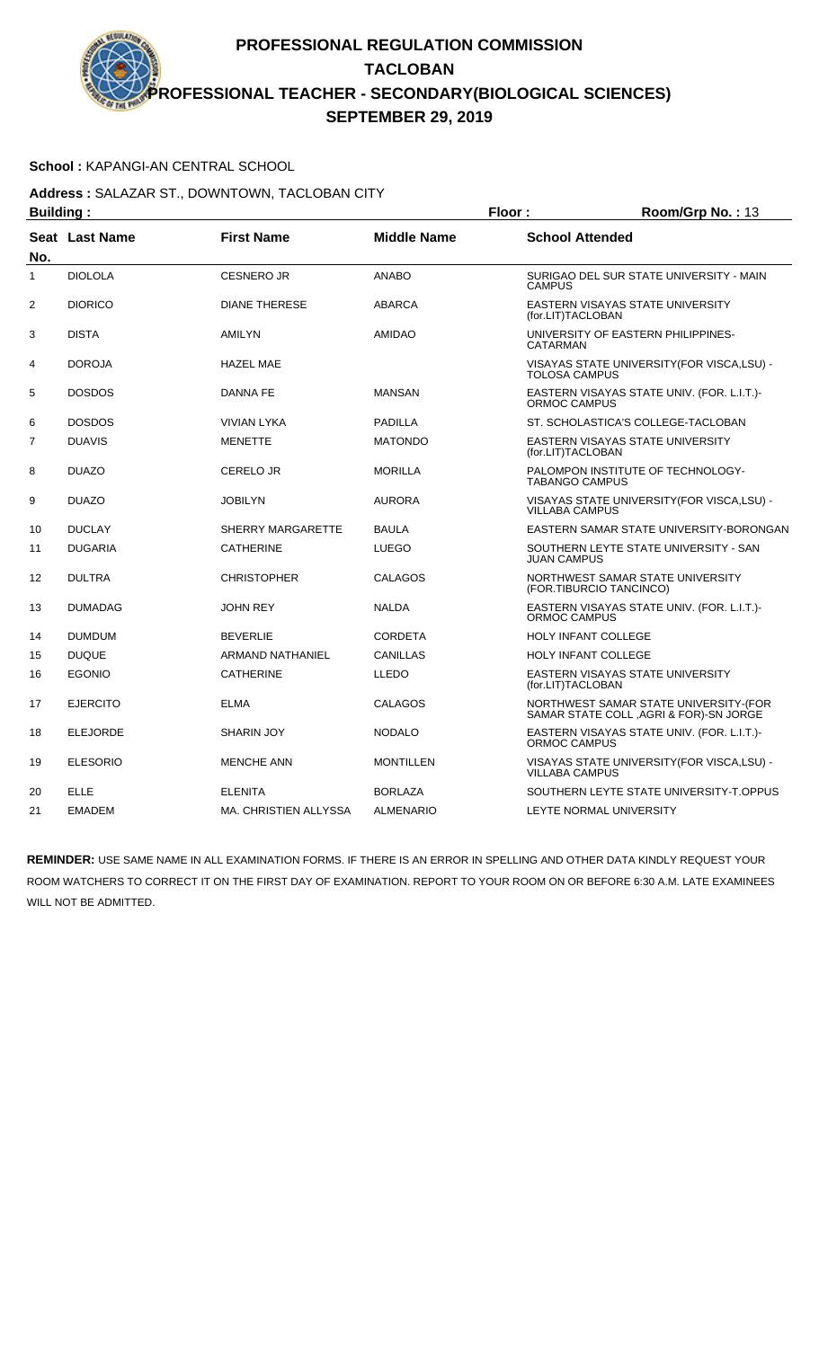# PROFESSIONAL REGULATION COMMISSION
## TACLOBAN
## PROFESSIONAL TEACHER - SECONDARY(BIOLOGICAL SCIENCES)
## SEPTEMBER 29, 2019

**School :** KAPANGI-AN CENTRAL SCHOOL

**Address :** SALAZAR ST., DOWNTOWN, TACLOBAN CITY

**Building :** **Floor :** **Room/Grp No. :** 13

| Seat No. | Last Name | First Name | Middle Name | School Attended |
|---|---|---|---|---|
| 1 | DIOLOLA | CESNERO JR | ANABO | SURIGAO DEL SUR STATE UNIVERSITY - MAIN CAMPUS |
| 2 | DIORICO | DIANE THERESE | ABARCA | EASTERN VISAYAS STATE UNIVERSITY (for.LIT)TACLOBAN |
| 3 | DISTA | AMILYN | AMIDAO | UNIVERSITY OF EASTERN PHILIPPINES-CATARMAN |
| 4 | DOROJA | HAZEL MAE | | VISAYAS STATE UNIVERSITY(FOR VISCA,LSU) - TOLOSA CAMPUS |
| 5 | DOSDOS | DANNA FE | MANSAN | EASTERN VISAYAS STATE UNIV. (FOR. L.I.T.)- ORMOC CAMPUS |
| 6 | DOSDOS | VIVIAN LYKA | PADILLA | ST. SCHOLASTICA'S COLLEGE-TACLOBAN |
| 7 | DUAVIS | MENETTE | MATONDO | EASTERN VISAYAS STATE UNIVERSITY (for.LIT)TACLOBAN |
| 8 | DUAZO | CERELO JR | MORILLA | PALOMPON INSTITUTE OF TECHNOLOGY-TABANGO CAMPUS |
| 9 | DUAZO | JOBILYN | AURORA | VISAYAS STATE UNIVERSITY(FOR VISCA,LSU) - VILLABA CAMPUS |
| 10 | DUCLAY | SHERRY MARGARETTE | BAULA | EASTERN SAMAR STATE UNIVERSITY-BORONGAN |
| 11 | DUGARIA | CATHERINE | LUEGO | SOUTHERN LEYTE STATE UNIVERSITY - SAN JUAN CAMPUS |
| 12 | DULTRA | CHRISTOPHER | CALAGOS | NORTHWEST SAMAR STATE UNIVERSITY (FOR.TIBURCIO TANCINCO) |
| 13 | DUMADAG | JOHN REY | NALDA | EASTERN VISAYAS STATE UNIV. (FOR. L.I.T.)- ORMOC CAMPUS |
| 14 | DUMDUM | BEVERLIE | CORDETA | HOLY INFANT COLLEGE |
| 15 | DUQUE | ARMAND NATHANIEL | CANILLAS | HOLY INFANT COLLEGE |
| 16 | EGONIO | CATHERINE | LLEDO | EASTERN VISAYAS STATE UNIVERSITY (for.LIT)TACLOBAN |
| 17 | EJERCITO | ELMA | CALAGOS | NORTHWEST SAMAR STATE UNIVERSITY-(FOR SAMAR STATE COLL ,AGRI & FOR)-SN JORGE |
| 18 | ELEJORDE | SHARIN JOY | NODALO | EASTERN VISAYAS STATE UNIV. (FOR. L.I.T.)- ORMOC CAMPUS |
| 19 | ELESORIO | MENCHE ANN | MONTILLEN | VISAYAS STATE UNIVERSITY(FOR VISCA,LSU) - VILLABA CAMPUS |
| 20 | ELLE | ELENITA | BORLAZA | SOUTHERN LEYTE STATE UNIVERSITY-T.OPPUS |
| 21 | EMADEM | MA. CHRISTIEN ALLYSSA | ALMENARIO | LEYTE NORMAL UNIVERSITY |

**REMINDER:** USE SAME NAME IN ALL EXAMINATION FORMS. IF THERE IS AN ERROR IN SPELLING AND OTHER DATA KINDLY REQUEST YOUR ROOM WATCHERS TO CORRECT IT ON THE FIRST DAY OF EXAMINATION. REPORT TO YOUR ROOM ON OR BEFORE 6:30 A.M. LATE EXAMINEES WILL NOT BE ADMITTED.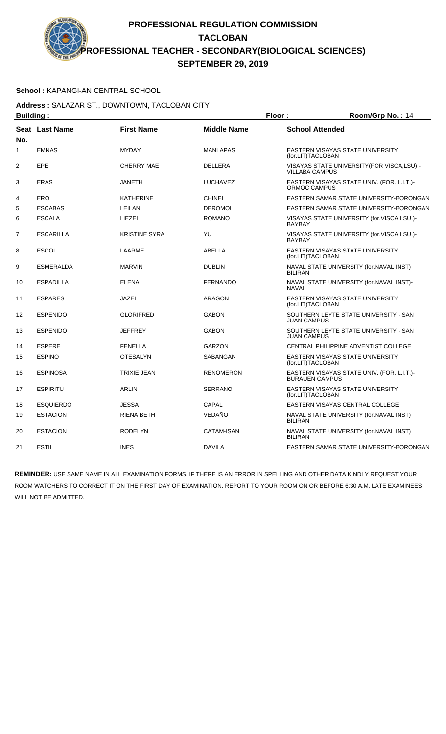# PROFESSIONAL REGULATION COMMISSION

## TACLOBAN

## PROFESSIONAL TEACHER - SECONDARY(BIOLOGICAL SCIENCES)

## SEPTEMBER 29, 2019

**School :** KAPANGI-AN CENTRAL SCHOOL

**Address :** SALAZAR ST., DOWNTOWN, TACLOBAN CITY

**Building :** **Floor :** **Room/Grp No. :** 14

| Seat No. | Last Name | First Name | Middle Name | School Attended |
|---|---|---|---|---|
| 1 | EMNAS | MYDAY | MANLAPAS | EASTERN VISAYAS STATE UNIVERSITY (for.LIT)TACLOBAN |
| 2 | EPE | CHERRY MAE | DELLERA | VISAYAS STATE UNIVERSITY(FOR VISCA,LSU) - VILLABA CAMPUS |
| 3 | ERAS | JANETH | LUCHAVEZ | EASTERN VISAYAS STATE UNIV. (FOR. L.I.T.)- ORMOC CAMPUS |
| 4 | ERO | KATHERINE | CHINEL | EASTERN SAMAR STATE UNIVERSITY-BORONGAN |
| 5 | ESCABAS | LEILANI | DEROMOL | EASTERN SAMAR STATE UNIVERSITY-BORONGAN |
| 6 | ESCALA | LIEZEL | ROMANO | VISAYAS STATE UNIVERSITY (for.VISCA,LSU.)-BAYBAY |
| 7 | ESCARILLA | KRISTINE SYRA | YU | VISAYAS STATE UNIVERSITY (for.VISCA,LSU.)-BAYBAY |
| 8 | ESCOL | LAARME | ABELLA | EASTERN VISAYAS STATE UNIVERSITY (for.LIT)TACLOBAN |
| 9 | ESMERALDA | MARVIN | DUBLIN | NAVAL STATE UNIVERSITY (for.NAVAL INST) BILIRAN |
| 10 | ESPADILLA | ELENA | FERNANDO | NAVAL STATE UNIVERSITY (for.NAVAL INST)-NAVAL |
| 11 | ESPARES | JAZEL | ARAGON | EASTERN VISAYAS STATE UNIVERSITY (for.LIT)TACLOBAN |
| 12 | ESPENIDO | GLORIFRED | GABON | SOUTHERN LEYTE STATE UNIVERSITY - SAN JUAN CAMPUS |
| 13 | ESPENIDO | JEFFREY | GABON | SOUTHERN LEYTE STATE UNIVERSITY - SAN JUAN CAMPUS |
| 14 | ESPERE | FENELLA | GARZON | CENTRAL PHILIPPINE ADVENTIST COLLEGE |
| 15 | ESPINO | OTESALYN | SABANGAN | EASTERN VISAYAS STATE UNIVERSITY (for.LIT)TACLOBAN |
| 16 | ESPINOSA | TRIXIE JEAN | RENOMERON | EASTERN VISAYAS STATE UNIV. (FOR. L.I.T.)- BURAUEN CAMPUS |
| 17 | ESPIRITU | ARLIN | SERRANO | EASTERN VISAYAS STATE UNIVERSITY (for.LIT)TACLOBAN |
| 18 | ESQUIERDO | JESSA | CAPAL | EASTERN VISAYAS CENTRAL COLLEGE |
| 19 | ESTACION | RIENA BETH | VEDAÑO | NAVAL STATE UNIVERSITY (for.NAVAL INST) BILIRAN |
| 20 | ESTACION | RODELYN | CATAM-ISAN | NAVAL STATE UNIVERSITY (for.NAVAL INST) BILIRAN |
| 21 | ESTIL | INES | DAVILA | EASTERN SAMAR STATE UNIVERSITY-BORONGAN |

**REMINDER:** USE SAME NAME IN ALL EXAMINATION FORMS. IF THERE IS AN ERROR IN SPELLING AND OTHER DATA KINDLY REQUEST YOUR ROOM WATCHERS TO CORRECT IT ON THE FIRST DAY OF EXAMINATION. REPORT TO YOUR ROOM ON OR BEFORE 6:30 A.M. LATE EXAMINEES WILL NOT BE ADMITTED.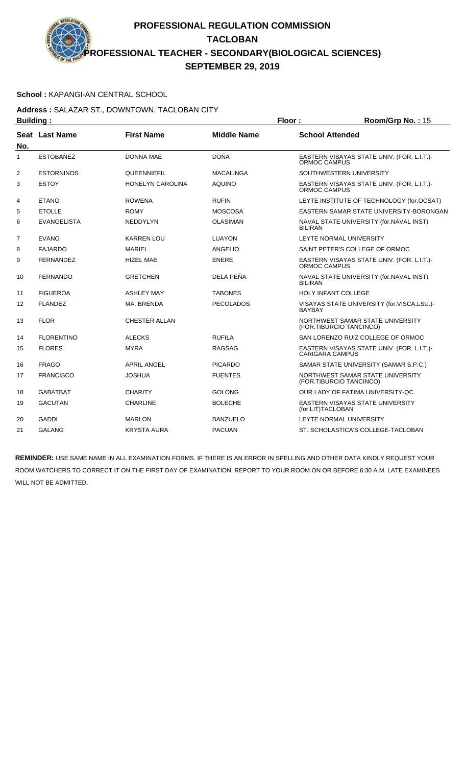# PROFESSIONAL REGULATION COMMISSION
## TACLOBAN
## PROFESSIONAL TEACHER - SECONDARY(BIOLOGICAL SCIENCES)
## SEPTEMBER 29, 2019

**School :** KAPANGI-AN CENTRAL SCHOOL

**Address :** SALAZAR ST., DOWNTOWN, TACLOBAN CITY

**Building :** **Floor :** **Room/Grp No. :** 15

| Seat No. | Last Name | First Name | Middle Name | School Attended |
|---|---|---|---|---|
| 1 | ESTOBAÑEZ | DONNA MAE | DOÑA | EASTERN VISAYAS STATE UNIV. (FOR. L.I.T.)-ORMOC CAMPUS |
| 2 | ESTORNINOS | QUEENNIEFIL | MACALINGA | SOUTHWESTERN UNIVERSITY |
| 3 | ESTOY | HONELYN CAROLINA | AQUINO | EASTERN VISAYAS STATE UNIV. (FOR. L.I.T.)-ORMOC CAMPUS |
| 4 | ETANG | ROWENA | RUFIN | LEYTE INSTITUTE OF TECHNOLOGY (for.OCSAT) |
| 5 | ETOLLE | ROMY | MOSCOSA | EASTERN SAMAR STATE UNIVERSITY-BORONGAN |
| 6 | EVANGELISTA | NEDDYLYN | OLASIMAN | NAVAL STATE UNIVERSITY (for.NAVAL INST) BILIRAN |
| 7 | EVANO | KARREN LOU | LUAYON | LEYTE NORMAL UNIVERSITY |
| 8 | FAJARDO | MARIEL | ANGELIO | SAINT PETER'S COLLEGE OF ORMOC |
| 9 | FERNANDEZ | HIZEL MAE | ENERE | EASTERN VISAYAS STATE UNIV. (FOR. L.I.T.)-ORMOC CAMPUS |
| 10 | FERNANDO | GRETCHEN | DELA PEÑA | NAVAL STATE UNIVERSITY (for.NAVAL INST) BILIRAN |
| 11 | FIGUEROA | ASHLEY MAY | TABONES | HOLY INFANT COLLEGE |
| 12 | FLANDEZ | MA. BRENDA | PECOLADOS | VISAYAS STATE UNIVERSITY (for.VISCA,LSU.)-BAYBAY |
| 13 | FLOR | CHESTER ALLAN | | NORTHWEST SAMAR STATE UNIVERSITY (FOR.TIBURCIO TANCINCO) |
| 14 | FLORENTINO | ALECKS | RUFILA | SAN LORENZO RUIZ COLLEGE OF ORMOC |
| 15 | FLORES | MYRA | RAGSAG | EASTERN VISAYAS STATE UNIV. (FOR. L.I.T.)-CARIGARA CAMPUS |
| 16 | FRAGO | APRIL ANGEL | PICARDO | SAMAR STATE UNIVERSITY (SAMAR S.P.C.) |
| 17 | FRANCISCO | JOSHUA | FUENTES | NORTHWEST SAMAR STATE UNIVERSITY (FOR.TIBURCIO TANCINCO) |
| 18 | GABATBAT | CHARITY | GOLONG | OUR LADY OF FATIMA UNIVERSITY-QC |
| 19 | GACUTAN | CHARLINE | BOLECHE | EASTERN VISAYAS STATE UNIVERSITY (for.LIT)TACLOBAN |
| 20 | GADDI | MARLON | BANZUELO | LEYTE NORMAL UNIVERSITY |
| 21 | GALANG | KRYSTA AURA | PACUAN | ST. SCHOLASTICA'S COLLEGE-TACLOBAN |

**REMINDER:** USE SAME NAME IN ALL EXAMINATION FORMS. IF THERE IS AN ERROR IN SPELLING AND OTHER DATA KINDLY REQUEST YOUR ROOM WATCHERS TO CORRECT IT ON THE FIRST DAY OF EXAMINATION. REPORT TO YOUR ROOM ON OR BEFORE 6:30 A.M. LATE EXAMINEES WILL NOT BE ADMITTED.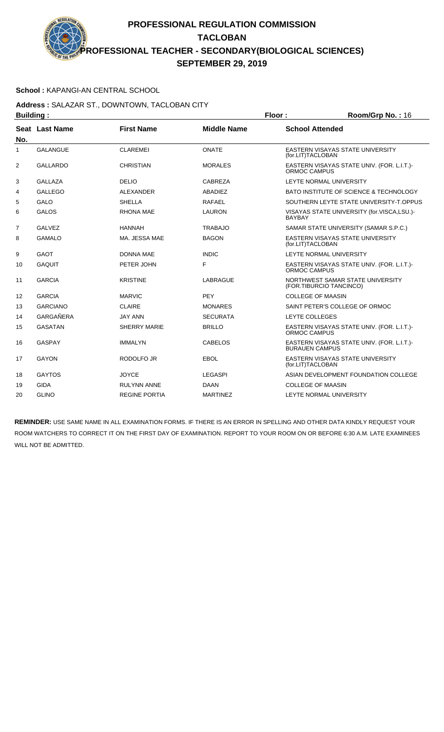# PROFESSIONAL REGULATION COMMISSION

## TACLOBAN

## PROFESSIONAL TEACHER - SECONDARY(BIOLOGICAL SCIENCES)

## SEPTEMBER 29, 2019

**School :** KAPANGI-AN CENTRAL SCHOOL

**Address :** SALAZAR ST., DOWNTOWN, TACLOBAN CITY

**Building :** **Floor :** **Room/Grp No. :** 16

| Seat No. | Last Name | First Name | Middle Name | School Attended |
|---|---|---|---|---|
| 1 | GALANGUE | CLAREMEI | ONATE | EASTERN VISAYAS STATE UNIVERSITY (for.LIT)TACLOBAN |
| 2 | GALLARDO | CHRISTIAN | MORALES | EASTERN VISAYAS STATE UNIV. (FOR. L.I.T.)-ORMOC CAMPUS |
| 3 | GALLAZA | DELIO | CABREZA | LEYTE NORMAL UNIVERSITY |
| 4 | GALLEGO | ALEXANDER | ABADIEZ | BATO INSTITUTE OF SCIENCE & TECHNOLOGY |
| 5 | GALO | SHELLA | RAFAEL | SOUTHERN LEYTE STATE UNIVERSITY-T.OPPUS |
| 6 | GALOS | RHONA MAE | LAURON | VISAYAS STATE UNIVERSITY (for.VISCA,LSU.)-BAYBAY |
| 7 | GALVEZ | HANNAH | TRABAJO | SAMAR STATE UNIVERSITY (SAMAR S.P.C.) |
| 8 | GAMALO | MA. JESSA MAE | BAGON | EASTERN VISAYAS STATE UNIVERSITY (for.LIT)TACLOBAN |
| 9 | GAOT | DONNA MAE | INDIC | LEYTE NORMAL UNIVERSITY |
| 10 | GAQUIT | PETER JOHN | F | EASTERN VISAYAS STATE UNIV. (FOR. L.I.T.)-ORMOC CAMPUS |
| 11 | GARCIA | KRISTINE | LABRAGUE | NORTHWEST SAMAR STATE UNIVERSITY (FOR.TIBURCIO TANCINCO) |
| 12 | GARCIA | MARVIC | PEY | COLLEGE OF MAASIN |
| 13 | GARCIANO | CLAIRE | MONARES | SAINT PETER'S COLLEGE OF ORMOC |
| 14 | GARGAÑERA | JAY ANN | SECURATA | LEYTE COLLEGES |
| 15 | GASATAN | SHERRY MARIE | BRILLO | EASTERN VISAYAS STATE UNIV. (FOR. L.I.T.)-ORMOC CAMPUS |
| 16 | GASPAY | IMMALYN | CABELOS | EASTERN VISAYAS STATE UNIV. (FOR. L.I.T.)-BURAUEN CAMPUS |
| 17 | GAYON | RODOLFO JR | EBOL | EASTERN VISAYAS STATE UNIVERSITY (for.LIT)TACLOBAN |
| 18 | GAYTOS | JOYCE | LEGASPI | ASIAN DEVELOPMENT FOUNDATION COLLEGE |
| 19 | GIDA | RULYNN ANNE | DAAN | COLLEGE OF MAASIN |
| 20 | GLINO | REGINE PORTIA | MARTINEZ | LEYTE NORMAL UNIVERSITY |

**REMINDER:** USE SAME NAME IN ALL EXAMINATION FORMS. IF THERE IS AN ERROR IN SPELLING AND OTHER DATA KINDLY REQUEST YOUR ROOM WATCHERS TO CORRECT IT ON THE FIRST DAY OF EXAMINATION. REPORT TO YOUR ROOM ON OR BEFORE 6:30 A.M. LATE EXAMINEES WILL NOT BE ADMITTED.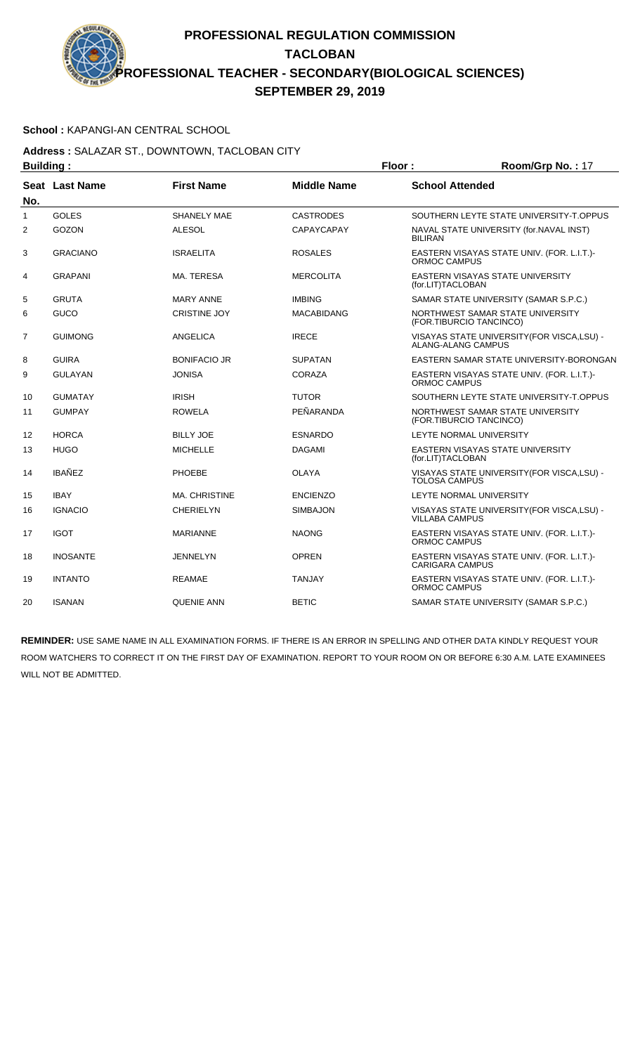# PROFESSIONAL REGULATION COMMISSION
## TACLOBAN
## PROFESSIONAL TEACHER - SECONDARY(BIOLOGICAL SCIENCES)
## SEPTEMBER 29, 2019

**School :** KAPANGI-AN CENTRAL SCHOOL

**Address :** SALAZAR ST., DOWNTOWN, TACLOBAN CITY

**Building :** **Floor :** **Room/Grp No. :** 17

| Seat No. | Last Name | First Name | Middle Name | School Attended |
|---|---|---|---|---|
| 1 | GOLES | SHANELY MAE | CASTRODES | SOUTHERN LEYTE STATE UNIVERSITY-T.OPPUS |
| 2 | GOZON | ALESOL | CAPAYCAPAY | NAVAL STATE UNIVERSITY (for.NAVAL INST) BILIRAN |
| 3 | GRACIANO | ISRAELITA | ROSALES | EASTERN VISAYAS STATE UNIV. (FOR. L.I.T.)-ORMOC CAMPUS |
| 4 | GRAPANI | MA. TERESA | MERCOLITA | EASTERN VISAYAS STATE UNIVERSITY (for.LIT)TACLOBAN |
| 5 | GRUTA | MARY ANNE | IMBING | SAMAR STATE UNIVERSITY (SAMAR S.P.C.) |
| 6 | GUCO | CRISTINE JOY | MACABIDANG | NORTHWEST SAMAR STATE UNIVERSITY (FOR.TIBURCIO TANCINCO) |
| 7 | GUIMONG | ANGELICA | IRECE | VISAYAS STATE UNIVERSITY(FOR VISCA,LSU) - ALANG-ALANG CAMPUS |
| 8 | GUIRA | BONIFACIO JR | SUPATAN | EASTERN SAMAR STATE UNIVERSITY-BORONGAN |
| 9 | GULAYAN | JONISA | CORAZA | EASTERN VISAYAS STATE UNIV. (FOR. L.I.T.)-ORMOC CAMPUS |
| 10 | GUMATAY | IRISH | TUTOR | SOUTHERN LEYTE STATE UNIVERSITY-T.OPPUS |
| 11 | GUMPAY | ROWELA | PEÑARANDA | NORTHWEST SAMAR STATE UNIVERSITY (FOR.TIBURCIO TANCINCO) |
| 12 | HORCA | BILLY JOE | ESNARDO | LEYTE NORMAL UNIVERSITY |
| 13 | HUGO | MICHELLE | DAGAMI | EASTERN VISAYAS STATE UNIVERSITY (for.LIT)TACLOBAN |
| 14 | IBAÑEZ | PHOEBE | OLAYA | VISAYAS STATE UNIVERSITY(FOR VISCA,LSU) - TOLOSA CAMPUS |
| 15 | IBAY | MA. CHRISTINE | ENCIENZO | LEYTE NORMAL UNIVERSITY |
| 16 | IGNACIO | CHERIELYN | SIMBAJON | VISAYAS STATE UNIVERSITY(FOR VISCA,LSU) - VILLABA CAMPUS |
| 17 | IGOT | MARIANNE | NAONG | EASTERN VISAYAS STATE UNIV. (FOR. L.I.T.)-ORMOC CAMPUS |
| 18 | INOSANTE | JENNELYN | OPREN | EASTERN VISAYAS STATE UNIV. (FOR. L.I.T.)-CARIGARA CAMPUS |
| 19 | INTANTO | REAMAE | TANJAY | EASTERN VISAYAS STATE UNIV. (FOR. L.I.T.)-ORMOC CAMPUS |
| 20 | ISANAN | QUENIE ANN | BETIC | SAMAR STATE UNIVERSITY (SAMAR S.P.C.) |

**REMINDER:** USE SAME NAME IN ALL EXAMINATION FORMS. IF THERE IS AN ERROR IN SPELLING AND OTHER DATA KINDLY REQUEST YOUR ROOM WATCHERS TO CORRECT IT ON THE FIRST DAY OF EXAMINATION. REPORT TO YOUR ROOM ON OR BEFORE 6:30 A.M. LATE EXAMINEES WILL NOT BE ADMITTED.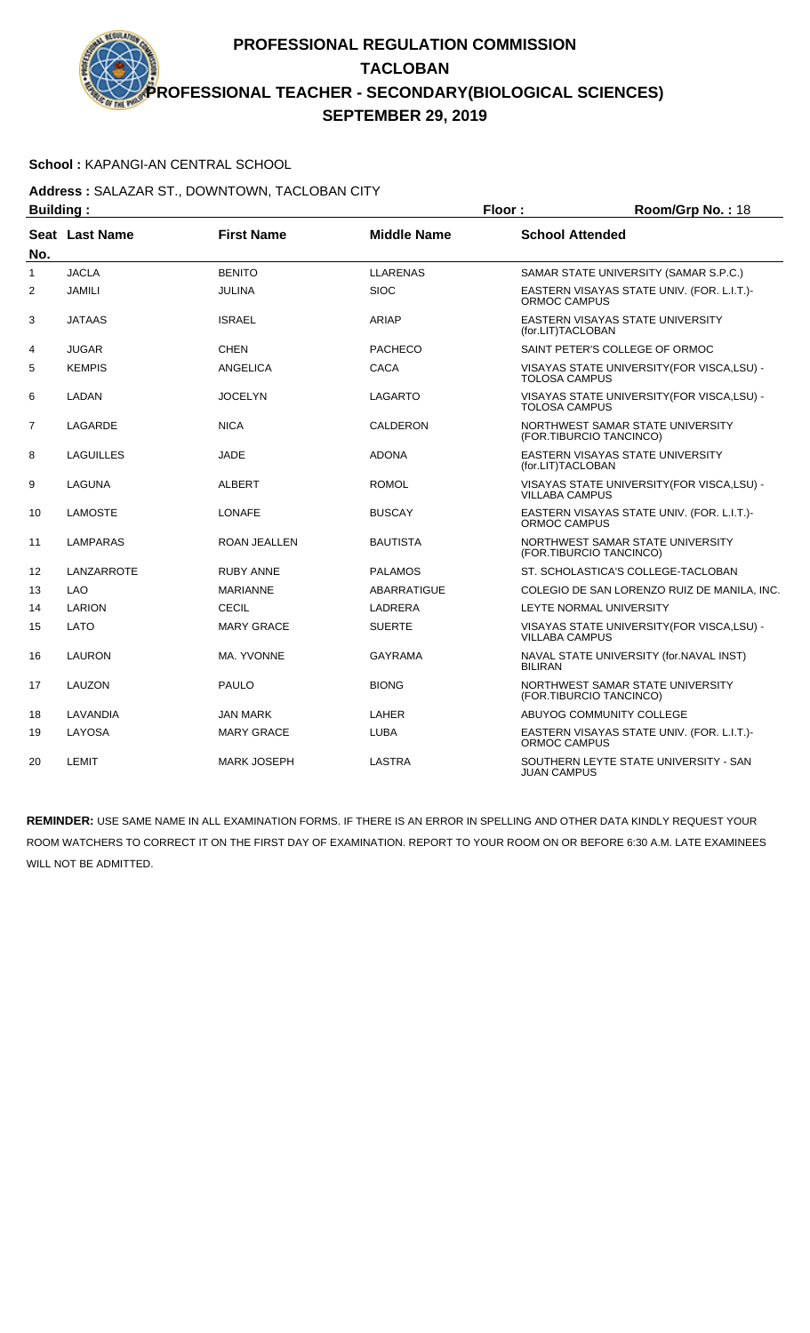# PROFESSIONAL REGULATION COMMISSION
## TACLOBAN
## PROFESSIONAL TEACHER - SECONDARY(BIOLOGICAL SCIENCES)
## SEPTEMBER 29, 2019

**School :** KAPANGI-AN CENTRAL SCHOOL

**Address :** SALAZAR ST., DOWNTOWN, TACLOBAN CITY

**Building :** **Floor :** **Room/Grp No. :** 18

| Seat No. | Last Name | First Name | Middle Name | School Attended |
|---|---|---|---|---|
| 1 | JACLA | BENITO | LLARENAS | SAMAR STATE UNIVERSITY (SAMAR S.P.C.) |
| 2 | JAMILI | JULINA | SIOC | EASTERN VISAYAS STATE UNIV. (FOR. L.I.T.)-ORMOC CAMPUS |
| 3 | JATAAS | ISRAEL | ARIAP | EASTERN VISAYAS STATE UNIVERSITY (for.LIT)TACLOBAN |
| 4 | JUGAR | CHEN | PACHECO | SAINT PETER'S COLLEGE OF ORMOC |
| 5 | KEMPIS | ANGELICA | CACA | VISAYAS STATE UNIVERSITY(FOR VISCA,LSU) - TOLOSA CAMPUS |
| 6 | LADAN | JOCELYN | LAGARTO | VISAYAS STATE UNIVERSITY(FOR VISCA,LSU) - TOLOSA CAMPUS |
| 7 | LAGARDE | NICA | CALDERON | NORTHWEST SAMAR STATE UNIVERSITY (FOR.TIBURCIO TANCINCO) |
| 8 | LAGUILLES | JADE | ADONA | EASTERN VISAYAS STATE UNIVERSITY (for.LIT)TACLOBAN |
| 9 | LAGUNA | ALBERT | ROMOL | VISAYAS STATE UNIVERSITY(FOR VISCA,LSU) - VILLABA CAMPUS |
| 10 | LAMOSTE | LONAFE | BUSCAY | EASTERN VISAYAS STATE UNIV. (FOR. L.I.T.)-ORMOC CAMPUS |
| 11 | LAMPARAS | ROAN JEALLEN | BAUTISTA | NORTHWEST SAMAR STATE UNIVERSITY (FOR.TIBURCIO TANCINCO) |
| 12 | LANZARROTE | RUBY ANNE | PALAMOS | ST. SCHOLASTICA'S COLLEGE-TACLOBAN |
| 13 | LAO | MARIANNE | ABARRATIGUE | COLEGIO DE SAN LORENZO RUIZ DE MANILA, INC. |
| 14 | LARION | CECIL | LADRERA | LEYTE NORMAL UNIVERSITY |
| 15 | LATO | MARY GRACE | SUERTE | VISAYAS STATE UNIVERSITY(FOR VISCA,LSU) - VILLABA CAMPUS |
| 16 | LAURON | MA. YVONNE | GAYRAMA | NAVAL STATE UNIVERSITY (for.NAVAL INST) BILIRAN |
| 17 | LAUZON | PAULO | BIONG | NORTHWEST SAMAR STATE UNIVERSITY (FOR.TIBURCIO TANCINCO) |
| 18 | LAVANDIA | JAN MARK | LAHER | ABUYOG COMMUNITY COLLEGE |
| 19 | LAYOSA | MARY GRACE | LUBA | EASTERN VISAYAS STATE UNIV. (FOR. L.I.T.)-ORMOC CAMPUS |
| 20 | LEMIT | MARK JOSEPH | LASTRA | SOUTHERN LEYTE STATE UNIVERSITY - SAN JUAN CAMPUS |

**REMINDER:** USE SAME NAME IN ALL EXAMINATION FORMS. IF THERE IS AN ERROR IN SPELLING AND OTHER DATA KINDLY REQUEST YOUR ROOM WATCHERS TO CORRECT IT ON THE FIRST DAY OF EXAMINATION. REPORT TO YOUR ROOM ON OR BEFORE 6:30 A.M. LATE EXAMINEES WILL NOT BE ADMITTED.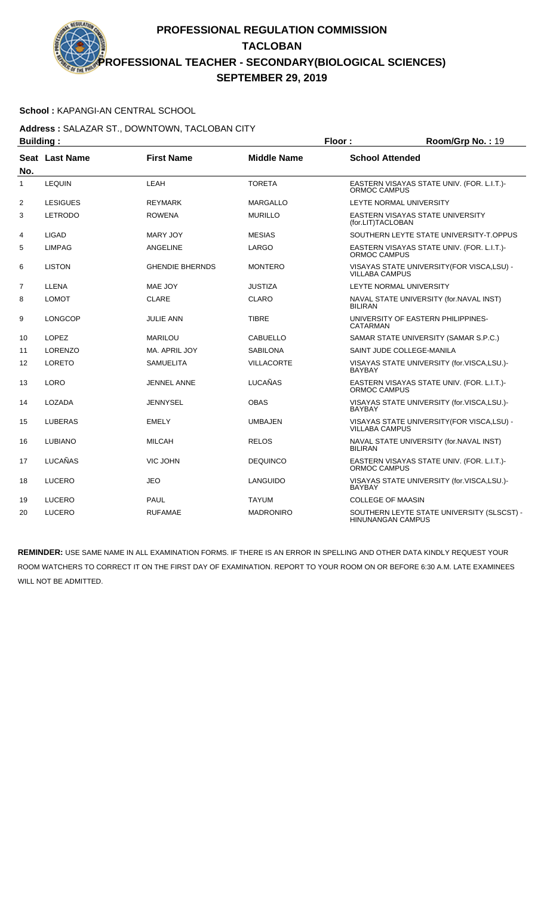# PROFESSIONAL REGULATION COMMISSION

## TACLOBAN

## PROFESSIONAL TEACHER - SECONDARY(BIOLOGICAL SCIENCES)

## SEPTEMBER 29, 2019

**School :** KAPANGI-AN CENTRAL SCHOOL

**Address :** SALAZAR ST., DOWNTOWN, TACLOBAN CITY

**Building :** **Floor :** **Room/Grp No. :** 19

| Seat No. | Last Name | First Name | Middle Name | School Attended |
|---|---|---|---|---|
| 1 | LEQUIN | LEAH | TORETA | EASTERN VISAYAS STATE UNIV. (FOR. L.I.T.)-ORMOC CAMPUS |
| 2 | LESIGUES | REYMARK | MARGALLO | LEYTE NORMAL UNIVERSITY |
| 3 | LETRODO | ROWENA | MURILLO | EASTERN VISAYAS STATE UNIVERSITY (for.LIT)TACLOBAN |
| 4 | LIGAD | MARY JOY | MESIAS | SOUTHERN LEYTE STATE UNIVERSITY-T.OPPUS |
| 5 | LIMPAG | ANGELINE | LARGO | EASTERN VISAYAS STATE UNIV. (FOR. L.I.T.)-ORMOC CAMPUS |
| 6 | LISTON | GHENDIE BHERNDS | MONTERO | VISAYAS STATE UNIVERSITY(FOR VISCA,LSU) - VILLABA CAMPUS |
| 7 | LLENA | MAE JOY | JUSTIZA | LEYTE NORMAL UNIVERSITY |
| 8 | LOMOT | CLARE | CLARO | NAVAL STATE UNIVERSITY (for.NAVAL INST) BILIRAN |
| 9 | LONGCOP | JULIE ANN | TIBRE | UNIVERSITY OF EASTERN PHILIPPINES-CATARMAN |
| 10 | LOPEZ | MARILOU | CABUELLO | SAMAR STATE UNIVERSITY (SAMAR S.P.C.) |
| 11 | LORENZO | MA. APRIL JOY | SABILONA | SAINT JUDE COLLEGE-MANILA |
| 12 | LORETO | SAMUELITA | VILLACORTE | VISAYAS STATE UNIVERSITY (for.VISCA,LSU.)-BAYBAY |
| 13 | LORO | JENNEL ANNE | LUCAÑAS | EASTERN VISAYAS STATE UNIV. (FOR. L.I.T.)-ORMOC CAMPUS |
| 14 | LOZADA | JENNYSEL | OBAS | VISAYAS STATE UNIVERSITY (for.VISCA,LSU.)-BAYBAY |
| 15 | LUBERAS | EMELY | UMBAJEN | VISAYAS STATE UNIVERSITY(FOR VISCA,LSU) - VILLABA CAMPUS |
| 16 | LUBIANO | MILCAH | RELOS | NAVAL STATE UNIVERSITY (for.NAVAL INST) BILIRAN |
| 17 | LUCAÑAS | VIC JOHN | DEQUINCO | EASTERN VISAYAS STATE UNIV. (FOR. L.I.T.)-ORMOC CAMPUS |
| 18 | LUCERO | JEO | LANGUIDO | VISAYAS STATE UNIVERSITY (for.VISCA,LSU.)-BAYBAY |
| 19 | LUCERO | PAUL | TAYUM | COLLEGE OF MAASIN |
| 20 | LUCERO | RUFAMAE | MADRONIRO | SOUTHERN LEYTE STATE UNIVERSITY (SLSCST) - HINUNANGAN CAMPUS |

**REMINDER:** USE SAME NAME IN ALL EXAMINATION FORMS. IF THERE IS AN ERROR IN SPELLING AND OTHER DATA KINDLY REQUEST YOUR ROOM WATCHERS TO CORRECT IT ON THE FIRST DAY OF EXAMINATION. REPORT TO YOUR ROOM ON OR BEFORE 6:30 A.M. LATE EXAMINEES WILL NOT BE ADMITTED.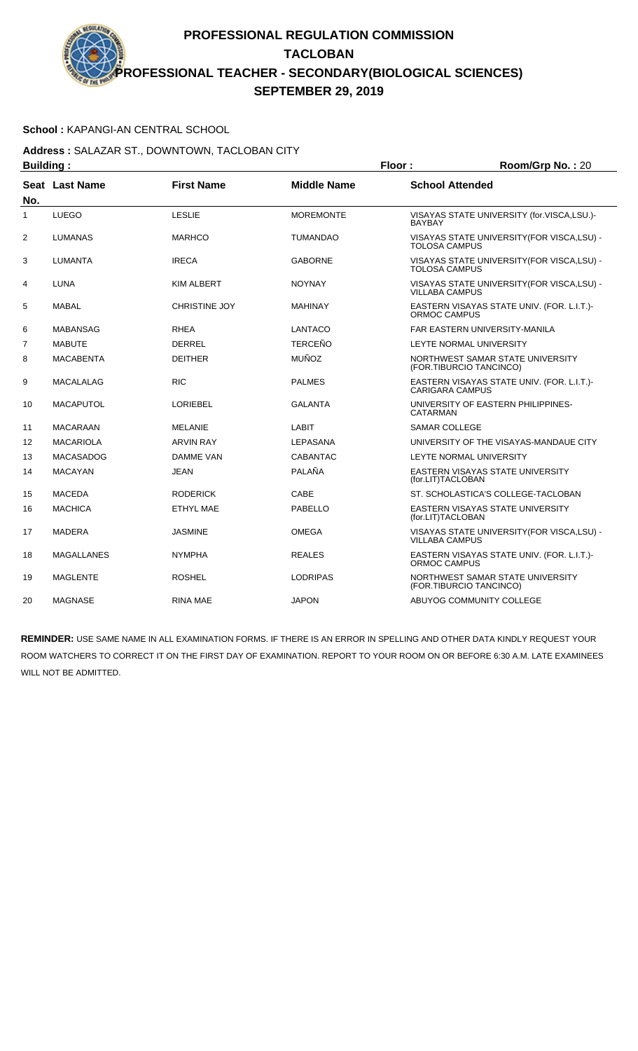# PROFESSIONAL REGULATION COMMISSION

## TACLOBAN

## PROFESSIONAL TEACHER - SECONDARY(BIOLOGICAL SCIENCES)

## SEPTEMBER 29, 2019

**School :** KAPANGI-AN CENTRAL SCHOOL

**Address :** SALAZAR ST., DOWNTOWN, TACLOBAN CITY

**Building :** **Floor :** **Room/Grp No. :** 20

| Seat No. | Last Name | First Name | Middle Name | School Attended |
|---|---|---|---|---|
| 1 | LUEGO | LESLIE | MOREMONTE | VISAYAS STATE UNIVERSITY (for.VISCA,LSU.)-BAYBAY |
| 2 | LUMANAS | MARHCO | TUMANDAO | VISAYAS STATE UNIVERSITY(FOR VISCA,LSU) - TOLOSA CAMPUS |
| 3 | LUMANTA | IRECA | GABORNE | VISAYAS STATE UNIVERSITY(FOR VISCA,LSU) - TOLOSA CAMPUS |
| 4 | LUNA | KIM ALBERT | NOYNAY | VISAYAS STATE UNIVERSITY(FOR VISCA,LSU) - VILLABA CAMPUS |
| 5 | MABAL | CHRISTINE JOY | MAHINAY | EASTERN VISAYAS STATE UNIV. (FOR. L.I.T.)-ORMOC CAMPUS |
| 6 | MABANSAG | RHEA | LANTACO | FAR EASTERN UNIVERSITY-MANILA |
| 7 | MABUTE | DERREL | TERCEÑO | LEYTE NORMAL UNIVERSITY |
| 8 | MACABENTA | DEITHER | MUÑOZ | NORTHWEST SAMAR STATE UNIVERSITY (FOR.TIBURCIO TANCINCO) |
| 9 | MACALALAG | RIC | PALMES | EASTERN VISAYAS STATE UNIV. (FOR. L.I.T.)-CARIGARA CAMPUS |
| 10 | MACAPUTOL | LORIEBEL | GALANTA | UNIVERSITY OF EASTERN PHILIPPINES-CATARMAN |
| 11 | MACARAAN | MELANIE | LABIT | SAMAR COLLEGE |
| 12 | MACARIOLA | ARVIN RAY | LEPASANA | UNIVERSITY OF THE VISAYAS-MANDAUE CITY |
| 13 | MACASADOG | DAMME VAN | CABANTAC | LEYTE NORMAL UNIVERSITY |
| 14 | MACAYAN | JEAN | PALAÑA | EASTERN VISAYAS STATE UNIVERSITY (for.LIT)TACLOBAN |
| 15 | MACEDA | RODERICK | CABE | ST. SCHOLASTICA'S COLLEGE-TACLOBAN |
| 16 | MACHICA | ETHYL MAE | PABELLO | EASTERN VISAYAS STATE UNIVERSITY (for.LIT)TACLOBAN |
| 17 | MADERA | JASMINE | OMEGA | VISAYAS STATE UNIVERSITY(FOR VISCA,LSU) - VILLABA CAMPUS |
| 18 | MAGALLANES | NYMPHA | REALES | EASTERN VISAYAS STATE UNIV. (FOR. L.I.T.)-ORMOC CAMPUS |
| 19 | MAGLENTE | ROSHEL | LODRIPAS | NORTHWEST SAMAR STATE UNIVERSITY (FOR.TIBURCIO TANCINCO) |
| 20 | MAGNASE | RINA MAE | JAPON | ABUYOG COMMUNITY COLLEGE |

**REMINDER:** USE SAME NAME IN ALL EXAMINATION FORMS. IF THERE IS AN ERROR IN SPELLING AND OTHER DATA KINDLY REQUEST YOUR ROOM WATCHERS TO CORRECT IT ON THE FIRST DAY OF EXAMINATION. REPORT TO YOUR ROOM ON OR BEFORE 6:30 A.M. LATE EXAMINEES WILL NOT BE ADMITTED.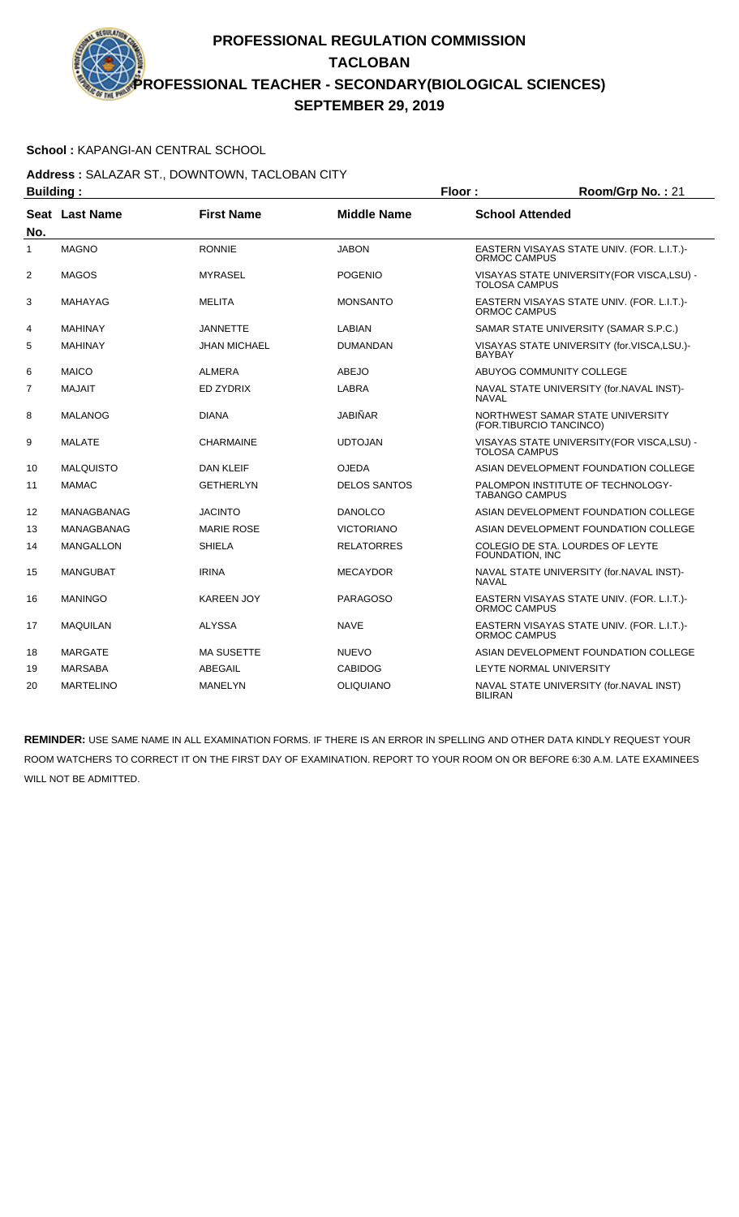# PROFESSIONAL REGULATION COMMISSION
## TACLOBAN
## PROFESSIONAL TEACHER - SECONDARY(BIOLOGICAL SCIENCES)
## SEPTEMBER 29, 2019

**School :** KAPANGI-AN CENTRAL SCHOOL

**Address :** SALAZAR ST., DOWNTOWN, TACLOBAN CITY

**Building :** **Floor :** **Room/Grp No. :** 21

| Seat No. | Last Name | First Name | Middle Name | School Attended |
|---|---|---|---|---|
| 1 | MAGNO | RONNIE | JABON | EASTERN VISAYAS STATE UNIV. (FOR. L.I.T.)- ORMOC CAMPUS |
| 2 | MAGOS | MYRASEL | POGENIO | VISAYAS STATE UNIVERSITY(FOR VISCA,LSU) - TOLOSA CAMPUS |
| 3 | MAHAYAG | MELITA | MONSANTO | EASTERN VISAYAS STATE UNIV. (FOR. L.I.T.)- ORMOC CAMPUS |
| 4 | MAHINAY | JANNETTE | LABIAN | SAMAR STATE UNIVERSITY (SAMAR S.P.C.) |
| 5 | MAHINAY | JHAN MICHAEL | DUMANDAN | VISAYAS STATE UNIVERSITY (for.VISCA,LSU.)- BAYBAY |
| 6 | MAICO | ALMERA | ABEJO | ABUYOG COMMUNITY COLLEGE |
| 7 | MAJAIT | ED ZYDRIX | LABRA | NAVAL STATE UNIVERSITY (for.NAVAL INST)- NAVAL |
| 8 | MALANOG | DIANA | JABIÑAR | NORTHWEST SAMAR STATE UNIVERSITY (FOR.TIBURCIO TANCINCO) |
| 9 | MALATE | CHARMAINE | UDTOJAN | VISAYAS STATE UNIVERSITY(FOR VISCA,LSU) - TOLOSA CAMPUS |
| 10 | MALQUISTO | DAN KLEIF | OJEDA | ASIAN DEVELOPMENT FOUNDATION COLLEGE |
| 11 | MAMAC | GETHERLYN | DELOS SANTOS | PALOMPON INSTITUTE OF TECHNOLOGY- TABANGO CAMPUS |
| 12 | MANAGBANAG | JACINTO | DANOLCO | ASIAN DEVELOPMENT FOUNDATION COLLEGE |
| 13 | MANAGBANAG | MARIE ROSE | VICTORIANO | ASIAN DEVELOPMENT FOUNDATION COLLEGE |
| 14 | MANGALLON | SHIELA | RELATORRES | COLEGIO DE STA. LOURDES OF LEYTE FOUNDATION, INC |
| 15 | MANGUBAT | IRINA | MECAYDOR | NAVAL STATE UNIVERSITY (for.NAVAL INST)- NAVAL |
| 16 | MANINGO | KAREEN JOY | PARAGOSO | EASTERN VISAYAS STATE UNIV. (FOR. L.I.T.)- ORMOC CAMPUS |
| 17 | MAQUILAN | ALYSSA | NAVE | EASTERN VISAYAS STATE UNIV. (FOR. L.I.T.)- ORMOC CAMPUS |
| 18 | MARGATE | MA SUSETTE | NUEVO | ASIAN DEVELOPMENT FOUNDATION COLLEGE |
| 19 | MARSABA | ABEGAIL | CABIDOG | LEYTE NORMAL UNIVERSITY |
| 20 | MARTELINO | MANELYN | OLIQUIANO | NAVAL STATE UNIVERSITY (for.NAVAL INST) BILIRAN |

**REMINDER:** USE SAME NAME IN ALL EXAMINATION FORMS. IF THERE IS AN ERROR IN SPELLING AND OTHER DATA KINDLY REQUEST YOUR ROOM WATCHERS TO CORRECT IT ON THE FIRST DAY OF EXAMINATION. REPORT TO YOUR ROOM ON OR BEFORE 6:30 A.M. LATE EXAMINEES WILL NOT BE ADMITTED.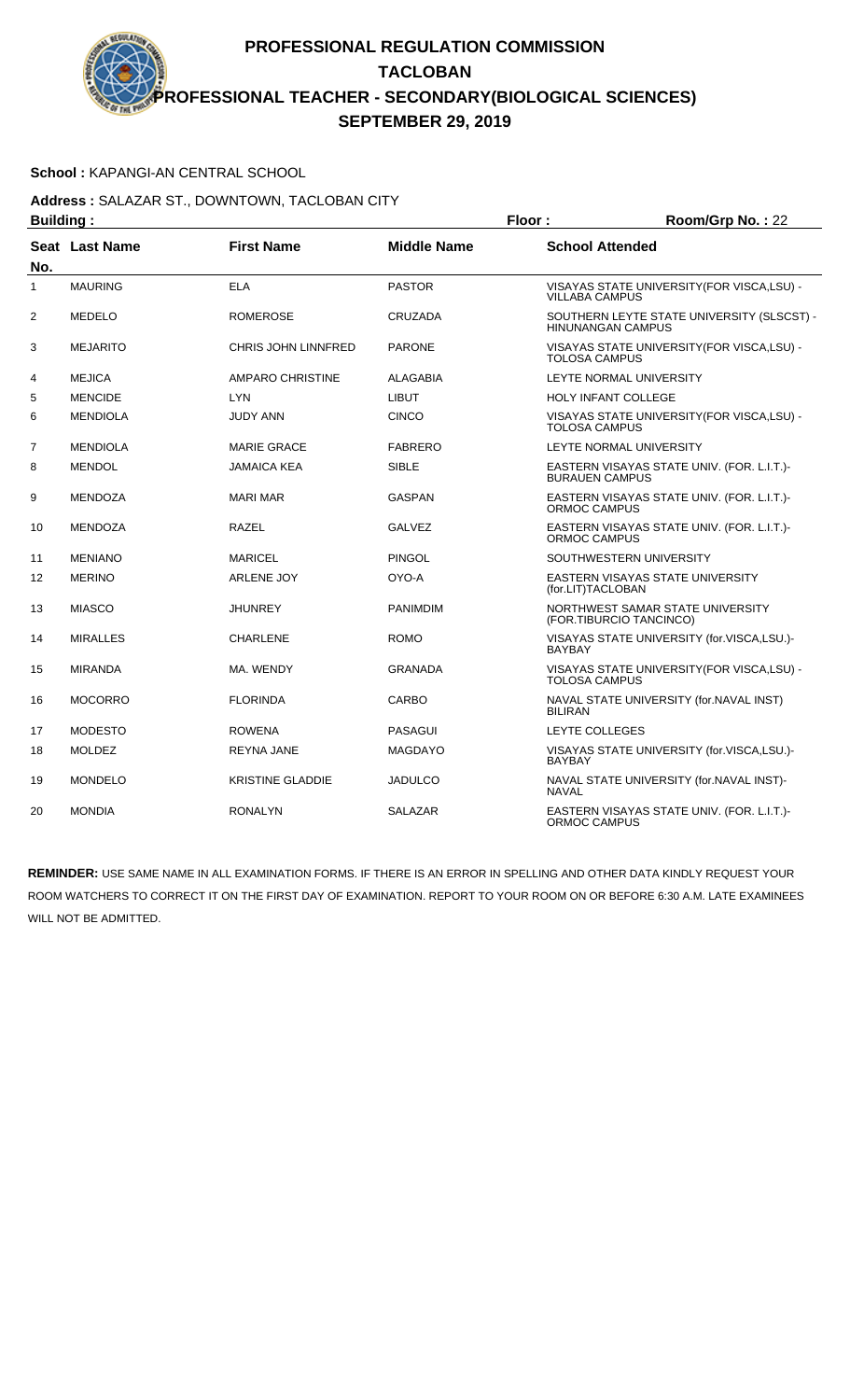# PROFESSIONAL REGULATION COMMISSION
## TACLOBAN
## PROFESSIONAL TEACHER - SECONDARY(BIOLOGICAL SCIENCES)
## SEPTEMBER 29, 2019

**School :** KAPANGI-AN CENTRAL SCHOOL

**Address :** SALAZAR ST., DOWNTOWN, TACLOBAN CITY

**Building :** **Floor :** **Room/Grp No. :** 22

| Seat No. | Last Name | First Name | Middle Name | School Attended |
|---|---|---|---|---|
| 1 | MAURING | ELA | PASTOR | VISAYAS STATE UNIVERSITY(FOR VISCA,LSU) - VILLABA CAMPUS |
| 2 | MEDELO | ROMEROSE | CRUZADA | SOUTHERN LEYTE STATE UNIVERSITY (SLSCST) - HINUNANGAN CAMPUS |
| 3 | MEJARITO | CHRIS JOHN LINNFRED | PARONE | VISAYAS STATE UNIVERSITY(FOR VISCA,LSU) - TOLOSA CAMPUS |
| 4 | MEJICA | AMPARO CHRISTINE | ALAGABIA | LEYTE NORMAL UNIVERSITY |
| 5 | MENCIDE | LYN | LIBUT | HOLY INFANT COLLEGE |
| 6 | MENDIOLA | JUDY ANN | CINCO | VISAYAS STATE UNIVERSITY(FOR VISCA,LSU) - TOLOSA CAMPUS |
| 7 | MENDIOLA | MARIE GRACE | FABRERO | LEYTE NORMAL UNIVERSITY |
| 8 | MENDOL | JAMAICA KEA | SIBLE | EASTERN VISAYAS STATE UNIV. (FOR. L.I.T.)- BURAUEN CAMPUS |
| 9 | MENDOZA | MARI MAR | GASPAN | EASTERN VISAYAS STATE UNIV. (FOR. L.I.T.)- ORMOC CAMPUS |
| 10 | MENDOZA | RAZEL | GALVEZ | EASTERN VISAYAS STATE UNIV. (FOR. L.I.T.)- ORMOC CAMPUS |
| 11 | MENIANO | MARICEL | PINGOL | SOUTHWESTERN UNIVERSITY |
| 12 | MERINO | ARLENE JOY | OYO-A | EASTERN VISAYAS STATE UNIVERSITY (for.LIT)TACLOBAN |
| 13 | MIASCO | JHUNREY | PANIMDIM | NORTHWEST SAMAR STATE UNIVERSITY (FOR.TIBURCIO TANCINCO) |
| 14 | MIRALLES | CHARLENE | ROMO | VISAYAS STATE UNIVERSITY (for.VISCA,LSU.)- BAYBAY |
| 15 | MIRANDA | MA. WENDY | GRANADA | VISAYAS STATE UNIVERSITY(FOR VISCA,LSU) - TOLOSA CAMPUS |
| 16 | MOCORRO | FLORINDA | CARBO | NAVAL STATE UNIVERSITY (for.NAVAL INST) BILIRAN |
| 17 | MODESTO | ROWENA | PASAGUI | LEYTE COLLEGES |
| 18 | MOLDEZ | REYNA JANE | MAGDAYO | VISAYAS STATE UNIVERSITY (for.VISCA,LSU.)- BAYBAY |
| 19 | MONDELO | KRISTINE GLADDIE | JADULCO | NAVAL STATE UNIVERSITY (for.NAVAL INST)- NAVAL |
| 20 | MONDIA | RONALYN | SALAZAR | EASTERN VISAYAS STATE UNIV. (FOR. L.I.T.)- ORMOC CAMPUS |

**REMINDER:** USE SAME NAME IN ALL EXAMINATION FORMS. IF THERE IS AN ERROR IN SPELLING AND OTHER DATA KINDLY REQUEST YOUR ROOM WATCHERS TO CORRECT IT ON THE FIRST DAY OF EXAMINATION. REPORT TO YOUR ROOM ON OR BEFORE 6:30 A.M. LATE EXAMINEES WILL NOT BE ADMITTED.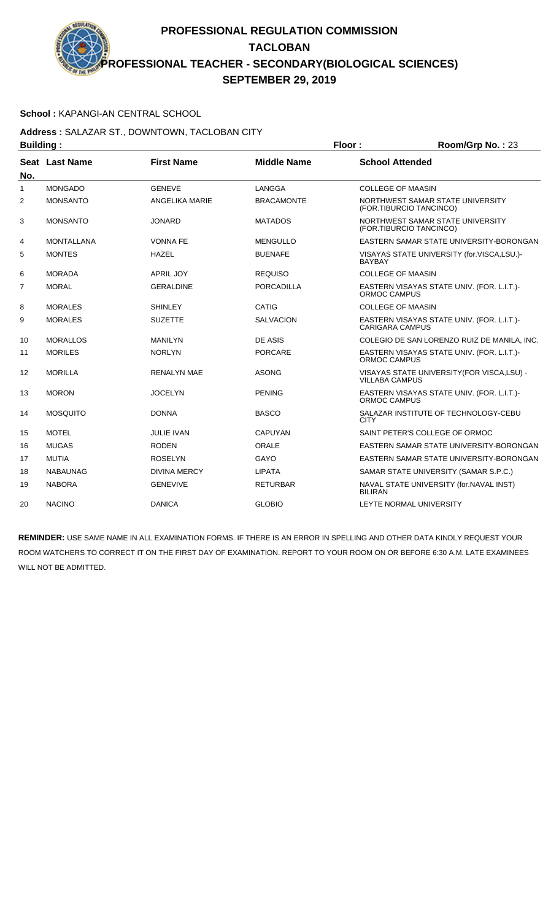# PROFESSIONAL REGULATION COMMISSION
## TACLOBAN
## PROFESSIONAL TEACHER - SECONDARY(BIOLOGICAL SCIENCES)
## SEPTEMBER 29, 2019

**School :** KAPANGI-AN CENTRAL SCHOOL

**Address :** SALAZAR ST., DOWNTOWN, TACLOBAN CITY

**Building :** **Floor :** **Room/Grp No. :** 23

| Seat No. | Last Name | First Name | Middle Name | School Attended |
|---|---|---|---|---|
| 1 | MONGADO | GENEVE | LANGGA | COLLEGE OF MAASIN |
| 2 | MONSANTO | ANGELIKA MARIE | BRACAMONTE | NORTHWEST SAMAR STATE UNIVERSITY (FOR.TIBURCIO TANCINCO) |
| 3 | MONSANTO | JONARD | MATADOS | NORTHWEST SAMAR STATE UNIVERSITY (FOR.TIBURCIO TANCINCO) |
| 4 | MONTALLANA | VONNA FE | MENGULLO | EASTERN SAMAR STATE UNIVERSITY-BORONGAN |
| 5 | MONTES | HAZEL | BUENAFE | VISAYAS STATE UNIVERSITY (for.VISCA,LSU.)-BAYBAY |
| 6 | MORADA | APRIL JOY | REQUISO | COLLEGE OF MAASIN |
| 7 | MORAL | GERALDINE | PORCADILLA | EASTERN VISAYAS STATE UNIV. (FOR. L.I.T.)-ORMOC CAMPUS |
| 8 | MORALES | SHINLEY | CATIG | COLLEGE OF MAASIN |
| 9 | MORALES | SUZETTE | SALVACION | EASTERN VISAYAS STATE UNIV. (FOR. L.I.T.)-CARIGARA CAMPUS |
| 10 | MORALLOS | MANILYN | DE ASIS | COLEGIO DE SAN LORENZO RUIZ DE MANILA, INC. |
| 11 | MORILES | NORLYN | PORCARE | EASTERN VISAYAS STATE UNIV. (FOR. L.I.T.)-ORMOC CAMPUS |
| 12 | MORILLA | RENALYN MAE | ASONG | VISAYAS STATE UNIVERSITY(FOR VISCA,LSU) -VILLABA CAMPUS |
| 13 | MORON | JOCELYN | PENING | EASTERN VISAYAS STATE UNIV. (FOR. L.I.T.)-ORMOC CAMPUS |
| 14 | MOSQUITO | DONNA | BASCO | SALAZAR INSTITUTE OF TECHNOLOGY-CEBU CITY |
| 15 | MOTEL | JULIE IVAN | CAPUYAN | SAINT PETER'S COLLEGE OF ORMOC |
| 16 | MUGAS | RODEN | ORALE | EASTERN SAMAR STATE UNIVERSITY-BORONGAN |
| 17 | MUTIA | ROSELYN | GAYO | EASTERN SAMAR STATE UNIVERSITY-BORONGAN |
| 18 | NABAUNAG | DIVINA MERCY | LIPATA | SAMAR STATE UNIVERSITY (SAMAR S.P.C.) |
| 19 | NABORA | GENEVIVE | RETURBAR | NAVAL STATE UNIVERSITY (for.NAVAL INST) BILIRAN |
| 20 | NACINO | DANICA | GLOBIO | LEYTE NORMAL UNIVERSITY |

**REMINDER:** USE SAME NAME IN ALL EXAMINATION FORMS. IF THERE IS AN ERROR IN SPELLING AND OTHER DATA KINDLY REQUEST YOUR ROOM WATCHERS TO CORRECT IT ON THE FIRST DAY OF EXAMINATION. REPORT TO YOUR ROOM ON OR BEFORE 6:30 A.M. LATE EXAMINEES WILL NOT BE ADMITTED.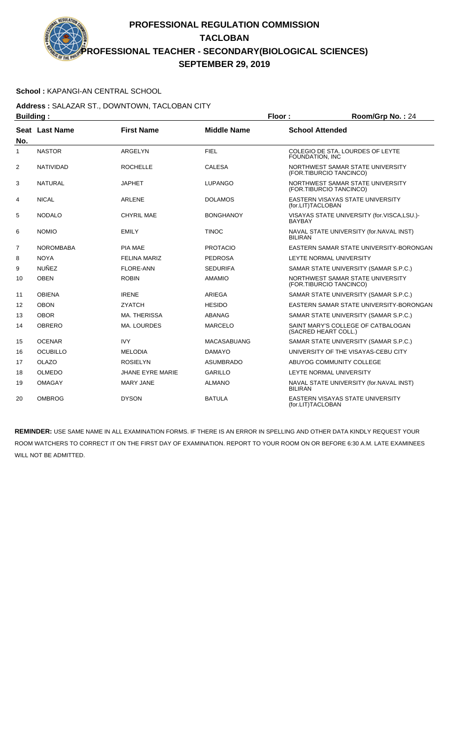# PROFESSIONAL REGULATION COMMISSION
## TACLOBAN
## PROFESSIONAL TEACHER - SECONDARY(BIOLOGICAL SCIENCES)
## SEPTEMBER 29, 2019

**School :** KAPANGI-AN CENTRAL SCHOOL

**Address :** SALAZAR ST., DOWNTOWN, TACLOBAN CITY

**Building :** **Floor :** **Room/Grp No. :** 24

| Seat No. | Last Name | First Name | Middle Name | School Attended |
|---|---|---|---|---|
| 1 | NASTOR | ARGELYN | FIEL | COLEGIO DE STA. LOURDES OF LEYTE FOUNDATION, INC |
| 2 | NATIVIDAD | ROCHELLE | CALESA | NORTHWEST SAMAR STATE UNIVERSITY (FOR.TIBURCIO TANCINCO) |
| 3 | NATURAL | JAPHET | LUPANGO | NORTHWEST SAMAR STATE UNIVERSITY (FOR.TIBURCIO TANCINCO) |
| 4 | NICAL | ARLENE | DOLAMOS | EASTERN VISAYAS STATE UNIVERSITY (for.LIT)TACLOBAN |
| 5 | NODALO | CHYRIL MAE | BONGHANOY | VISAYAS STATE UNIVERSITY (for.VISCA,LSU.)-BAYBAY |
| 6 | NOMIO | EMILY | TINOC | NAVAL STATE UNIVERSITY (for.NAVAL INST) BILIRAN |
| 7 | NOROMBABA | PIA MAE | PROTACIO | EASTERN SAMAR STATE UNIVERSITY-BORONGAN |
| 8 | NOYA | FELINA MARIZ | PEDROSA | LEYTE NORMAL UNIVERSITY |
| 9 | NUÑEZ | FLORE-ANN | SEDURIFA | SAMAR STATE UNIVERSITY (SAMAR S.P.C.) |
| 10 | OBEN | ROBIN | AMAMIO | NORTHWEST SAMAR STATE UNIVERSITY (FOR.TIBURCIO TANCINCO) |
| 11 | OBIENA | IRENE | ARIEGA | SAMAR STATE UNIVERSITY (SAMAR S.P.C.) |
| 12 | OBON | ZYATCH | HESIDO | EASTERN SAMAR STATE UNIVERSITY-BORONGAN |
| 13 | OBOR | MA. THERISSA | ABANAG | SAMAR STATE UNIVERSITY (SAMAR S.P.C.) |
| 14 | OBRERO | MA. LOURDES | MARCELO | SAINT MARY'S COLLEGE OF CATBALOGAN (SACRED HEART COLL.) |
| 15 | OCENAR | IVY | MACASABUANG | SAMAR STATE UNIVERSITY (SAMAR S.P.C.) |
| 16 | OCUBILLO | MELODIA | DAMAYO | UNIVERSITY OF THE VISAYAS-CEBU CITY |
| 17 | OLAZO | ROSIELYN | ASUMBRADO | ABUYOG COMMUNITY COLLEGE |
| 18 | OLMEDO | JHANE EYRE MARIE | GARILLO | LEYTE NORMAL UNIVERSITY |
| 19 | OMAGAY | MARY JANE | ALMANO | NAVAL STATE UNIVERSITY (for.NAVAL INST) BILIRAN |
| 20 | OMBROG | DYSON | BATULA | EASTERN VISAYAS STATE UNIVERSITY (for.LIT)TACLOBAN |

**REMINDER:** USE SAME NAME IN ALL EXAMINATION FORMS. IF THERE IS AN ERROR IN SPELLING AND OTHER DATA KINDLY REQUEST YOUR ROOM WATCHERS TO CORRECT IT ON THE FIRST DAY OF EXAMINATION. REPORT TO YOUR ROOM ON OR BEFORE 6:30 A.M. LATE EXAMINEES WILL NOT BE ADMITTED.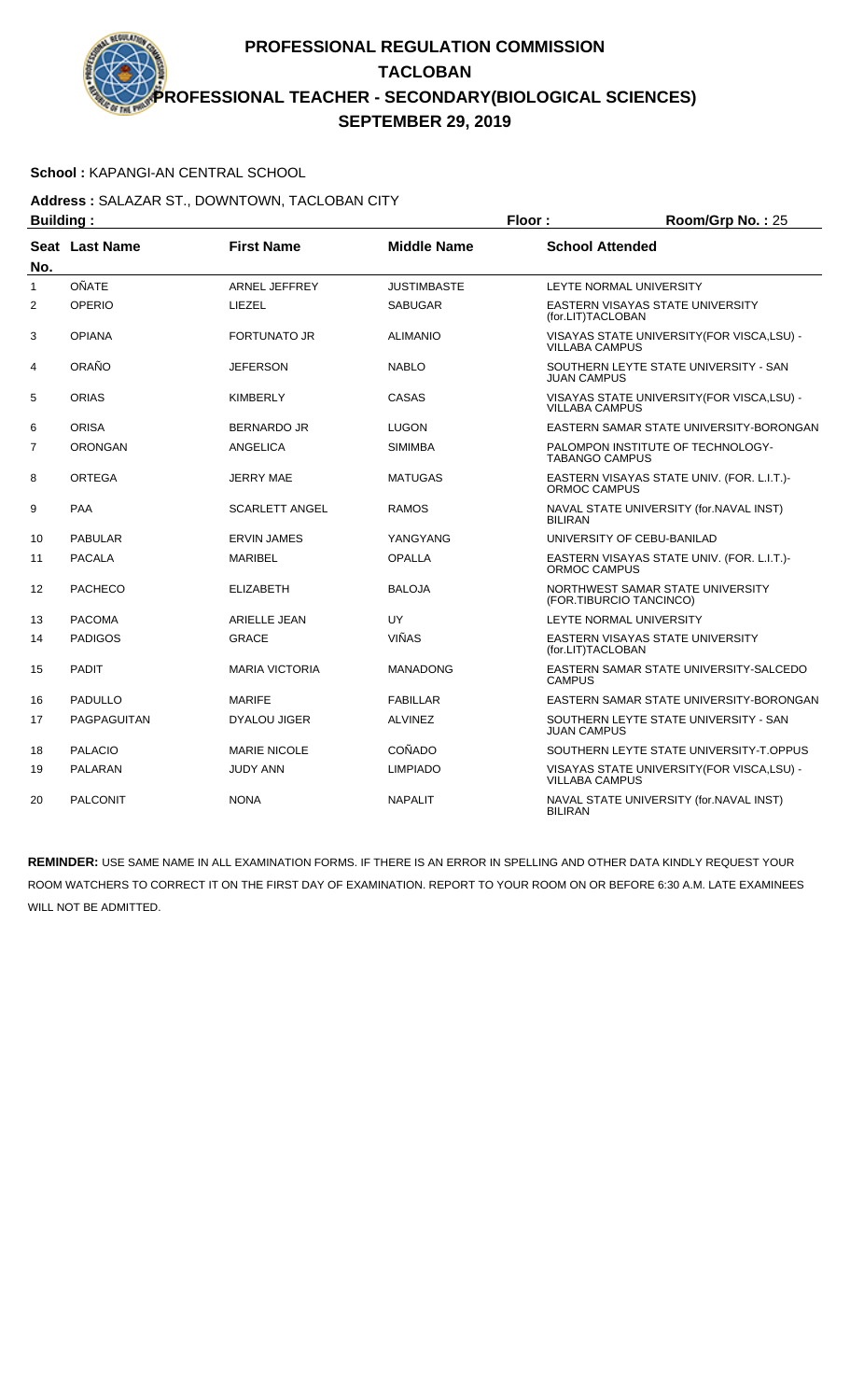# PROFESSIONAL REGULATION COMMISSION
## TACLOBAN
## PROFESSIONAL TEACHER - SECONDARY(BIOLOGICAL SCIENCES)
## SEPTEMBER 29, 2019

**School :** KAPANGI-AN CENTRAL SCHOOL

**Address :** SALAZAR ST., DOWNTOWN, TACLOBAN CITY

**Building :** **Floor :** **Room/Grp No. :** 25

| Seat No. | Last Name | First Name | Middle Name | School Attended |
|---|---|---|---|---|
| 1 | OÑATE | ARNEL JEFFREY | JUSTIMBASTE | LEYTE NORMAL UNIVERSITY |
| 2 | OPERIO | LIEZEL | SABUGAR | EASTERN VISAYAS STATE UNIVERSITY (for.LIT)TACLOBAN |
| 3 | OPIANA | FORTUNATO JR | ALIMANIO | VISAYAS STATE UNIVERSITY(FOR VISCA,LSU) - VILLABA CAMPUS |
| 4 | ORAÑO | JEFERSON | NABLO | SOUTHERN LEYTE STATE UNIVERSITY - SAN JUAN CAMPUS |
| 5 | ORIAS | KIMBERLY | CASAS | VISAYAS STATE UNIVERSITY(FOR VISCA,LSU) - VILLABA CAMPUS |
| 6 | ORISA | BERNARDO JR | LUGON | EASTERN SAMAR STATE UNIVERSITY-BORONGAN |
| 7 | ORONGAN | ANGELICA | SIMIMBA | PALOMPON INSTITUTE OF TECHNOLOGY-TABANGO CAMPUS |
| 8 | ORTEGA | JERRY MAE | MATUGAS | EASTERN VISAYAS STATE UNIV. (FOR. L.I.T.)-ORMOC CAMPUS |
| 9 | PAA | SCARLETT ANGEL | RAMOS | NAVAL STATE UNIVERSITY (for.NAVAL INST) BILIRAN |
| 10 | PABULAR | ERVIN JAMES | YANGYANG | UNIVERSITY OF CEBU-BANILAD |
| 11 | PACALA | MARIBEL | OPALLA | EASTERN VISAYAS STATE UNIV. (FOR. L.I.T.)-ORMOC CAMPUS |
| 12 | PACHECO | ELIZABETH | BALOJA | NORTHWEST SAMAR STATE UNIVERSITY (FOR.TIBURCIO TANCINCO) |
| 13 | PACOMA | ARIELLE JEAN | UY | LEYTE NORMAL UNIVERSITY |
| 14 | PADIGOS | GRACE | VIÑAS | EASTERN VISAYAS STATE UNIVERSITY (for.LIT)TACLOBAN |
| 15 | PADIT | MARIA VICTORIA | MANADONG | EASTERN SAMAR STATE UNIVERSITY-SALCEDO CAMPUS |
| 16 | PADULLO | MARIFE | FABILLAR | EASTERN SAMAR STATE UNIVERSITY-BORONGAN |
| 17 | PAGPAGUITAN | DYALOU JIGER | ALVINEZ | SOUTHERN LEYTE STATE UNIVERSITY - SAN JUAN CAMPUS |
| 18 | PALACIO | MARIE NICOLE | COÑADO | SOUTHERN LEYTE STATE UNIVERSITY-T.OPPUS |
| 19 | PALARAN | JUDY ANN | LIMPIADO | VISAYAS STATE UNIVERSITY(FOR VISCA,LSU) - VILLABA CAMPUS |
| 20 | PALCONIT | NONA | NAPALIT | NAVAL STATE UNIVERSITY (for.NAVAL INST) BILIRAN |

**REMINDER:** USE SAME NAME IN ALL EXAMINATION FORMS. IF THERE IS AN ERROR IN SPELLING AND OTHER DATA KINDLY REQUEST YOUR ROOM WATCHERS TO CORRECT IT ON THE FIRST DAY OF EXAMINATION. REPORT TO YOUR ROOM ON OR BEFORE 6:30 A.M. LATE EXAMINEES WILL NOT BE ADMITTED.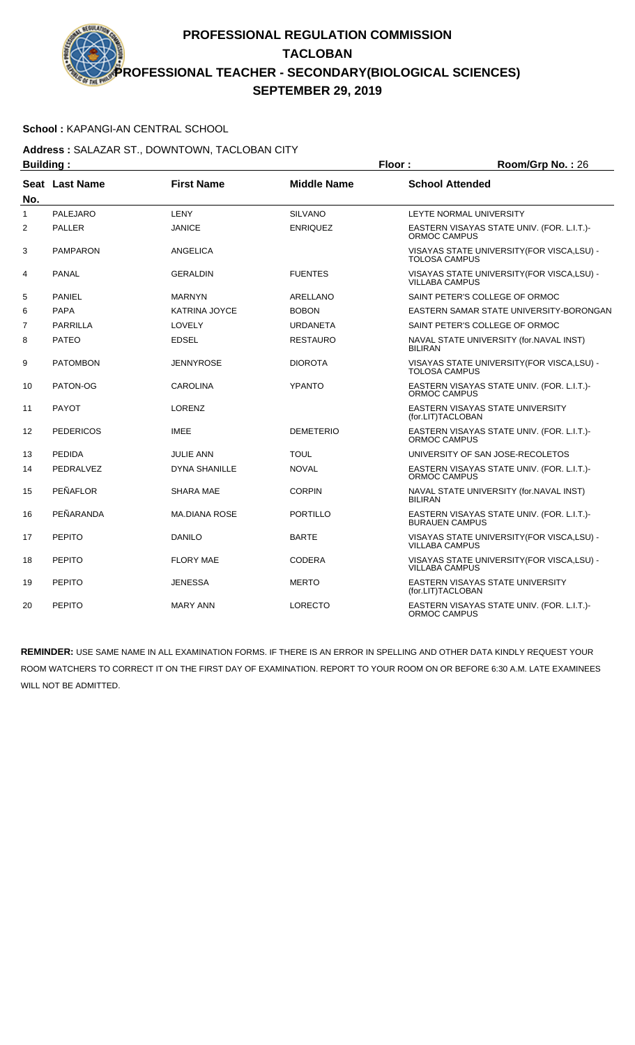# PROFESSIONAL REGULATION COMMISSION

## TACLOBAN

## PROFESSIONAL TEACHER - SECONDARY(BIOLOGICAL SCIENCES)

## SEPTEMBER 29, 2019

**School :** KAPANGI-AN CENTRAL SCHOOL

**Address :** SALAZAR ST., DOWNTOWN, TACLOBAN CITY

**Building :** **Floor :** **Room/Grp No. :** 26

| Seat No. | Last Name | First Name | Middle Name | School Attended |
|---|---|---|---|---|
| 1 | PALEJARO | LENY | SILVANO | LEYTE NORMAL UNIVERSITY |
| 2 | PALLER | JANICE | ENRIQUEZ | EASTERN VISAYAS STATE UNIV. (FOR. L.I.T.)-ORMOC CAMPUS |
| 3 | PAMPARON | ANGELICA | | VISAYAS STATE UNIVERSITY(FOR VISCA,LSU) - TOLOSA CAMPUS |
| 4 | PANAL | GERALDIN | FUENTES | VISAYAS STATE UNIVERSITY(FOR VISCA,LSU) - VILLABA CAMPUS |
| 5 | PANIEL | MARNYN | ARELLANO | SAINT PETER'S COLLEGE OF ORMOC |
| 6 | PAPA | KATRINA JOYCE | BOBON | EASTERN SAMAR STATE UNIVERSITY-BORONGAN |
| 7 | PARRILLA | LOVELY | URDANETA | SAINT PETER'S COLLEGE OF ORMOC |
| 8 | PATEO | EDSEL | RESTAURO | NAVAL STATE UNIVERSITY (for.NAVAL INST) BILIRAN |
| 9 | PATOMBON | JENNYROSE | DIOROTA | VISAYAS STATE UNIVERSITY(FOR VISCA,LSU) - TOLOSA CAMPUS |
| 10 | PATON-OG | CAROLINA | YPANTO | EASTERN VISAYAS STATE UNIV. (FOR. L.I.T.)-ORMOC CAMPUS |
| 11 | PAYOT | LORENZ | | EASTERN VISAYAS STATE UNIVERSITY (for.LIT)TACLOBAN |
| 12 | PEDERICOS | IMEE | DEMETERIO | EASTERN VISAYAS STATE UNIV. (FOR. L.I.T.)-ORMOC CAMPUS |
| 13 | PEDIDA | JULIE ANN | TOUL | UNIVERSITY OF SAN JOSE-RECOLETOS |
| 14 | PEDRALVEZ | DYNA SHANILLE | NOVAL | EASTERN VISAYAS STATE UNIV. (FOR. L.I.T.)-ORMOC CAMPUS |
| 15 | PEÑAFLOR | SHARA MAE | CORPIN | NAVAL STATE UNIVERSITY (for.NAVAL INST) BILIRAN |
| 16 | PEÑARANDA | MA.DIANA ROSE | PORTILLO | EASTERN VISAYAS STATE UNIV. (FOR. L.I.T.)-BURAUEN CAMPUS |
| 17 | PEPITO | DANILO | BARTE | VISAYAS STATE UNIVERSITY(FOR VISCA,LSU) - VILLABA CAMPUS |
| 18 | PEPITO | FLORY MAE | CODERA | VISAYAS STATE UNIVERSITY(FOR VISCA,LSU) - VILLABA CAMPUS |
| 19 | PEPITO | JENESSA | MERTO | EASTERN VISAYAS STATE UNIVERSITY (for.LIT)TACLOBAN |
| 20 | PEPITO | MARY ANN | LORECTO | EASTERN VISAYAS STATE UNIV. (FOR. L.I.T.)-ORMOC CAMPUS |

**REMINDER:** USE SAME NAME IN ALL EXAMINATION FORMS. IF THERE IS AN ERROR IN SPELLING AND OTHER DATA KINDLY REQUEST YOUR ROOM WATCHERS TO CORRECT IT ON THE FIRST DAY OF EXAMINATION. REPORT TO YOUR ROOM ON OR BEFORE 6:30 A.M. LATE EXAMINEES WILL NOT BE ADMITTED.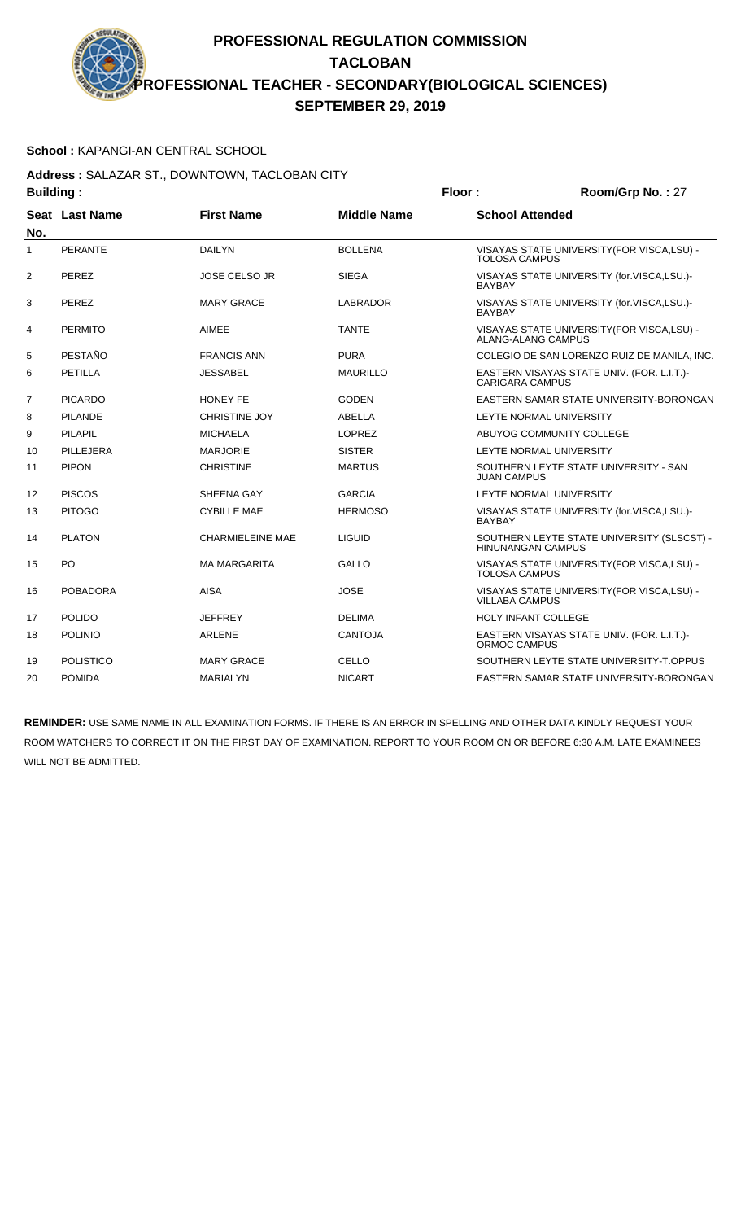# PROFESSIONAL REGULATION COMMISSION
## TACLOBAN
## PROFESSIONAL TEACHER - SECONDARY(BIOLOGICAL SCIENCES)
## SEPTEMBER 29, 2019

**School :** KAPANGI-AN CENTRAL SCHOOL

**Address :** SALAZAR ST., DOWNTOWN, TACLOBAN CITY

**Building :** **Floor :** **Room/Grp No. :** 27

| Seat No. | Last Name | First Name | Middle Name | School Attended |
|---|---|---|---|---|
| 1 | PERANTE | DAILYN | BOLLENA | VISAYAS STATE UNIVERSITY(FOR VISCA,LSU) - TOLOSA CAMPUS |
| 2 | PEREZ | JOSE CELSO JR | SIEGA | VISAYAS STATE UNIVERSITY (for.VISCA,LSU.)-BAYBAY |
| 3 | PEREZ | MARY GRACE | LABRADOR | VISAYAS STATE UNIVERSITY (for.VISCA,LSU.)-BAYBAY |
| 4 | PERMITO | AIMEE | TANTE | VISAYAS STATE UNIVERSITY(FOR VISCA,LSU) - ALANG-ALANG CAMPUS |
| 5 | PESTAÑO | FRANCIS ANN | PURA | COLEGIO DE SAN LORENZO RUIZ DE MANILA, INC. |
| 6 | PETILLA | JESSABEL | MAURILLO | EASTERN VISAYAS STATE UNIV. (FOR. L.I.T.)-CARIGARA CAMPUS |
| 7 | PICARDO | HONEY FE | GODEN | EASTERN SAMAR STATE UNIVERSITY-BORONGAN |
| 8 | PILANDE | CHRISTINE JOY | ABELLA | LEYTE NORMAL UNIVERSITY |
| 9 | PILAPIL | MICHAELA | LOPREZ | ABUYOG COMMUNITY COLLEGE |
| 10 | PILLEJERA | MARJORIE | SISTER | LEYTE NORMAL UNIVERSITY |
| 11 | PIPON | CHRISTINE | MARTUS | SOUTHERN LEYTE STATE UNIVERSITY - SAN JUAN CAMPUS |
| 12 | PISCOS | SHEENA GAY | GARCIA | LEYTE NORMAL UNIVERSITY |
| 13 | PITOGO | CYBILLE MAE | HERMOSO | VISAYAS STATE UNIVERSITY (for.VISCA,LSU.)-BAYBAY |
| 14 | PLATON | CHARMIELEINE MAE | LIGUID | SOUTHERN LEYTE STATE UNIVERSITY (SLSCST) - HINUNANGAN CAMPUS |
| 15 | PO | MA MARGARITA | GALLO | VISAYAS STATE UNIVERSITY(FOR VISCA,LSU) - TOLOSA CAMPUS |
| 16 | POBADORA | AISA | JOSE | VISAYAS STATE UNIVERSITY(FOR VISCA,LSU) - VILLABA CAMPUS |
| 17 | POLIDO | JEFFREY | DELIMA | HOLY INFANT COLLEGE |
| 18 | POLINIO | ARLENE | CANTOJA | EASTERN VISAYAS STATE UNIV. (FOR. L.I.T.)-ORMOC CAMPUS |
| 19 | POLISTICO | MARY GRACE | CELLO | SOUTHERN LEYTE STATE UNIVERSITY-T.OPPUS |
| 20 | POMIDA | MARIALYN | NICART | EASTERN SAMAR STATE UNIVERSITY-BORONGAN |

**REMINDER:** USE SAME NAME IN ALL EXAMINATION FORMS. IF THERE IS AN ERROR IN SPELLING AND OTHER DATA KINDLY REQUEST YOUR ROOM WATCHERS TO CORRECT IT ON THE FIRST DAY OF EXAMINATION. REPORT TO YOUR ROOM ON OR BEFORE 6:30 A.M. LATE EXAMINEES WILL NOT BE ADMITTED.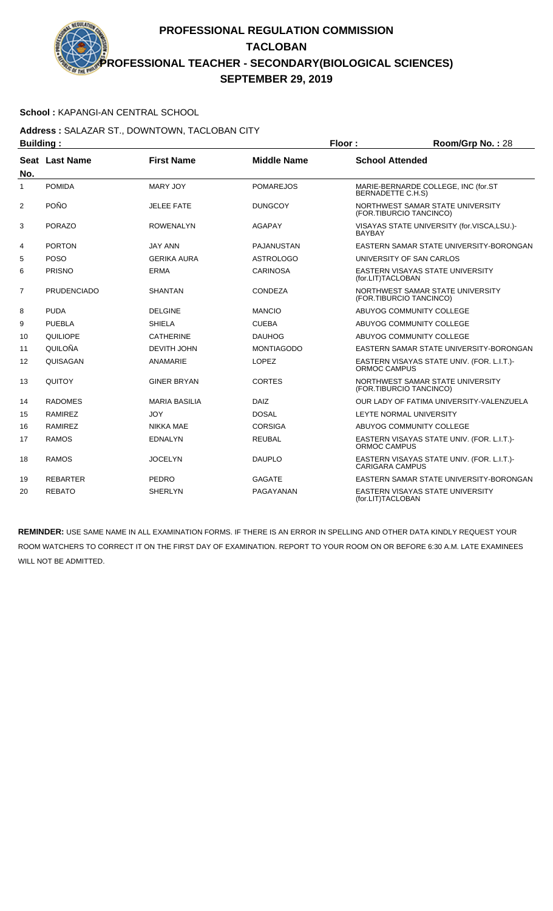# PROFESSIONAL REGULATION COMMISSION
## TACLOBAN
## PROFESSIONAL TEACHER - SECONDARY(BIOLOGICAL SCIENCES)
## SEPTEMBER 29, 2019

**School :** KAPANGI-AN CENTRAL SCHOOL

**Address :** SALAZAR ST., DOWNTOWN, TACLOBAN CITY

**Building :** **Floor :** **Room/Grp No. :** 28

| Seat No. | Last Name | First Name | Middle Name | School Attended |
|---|---|---|---|---|
| 1 | POMIDA | MARY JOY | POMAREJOS | MARIE-BERNARDE COLLEGE, INC (for.ST BERNADETTE C.H.S) |
| 2 | POÑO | JELEE FATE | DUNGCOY | NORTHWEST SAMAR STATE UNIVERSITY (FOR.TIBURCIO TANCINCO) |
| 3 | PORAZO | ROWENALYN | AGAPAY | VISAYAS STATE UNIVERSITY (for.VISCA,LSU.)-BAYBAY |
| 4 | PORTON | JAY ANN | PAJANUSTAN | EASTERN SAMAR STATE UNIVERSITY-BORONGAN |
| 5 | POSO | GERIKA AURA | ASTROLOGO | UNIVERSITY OF SAN CARLOS |
| 6 | PRISNO | ERMA | CARINOSA | EASTERN VISAYAS STATE UNIVERSITY (for.LIT)TACLOBAN |
| 7 | PRUDENCIADO | SHANTAN | CONDEZA | NORTHWEST SAMAR STATE UNIVERSITY (FOR.TIBURCIO TANCINCO) |
| 8 | PUDA | DELGINE | MANCIO | ABUYOG COMMUNITY COLLEGE |
| 9 | PUEBLA | SHIELA | CUEBA | ABUYOG COMMUNITY COLLEGE |
| 10 | QUILIOPE | CATHERINE | DAUHOG | ABUYOG COMMUNITY COLLEGE |
| 11 | QUILOÑA | DEVITH JOHN | MONTIAGODO | EASTERN SAMAR STATE UNIVERSITY-BORONGAN |
| 12 | QUISAGAN | ANAMARIE | LOPEZ | EASTERN VISAYAS STATE UNIV. (FOR. L.I.T.)-ORMOC CAMPUS |
| 13 | QUITOY | GINER BRYAN | CORTES | NORTHWEST SAMAR STATE UNIVERSITY (FOR.TIBURCIO TANCINCO) |
| 14 | RADOMES | MARIA BASILIA | DAIZ | OUR LADY OF FATIMA UNIVERSITY-VALENZUELA |
| 15 | RAMIREZ | JOY | DOSAL | LEYTE NORMAL UNIVERSITY |
| 16 | RAMIREZ | NIKKA MAE | CORSIGA | ABUYOG COMMUNITY COLLEGE |
| 17 | RAMOS | EDNALYN | REUBAL | EASTERN VISAYAS STATE UNIV. (FOR. L.I.T.)-ORMOC CAMPUS |
| 18 | RAMOS | JOCELYN | DAUPLO | EASTERN VISAYAS STATE UNIV. (FOR. L.I.T.)-CARIGARA CAMPUS |
| 19 | REBARTER | PEDRO | GAGATE | EASTERN SAMAR STATE UNIVERSITY-BORONGAN |
| 20 | REBATO | SHERLYN | PAGAYANAN | EASTERN VISAYAS STATE UNIVERSITY (for.LIT)TACLOBAN |

**REMINDER:** USE SAME NAME IN ALL EXAMINATION FORMS. IF THERE IS AN ERROR IN SPELLING AND OTHER DATA KINDLY REQUEST YOUR ROOM WATCHERS TO CORRECT IT ON THE FIRST DAY OF EXAMINATION. REPORT TO YOUR ROOM ON OR BEFORE 6:30 A.M. LATE EXAMINEES WILL NOT BE ADMITTED.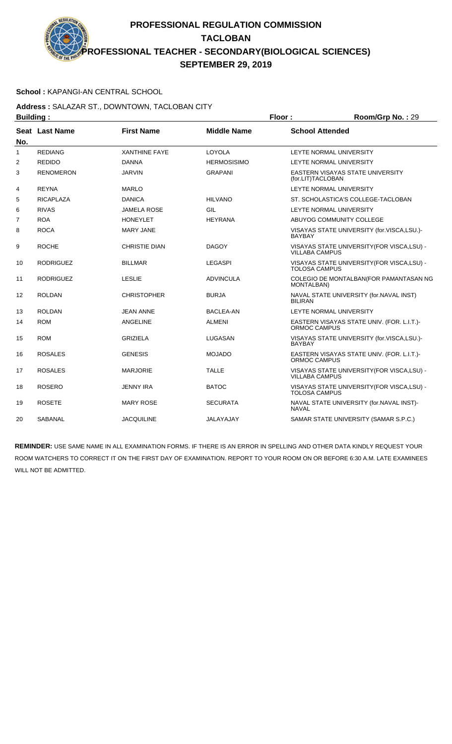# PROFESSIONAL REGULATION COMMISSION
## TACLOBAN
## PROFESSIONAL TEACHER - SECONDARY(BIOLOGICAL SCIENCES)
## SEPTEMBER 29, 2019

**School :** KAPANGI-AN CENTRAL SCHOOL

**Address :** SALAZAR ST., DOWNTOWN, TACLOBAN CITY

**Building :** **Floor :** **Room/Grp No. :** 29

| Seat No. | Last Name | First Name | Middle Name | School Attended |
|---|---|---|---|---|
| 1 | REDIANG | XANTHINE FAYE | LOYOLA | LEYTE NORMAL UNIVERSITY |
| 2 | REDIDO | DANNA | HERMOSISIMO | LEYTE NORMAL UNIVERSITY |
| 3 | RENOMERON | JARVIN | GRAPANI | EASTERN VISAYAS STATE UNIVERSITY (for.LIT)TACLOBAN |
| 4 | REYNA | MARLO | | LEYTE NORMAL UNIVERSITY |
| 5 | RICAPLAZA | DANICA | HILVANO | ST. SCHOLASTICA'S COLLEGE-TACLOBAN |
| 6 | RIVAS | JAMELA ROSE | GIL | LEYTE NORMAL UNIVERSITY |
| 7 | ROA | HONEYLET | HEYRANA | ABUYOG COMMUNITY COLLEGE |
| 8 | ROCA | MARY JANE | | VISAYAS STATE UNIVERSITY (for.VISCA,LSU.)-BAYBAY |
| 9 | ROCHE | CHRISTIE DIAN | DAGOY | VISAYAS STATE UNIVERSITY(FOR VISCA,LSU) - VILLABA CAMPUS |
| 10 | RODRIGUEZ | BILLMAR | LEGASPI | VISAYAS STATE UNIVERSITY(FOR VISCA,LSU) - TOLOSA CAMPUS |
| 11 | RODRIGUEZ | LESLIE | ADVINCULA | COLEGIO DE MONTALBAN(FOR PAMANTASAN NG MONTALBAN) |
| 12 | ROLDAN | CHRISTOPHER | BURJA | NAVAL STATE UNIVERSITY (for.NAVAL INST) BILIRAN |
| 13 | ROLDAN | JEAN ANNE | BACLEA-AN | LEYTE NORMAL UNIVERSITY |
| 14 | ROM | ANGELINE | ALMENI | EASTERN VISAYAS STATE UNIV. (FOR. L.I.T.)-ORMOC CAMPUS |
| 15 | ROM | GRIZIELA | LUGASAN | VISAYAS STATE UNIVERSITY (for.VISCA,LSU.)-BAYBAY |
| 16 | ROSALES | GENESIS | MOJADO | EASTERN VISAYAS STATE UNIV. (FOR. L.I.T.)-ORMOC CAMPUS |
| 17 | ROSALES | MARJORIE | TALLE | VISAYAS STATE UNIVERSITY(FOR VISCA,LSU) - VILLABA CAMPUS |
| 18 | ROSERO | JENNY IRA | BATOC | VISAYAS STATE UNIVERSITY(FOR VISCA,LSU) - TOLOSA CAMPUS |
| 19 | ROSETE | MARY ROSE | SECURATA | NAVAL STATE UNIVERSITY (for.NAVAL INST)-NAVAL |
| 20 | SABANAL | JACQUILINE | JALAYAJAY | SAMAR STATE UNIVERSITY (SAMAR S.P.C.) |

**REMINDER:** USE SAME NAME IN ALL EXAMINATION FORMS. IF THERE IS AN ERROR IN SPELLING AND OTHER DATA KINDLY REQUEST YOUR ROOM WATCHERS TO CORRECT IT ON THE FIRST DAY OF EXAMINATION. REPORT TO YOUR ROOM ON OR BEFORE 6:30 A.M. LATE EXAMINEES WILL NOT BE ADMITTED.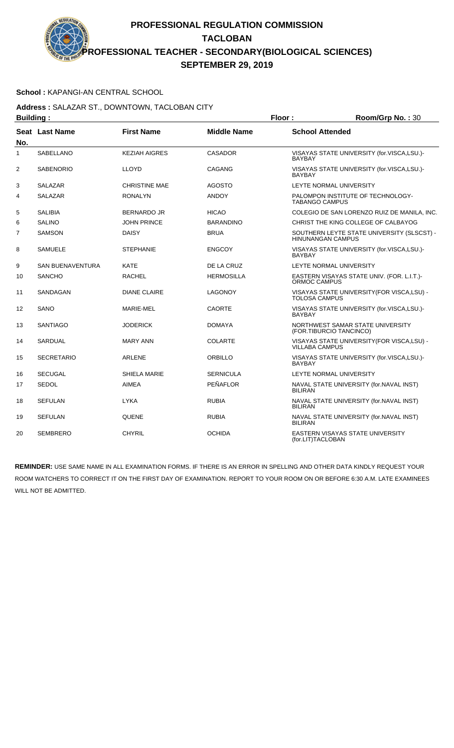# PROFESSIONAL REGULATION COMMISSION

## TACLOBAN

## PROFESSIONAL TEACHER - SECONDARY(BIOLOGICAL SCIENCES)

## SEPTEMBER 29, 2019

**School :** KAPANGI-AN CENTRAL SCHOOL

**Address :** SALAZAR ST., DOWNTOWN, TACLOBAN CITY

**Building :** **Floor :** **Room/Grp No. :** 30

| Seat No. | Last Name | First Name | Middle Name | School Attended |
|---|---|---|---|---|
| 1 | SABELLANO | KEZIAH AIGRES | CASADOR | VISAYAS STATE UNIVERSITY (for.VISCA,LSU.)-BAYBAY |
| 2 | SABENORIO | LLOYD | CAGANG | VISAYAS STATE UNIVERSITY (for.VISCA,LSU.)-BAYBAY |
| 3 | SALAZAR | CHRISTINE MAE | AGOSTO | LEYTE NORMAL UNIVERSITY |
| 4 | SALAZAR | RONALYN | ANDOY | PALOMPON INSTITUTE OF TECHNOLOGY-TABANGO CAMPUS |
| 5 | SALIBIA | BERNARDO JR | HICAO | COLEGIO DE SAN LORENZO RUIZ DE MANILA, INC. |
| 6 | SALINO | JOHN PRINCE | BARANDINO | CHRIST THE KING COLLEGE OF CALBAYOG |
| 7 | SAMSON | DAISY | BRUA | SOUTHERN LEYTE STATE UNIVERSITY (SLSCST) - HINUNANGAN CAMPUS |
| 8 | SAMUELE | STEPHANIE | ENGCOY | VISAYAS STATE UNIVERSITY (for.VISCA,LSU.)-BAYBAY |
| 9 | SAN BUENAVENTURA | KATE | DE LA CRUZ | LEYTE NORMAL UNIVERSITY |
| 10 | SANCHO | RACHEL | HERMOSILLA | EASTERN VISAYAS STATE UNIV. (FOR. L.I.T.)-ORMOC CAMPUS |
| 11 | SANDAGAN | DIANE CLAIRE | LAGONOY | VISAYAS STATE UNIVERSITY(FOR VISCA,LSU) - TOLOSA CAMPUS |
| 12 | SANO | MARIE-MEL | CAORTE | VISAYAS STATE UNIVERSITY (for.VISCA,LSU.)-BAYBAY |
| 13 | SANTIAGO | JODERICK | DOMAYA | NORTHWEST SAMAR STATE UNIVERSITY (FOR.TIBURCIO TANCINCO) |
| 14 | SARDUAL | MARY ANN | COLARTE | VISAYAS STATE UNIVERSITY(FOR VISCA,LSU) - VILLABA CAMPUS |
| 15 | SECRETARIO | ARLENE | ORBILLO | VISAYAS STATE UNIVERSITY (for.VISCA,LSU.)-BAYBAY |
| 16 | SECUGAL | SHIELA MARIE | SERNICULA | LEYTE NORMAL UNIVERSITY |
| 17 | SEDOL | AIMEA | PEÑAFLOR | NAVAL STATE UNIVERSITY (for.NAVAL INST) BILIRAN |
| 18 | SEFULAN | LYKA | RUBIA | NAVAL STATE UNIVERSITY (for.NAVAL INST) BILIRAN |
| 19 | SEFULAN | QUENE | RUBIA | NAVAL STATE UNIVERSITY (for.NAVAL INST) BILIRAN |
| 20 | SEMBRERO | CHYRIL | OCHIDA | EASTERN VISAYAS STATE UNIVERSITY (for.LIT)TACLOBAN |

**REMINDER:** USE SAME NAME IN ALL EXAMINATION FORMS. IF THERE IS AN ERROR IN SPELLING AND OTHER DATA KINDLY REQUEST YOUR ROOM WATCHERS TO CORRECT IT ON THE FIRST DAY OF EXAMINATION. REPORT TO YOUR ROOM ON OR BEFORE 6:30 A.M. LATE EXAMINEES WILL NOT BE ADMITTED.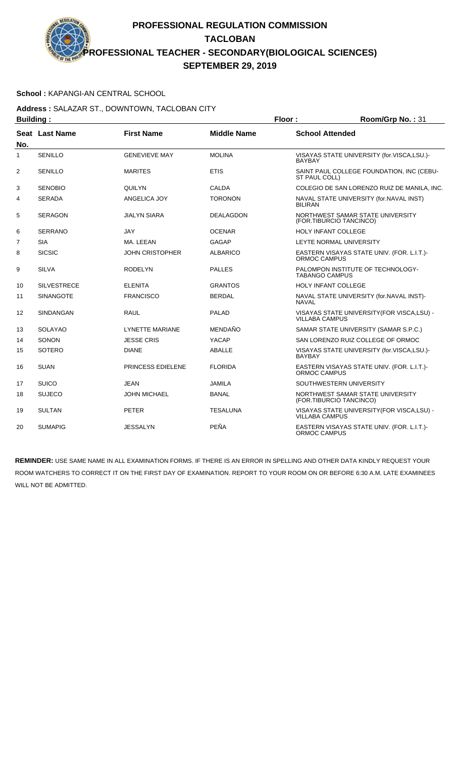# PROFESSIONAL REGULATION COMMISSION
## TACLOBAN
## PROFESSIONAL TEACHER - SECONDARY(BIOLOGICAL SCIENCES)
## SEPTEMBER 29, 2019

**School :** KAPANGI-AN CENTRAL SCHOOL

**Address :** SALAZAR ST., DOWNTOWN, TACLOBAN CITY

**Building :** **Floor :** **Room/Grp No. :** 31

| Seat No. | Last Name | First Name | Middle Name | School Attended |
|---|---|---|---|---|
| 1 | SENILLO | GENEVIEVE MAY | MOLINA | VISAYAS STATE UNIVERSITY (for.VISCA,LSU.)-BAYBAY |
| 2 | SENILLO | MARITES | ETIS | SAINT PAUL COLLEGE FOUNDATION, INC (CEBU-ST PAUL COLL) |
| 3 | SENOBIO | QUILYN | CALDA | COLEGIO DE SAN LORENZO RUIZ DE MANILA, INC. |
| 4 | SERADA | ANGELICA JOY | TORONON | NAVAL STATE UNIVERSITY (for.NAVAL INST) BILIRAN |
| 5 | SERAGON | JIALYN SIARA | DEALAGDON | NORTHWEST SAMAR STATE UNIVERSITY (FOR.TIBURCIO TANCINCO) |
| 6 | SERRANO | JAY | OCENAR | HOLY INFANT COLLEGE |
| 7 | SIA | MA. LEEAN | GAGAP | LEYTE NORMAL UNIVERSITY |
| 8 | SICSIC | JOHN CRISTOPHER | ALBARICO | EASTERN VISAYAS STATE UNIV. (FOR. L.I.T.)-ORMOC CAMPUS |
| 9 | SILVA | RODELYN | PALLES | PALOMPON INSTITUTE OF TECHNOLOGY-TABANGO CAMPUS |
| 10 | SILVESTRECE | ELENITA | GRANTOS | HOLY INFANT COLLEGE |
| 11 | SINANGOTE | FRANCISCO | BERDAL | NAVAL STATE UNIVERSITY (for.NAVAL INST)-NAVAL |
| 12 | SINDANGAN | RAUL | PALAD | VISAYAS STATE UNIVERSITY(FOR VISCA,LSU) - VILLABA CAMPUS |
| 13 | SOLAYAO | LYNETTE MARIANE | MENDAÑO | SAMAR STATE UNIVERSITY (SAMAR S.P.C.) |
| 14 | SONON | JESSE CRIS | YACAP | SAN LORENZO RUIZ COLLEGE OF ORMOC |
| 15 | SOTERO | DIANE | ABALLE | VISAYAS STATE UNIVERSITY (for.VISCA,LSU.)-BAYBAY |
| 16 | SUAN | PRINCESS EDIELENE | FLORIDA | EASTERN VISAYAS STATE UNIV. (FOR. L.I.T.)-ORMOC CAMPUS |
| 17 | SUICO | JEAN | JAMILA | SOUTHWESTERN UNIVERSITY |
| 18 | SUJECO | JOHN MICHAEL | BANAL | NORTHWEST SAMAR STATE UNIVERSITY (FOR.TIBURCIO TANCINCO) |
| 19 | SULTAN | PETER | TESALUNA | VISAYAS STATE UNIVERSITY(FOR VISCA,LSU) - VILLABA CAMPUS |
| 20 | SUMAPIG | JESSALYN | PEÑA | EASTERN VISAYAS STATE UNIV. (FOR. L.I.T.)-ORMOC CAMPUS |

**REMINDER:** USE SAME NAME IN ALL EXAMINATION FORMS. IF THERE IS AN ERROR IN SPELLING AND OTHER DATA KINDLY REQUEST YOUR ROOM WATCHERS TO CORRECT IT ON THE FIRST DAY OF EXAMINATION. REPORT TO YOUR ROOM ON OR BEFORE 6:30 A.M. LATE EXAMINEES WILL NOT BE ADMITTED.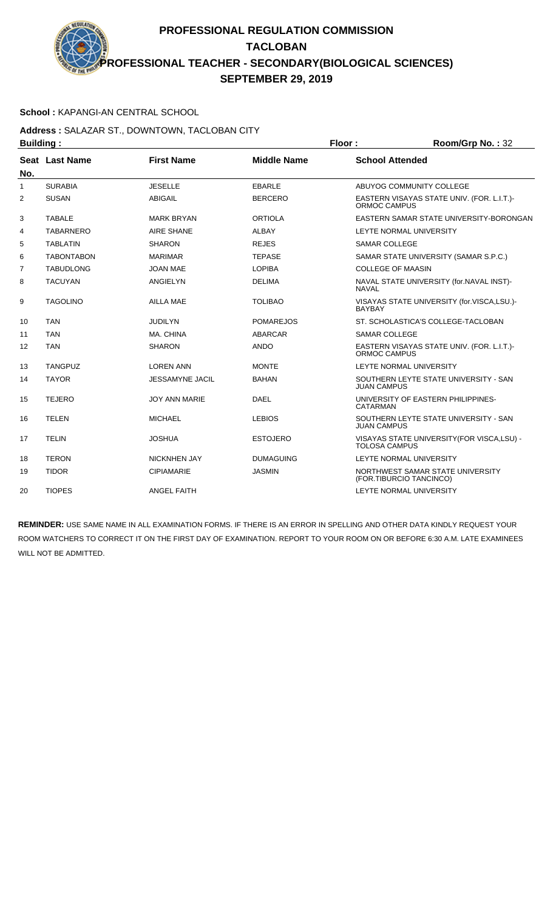# PROFESSIONAL REGULATION COMMISSION
## TACLOBAN
## PROFESSIONAL TEACHER - SECONDARY(BIOLOGICAL SCIENCES)
## SEPTEMBER 29, 2019

**School :** KAPANGI-AN CENTRAL SCHOOL

**Address :** SALAZAR ST., DOWNTOWN, TACLOBAN CITY

**Building :** **Floor :** **Room/Grp No. :** 32

| Seat No. | Last Name | First Name | Middle Name | School Attended |
|---|---|---|---|---|
| 1 | SURABIA | JESELLE | EBARLE | ABUYOG COMMUNITY COLLEGE |
| 2 | SUSAN | ABIGAIL | BERCERO | EASTERN VISAYAS STATE UNIV. (FOR. L.I.T.)-ORMOC CAMPUS |
| 3 | TABALE | MARK BRYAN | ORTIOLA | EASTERN SAMAR STATE UNIVERSITY-BORONGAN |
| 4 | TABARNERO | AIRE SHANE | ALBAY | LEYTE NORMAL UNIVERSITY |
| 5 | TABLATIN | SHARON | REJES | SAMAR COLLEGE |
| 6 | TABONTABON | MARIMAR | TEPASE | SAMAR STATE UNIVERSITY (SAMAR S.P.C.) |
| 7 | TABUDLONG | JOAN MAE | LOPIBA | COLLEGE OF MAASIN |
| 8 | TACUYAN | ANGIELYN | DELIMA | NAVAL STATE UNIVERSITY (for.NAVAL INST)-NAVAL |
| 9 | TAGOLINO | AILLA MAE | TOLIBAO | VISAYAS STATE UNIVERSITY (for.VISCA,LSU.)-BAYBAY |
| 10 | TAN | JUDILYN | POMAREJOS | ST. SCHOLASTICA'S COLLEGE-TACLOBAN |
| 11 | TAN | MA. CHINA | ABARCAR | SAMAR COLLEGE |
| 12 | TAN | SHARON | ANDO | EASTERN VISAYAS STATE UNIV. (FOR. L.I.T.)-ORMOC CAMPUS |
| 13 | TANGPUZ | LOREN ANN | MONTE | LEYTE NORMAL UNIVERSITY |
| 14 | TAYOR | JESSAMYNE JACIL | BAHAN | SOUTHERN LEYTE STATE UNIVERSITY - SAN JUAN CAMPUS |
| 15 | TEJERO | JOY ANN MARIE | DAEL | UNIVERSITY OF EASTERN PHILIPPINES-CATARMAN |
| 16 | TELEN | MICHAEL | LEBIOS | SOUTHERN LEYTE STATE UNIVERSITY - SAN JUAN CAMPUS |
| 17 | TELIN | JOSHUA | ESTOJERO | VISAYAS STATE UNIVERSITY(FOR VISCA,LSU) - TOLOSA CAMPUS |
| 18 | TERON | NICKNHEN JAY | DUMAGUING | LEYTE NORMAL UNIVERSITY |
| 19 | TIDOR | CIPIAMARIE | JASMIN | NORTHWEST SAMAR STATE UNIVERSITY (FOR.TIBURCIO TANCINCO) |
| 20 | TIOPES | ANGEL FAITH | | LEYTE NORMAL UNIVERSITY |

**REMINDER:** USE SAME NAME IN ALL EXAMINATION FORMS. IF THERE IS AN ERROR IN SPELLING AND OTHER DATA KINDLY REQUEST YOUR ROOM WATCHERS TO CORRECT IT ON THE FIRST DAY OF EXAMINATION. REPORT TO YOUR ROOM ON OR BEFORE 6:30 A.M. LATE EXAMINEES WILL NOT BE ADMITTED.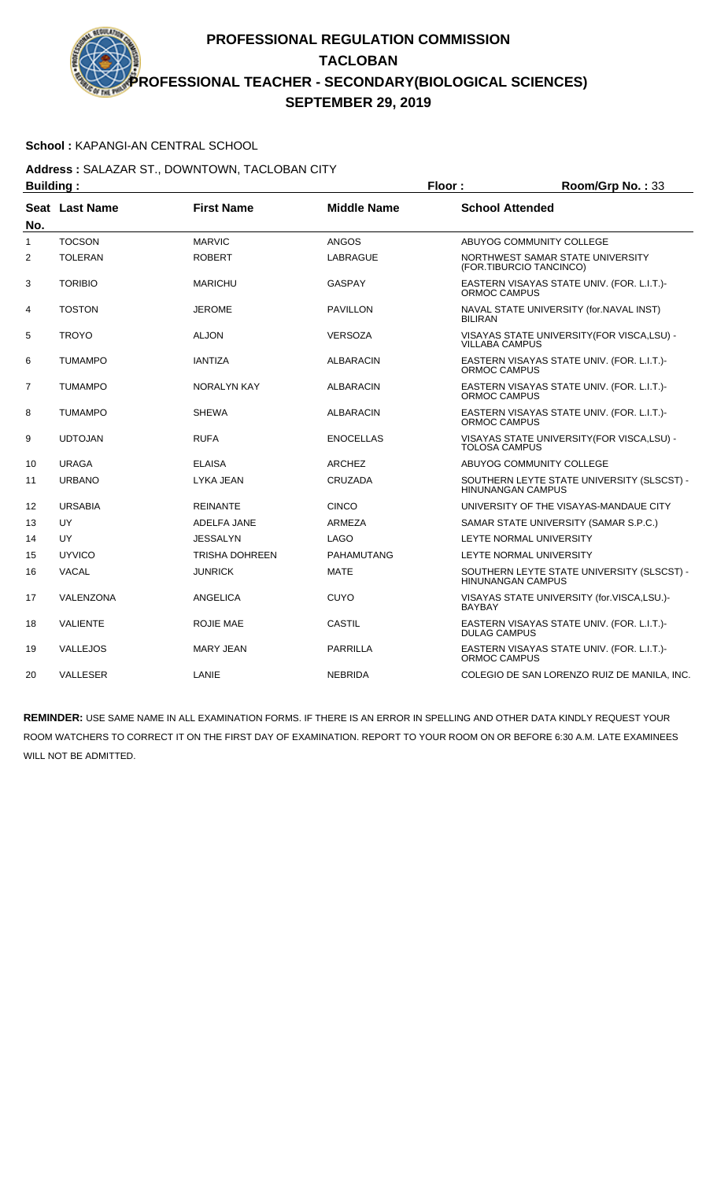# PROFESSIONAL REGULATION COMMISSION
## TACLOBAN
## PROFESSIONAL TEACHER - SECONDARY(BIOLOGICAL SCIENCES)
## SEPTEMBER 29, 2019

**School :** KAPANGI-AN CENTRAL SCHOOL

**Address :** SALAZAR ST., DOWNTOWN, TACLOBAN CITY

**Building :** **Floor :** **Room/Grp No. :** 33

| Seat No. | Last Name | First Name | Middle Name | School Attended |
|---|---|---|---|---|
| 1 | TOCSON | MARVIC | ANGOS | ABUYOG COMMUNITY COLLEGE |
| 2 | TOLERAN | ROBERT | LABRAGUE | NORTHWEST SAMAR STATE UNIVERSITY (FOR.TIBURCIO TANCINCO) |
| 3 | TORIBIO | MARICHU | GASPAY | EASTERN VISAYAS STATE UNIV. (FOR. L.I.T.)- ORMOC CAMPUS |
| 4 | TOSTON | JEROME | PAVILLON | NAVAL STATE UNIVERSITY (for.NAVAL INST) BILIRAN |
| 5 | TROYO | ALJON | VERSOZA | VISAYAS STATE UNIVERSITY(FOR VISCA,LSU) - VILLABA CAMPUS |
| 6 | TUMAMPO | IANTIZA | ALBARACIN | EASTERN VISAYAS STATE UNIV. (FOR. L.I.T.)- ORMOC CAMPUS |
| 7 | TUMAMPO | NORALYN KAY | ALBARACIN | EASTERN VISAYAS STATE UNIV. (FOR. L.I.T.)- ORMOC CAMPUS |
| 8 | TUMAMPO | SHEWA | ALBARACIN | EASTERN VISAYAS STATE UNIV. (FOR. L.I.T.)- ORMOC CAMPUS |
| 9 | UDTOJAN | RUFA | ENOCELLAS | VISAYAS STATE UNIVERSITY(FOR VISCA,LSU) - TOLOSA CAMPUS |
| 10 | URAGA | ELAISA | ARCHEZ | ABUYOG COMMUNITY COLLEGE |
| 11 | URBANO | LYKA JEAN | CRUZADA | SOUTHERN LEYTE STATE UNIVERSITY (SLSCST) - HINUNANGAN CAMPUS |
| 12 | URSABIA | REINANTE | CINCO | UNIVERSITY OF THE VISAYAS-MANDAUE CITY |
| 13 | UY | ADELFA JANE | ARMEZA | SAMAR STATE UNIVERSITY (SAMAR S.P.C.) |
| 14 | UY | JESSALYN | LAGO | LEYTE NORMAL UNIVERSITY |
| 15 | UYVICO | TRISHA DOHREEN | PAHAMUTANG | LEYTE NORMAL UNIVERSITY |
| 16 | VACAL | JUNRICK | MATE | SOUTHERN LEYTE STATE UNIVERSITY (SLSCST) - HINUNANGAN CAMPUS |
| 17 | VALENZONA | ANGELICA | CUYO | VISAYAS STATE UNIVERSITY (for.VISCA,LSU.)- BAYBAY |
| 18 | VALIENTE | ROJIE MAE | CASTIL | EASTERN VISAYAS STATE UNIV. (FOR. L.I.T.)- DULAG CAMPUS |
| 19 | VALLEJOS | MARY JEAN | PARRILLA | EASTERN VISAYAS STATE UNIV. (FOR. L.I.T.)- ORMOC CAMPUS |
| 20 | VALLESER | LANIE | NEBRIDA | COLEGIO DE SAN LORENZO RUIZ DE MANILA, INC. |

**REMINDER:** USE SAME NAME IN ALL EXAMINATION FORMS. IF THERE IS AN ERROR IN SPELLING AND OTHER DATA KINDLY REQUEST YOUR ROOM WATCHERS TO CORRECT IT ON THE FIRST DAY OF EXAMINATION. REPORT TO YOUR ROOM ON OR BEFORE 6:30 A.M. LATE EXAMINEES WILL NOT BE ADMITTED.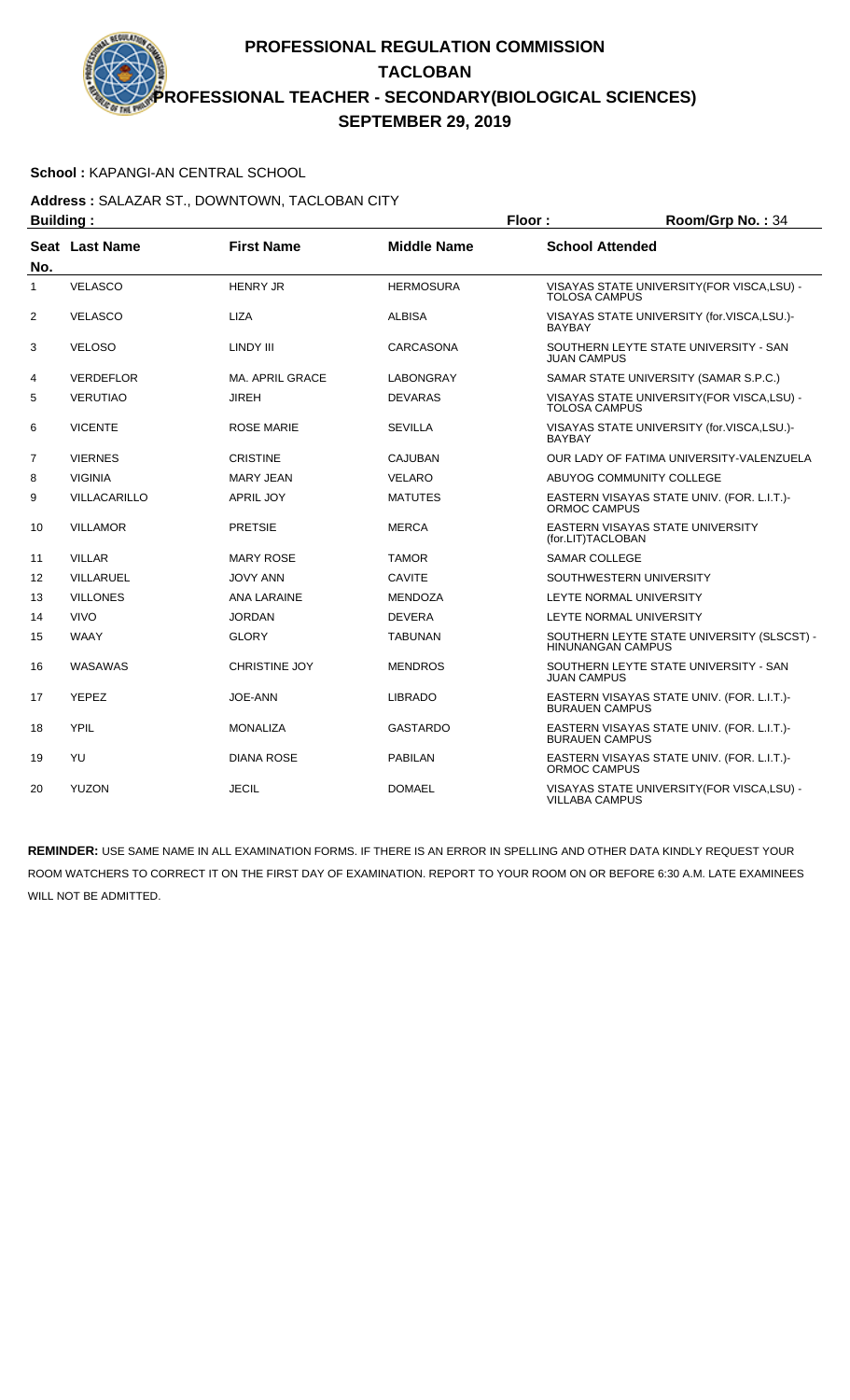# PROFESSIONAL REGULATION COMMISSION
## TACLOBAN
## PROFESSIONAL TEACHER - SECONDARY(BIOLOGICAL SCIENCES)
## SEPTEMBER 29, 2019

**School :** KAPANGI-AN CENTRAL SCHOOL

**Address :** SALAZAR ST., DOWNTOWN, TACLOBAN CITY

**Building :** **Floor :** **Room/Grp No. :** 34

| Seat No. | Last Name | First Name | Middle Name | School Attended |
|---|---|---|---|---|
| 1 | VELASCO | HENRY JR | HERMOSURA | VISAYAS STATE UNIVERSITY(FOR VISCA,LSU) - TOLOSA CAMPUS |
| 2 | VELASCO | LIZA | ALBISA | VISAYAS STATE UNIVERSITY (for.VISCA,LSU.)-BAYBAY |
| 3 | VELOSO | LINDY III | CARCASONA | SOUTHERN LEYTE STATE UNIVERSITY - SAN JUAN CAMPUS |
| 4 | VERDEFLOR | MA. APRIL GRACE | LABONGRAY | SAMAR STATE UNIVERSITY (SAMAR S.P.C.) |
| 5 | VERUTIAO | JIREH | DEVARAS | VISAYAS STATE UNIVERSITY(FOR VISCA,LSU) - TOLOSA CAMPUS |
| 6 | VICENTE | ROSE MARIE | SEVILLA | VISAYAS STATE UNIVERSITY (for.VISCA,LSU.)-BAYBAY |
| 7 | VIERNES | CRISTINE | CAJUBAN | OUR LADY OF FATIMA UNIVERSITY-VALENZUELA |
| 8 | VIGINIA | MARY JEAN | VELARO | ABUYOG COMMUNITY COLLEGE |
| 9 | VILLACARILLO | APRIL JOY | MATUTES | EASTERN VISAYAS STATE UNIV. (FOR. L.I.T.)-ORMOC CAMPUS |
| 10 | VILLAMOR | PRETSIE | MERCA | EASTERN VISAYAS STATE UNIVERSITY (for.LIT)TACLOBAN |
| 11 | VILLAR | MARY ROSE | TAMOR | SAMAR COLLEGE |
| 12 | VILLARUEL | JOVY ANN | CAVITE | SOUTHWESTERN UNIVERSITY |
| 13 | VILLONES | ANA LARAINE | MENDOZA | LEYTE NORMAL UNIVERSITY |
| 14 | VIVO | JORDAN | DEVERA | LEYTE NORMAL UNIVERSITY |
| 15 | WAAY | GLORY | TABUNAN | SOUTHERN LEYTE STATE UNIVERSITY (SLSCST) - HINUNANGAN CAMPUS |
| 16 | WASAWAS | CHRISTINE JOY | MENDROS | SOUTHERN LEYTE STATE UNIVERSITY - SAN JUAN CAMPUS |
| 17 | YEPEZ | JOE-ANN | LIBRADO | EASTERN VISAYAS STATE UNIV. (FOR. L.I.T.)-BURAUEN CAMPUS |
| 18 | YPIL | MONALIZA | GASTARDO | EASTERN VISAYAS STATE UNIV. (FOR. L.I.T.)-BURAUEN CAMPUS |
| 19 | YU | DIANA ROSE | PABILAN | EASTERN VISAYAS STATE UNIV. (FOR. L.I.T.)-ORMOC CAMPUS |
| 20 | YUZON | JECIL | DOMAEL | VISAYAS STATE UNIVERSITY(FOR VISCA,LSU) - VILLABA CAMPUS |

**REMINDER:** USE SAME NAME IN ALL EXAMINATION FORMS. IF THERE IS AN ERROR IN SPELLING AND OTHER DATA KINDLY REQUEST YOUR ROOM WATCHERS TO CORRECT IT ON THE FIRST DAY OF EXAMINATION. REPORT TO YOUR ROOM ON OR BEFORE 6:30 A.M. LATE EXAMINEES WILL NOT BE ADMITTED.